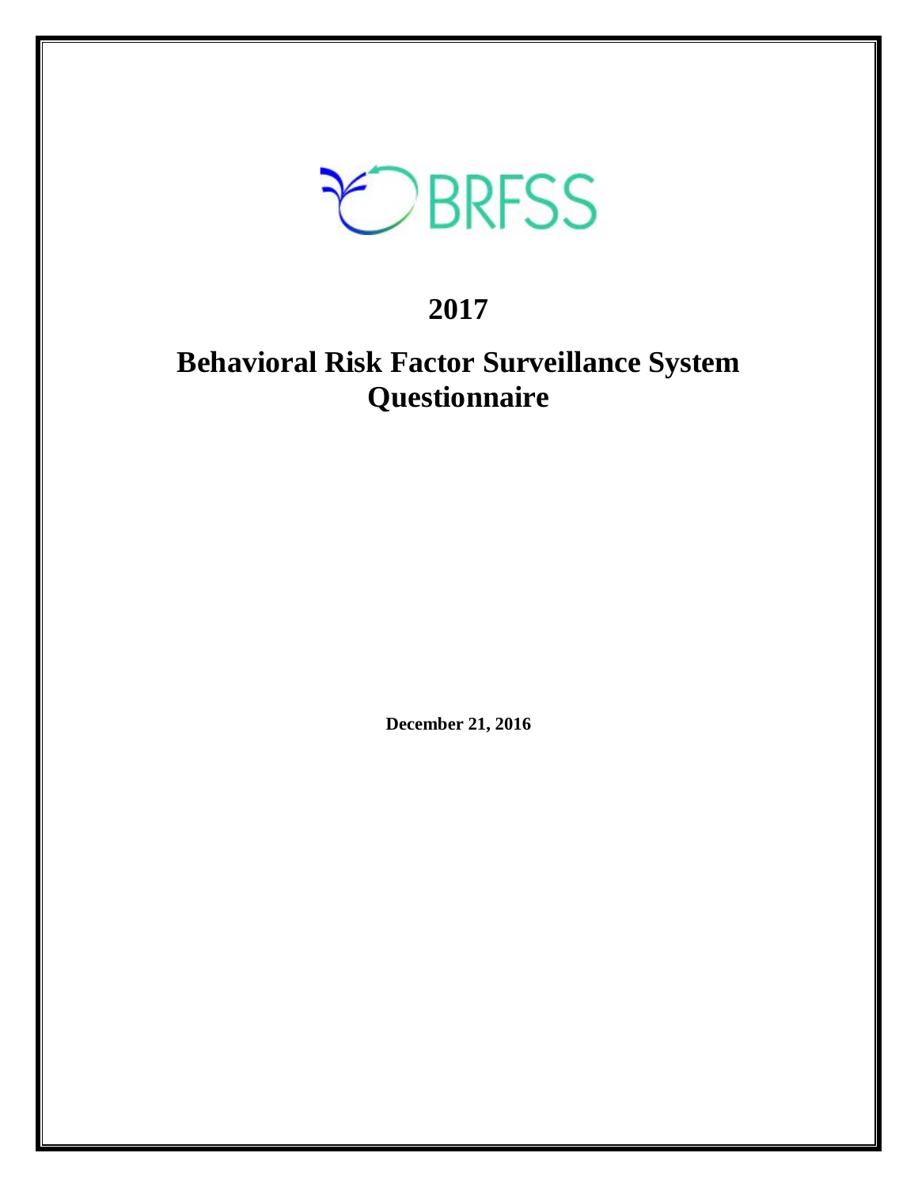BRFSS

# 2017

# Behavioral Risk Factor Surveillance System Questionnaire

**December 21, 2016**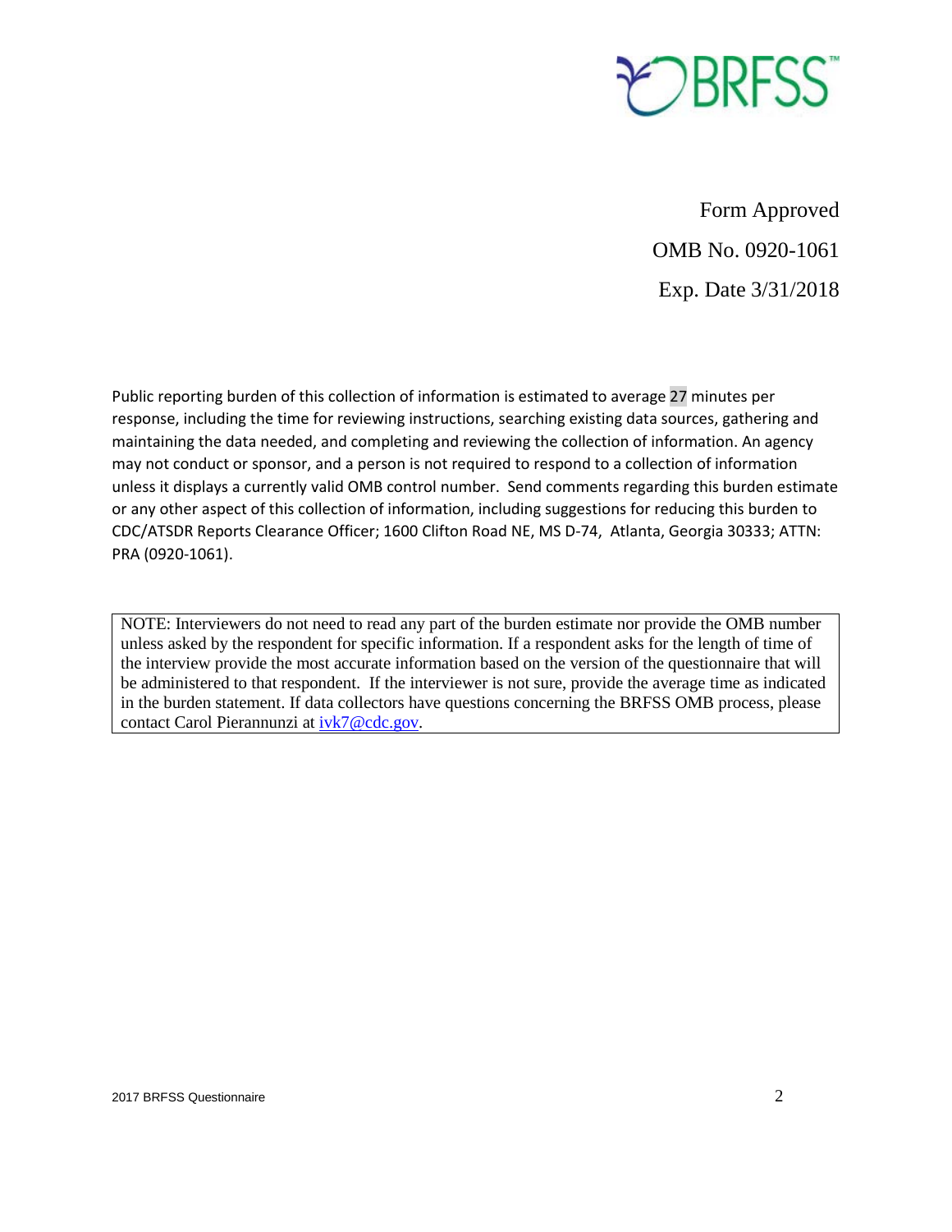Form Approved

OMB No. 0920-1061

Exp. Date 3/31/2018

Public reporting burden of this collection of information is estimated to average 27 minutes per response, including the time for reviewing instructions, searching existing data sources, gathering and maintaining the data needed, and completing and reviewing the collection of information. An agency may not conduct or sponsor, and a person is not required to respond to a collection of information unless it displays a currently valid OMB control number. Send comments regarding this burden estimate or any other aspect of this collection of information, including suggestions for reducing this burden to CDC/ATSDR Reports Clearance Officer; 1600 Clifton Road NE, MS D-74, Atlanta, Georgia 30333; ATTN: PRA (0920-1061).

| NOTE: Interviewers do not need to read any part of the burden estimate nor provide the OMB number unless asked by the respondent for specific information. If a respondent asks for the length of time of the interview provide the most accurate information based on the version of the questionnaire that will be administered to that respondent. If the interviewer is not sure, provide the average time as indicated in the burden statement. If data collectors have questions concerning the BRFSS OMB process, please contact Carol Pierannunzi at ivk7@cdc.gov. |
| --- |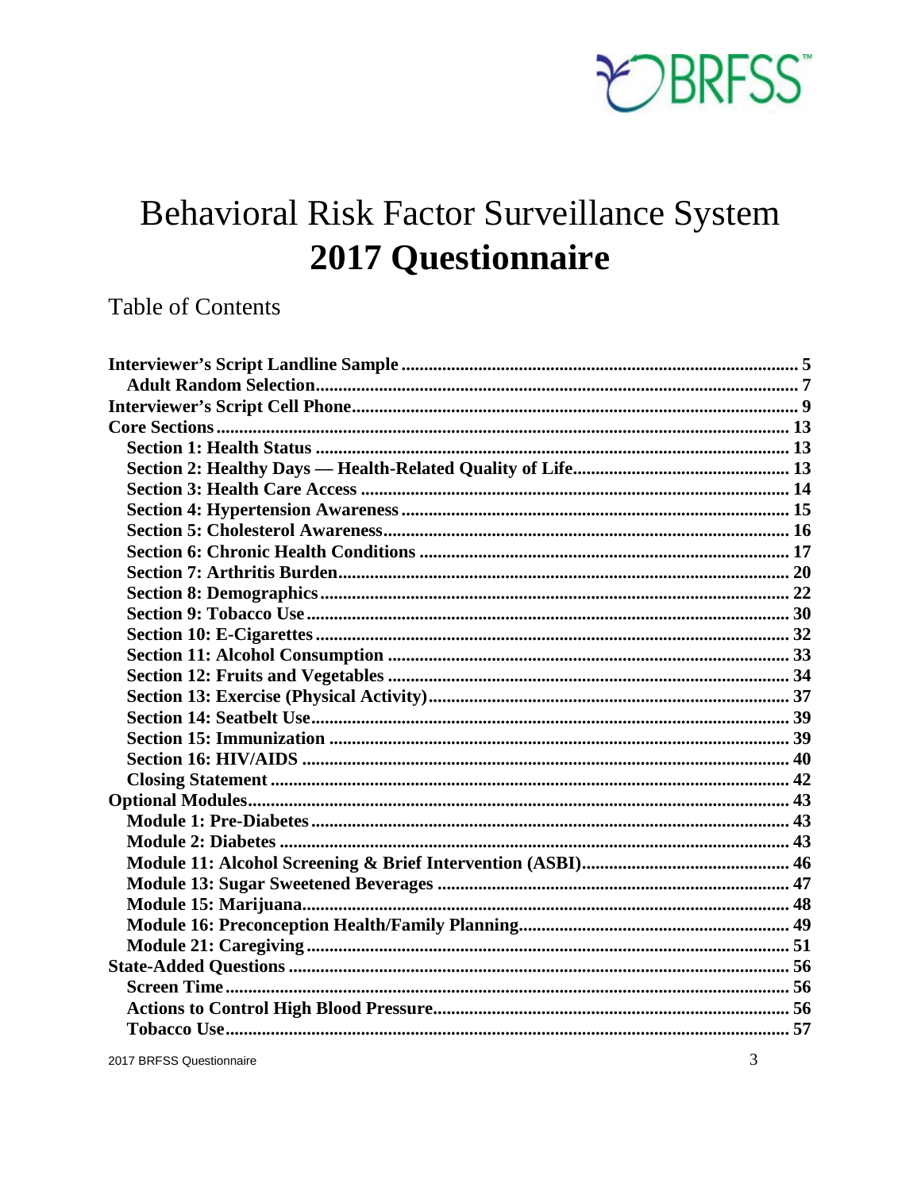# Behavioral Risk Factor Surveillance System
# **2017 Questionnaire**

## Table of Contents

**Interviewer's Script Landline Sample** ..... 5
- **Adult Random Selection** ..... 7

**Interviewer's Script Cell Phone** ..... 9

**Core Sections** ..... 13
- **Section 1: Health Status** ..... 13
- **Section 2: Healthy Days — Health-Related Quality of Life** ..... 13
- **Section 3: Health Care Access** ..... 14
- **Section 4: Hypertension Awareness** ..... 15
- **Section 5: Cholesterol Awareness** ..... 16
- **Section 6: Chronic Health Conditions** ..... 17
- **Section 7: Arthritis Burden** ..... 20
- **Section 8: Demographics** ..... 22
- **Section 9: Tobacco Use** ..... 30
- **Section 10: E-Cigarettes** ..... 32
- **Section 11: Alcohol Consumption** ..... 33
- **Section 12: Fruits and Vegetables** ..... 34
- **Section 13: Exercise (Physical Activity)** ..... 37
- **Section 14: Seatbelt Use** ..... 39
- **Section 15: Immunization** ..... 39
- **Section 16: HIV/AIDS** ..... 40
- **Closing Statement** ..... 42

**Optional Modules** ..... 43
- **Module 1: Pre-Diabetes** ..... 43
- **Module 2: Diabetes** ..... 43
- **Module 11: Alcohol Screening & Brief Intervention (ASBI)** ..... 46
- **Module 13: Sugar Sweetened Beverages** ..... 47
- **Module 15: Marijuana** ..... 48
- **Module 16: Preconception Health/Family Planning** ..... 49
- **Module 21: Caregiving** ..... 51

**State-Added Questions** ..... 56
- **Screen Time** ..... 56
- **Actions to Control High Blood Pressure** ..... 56
- **Tobacco Use** ..... 57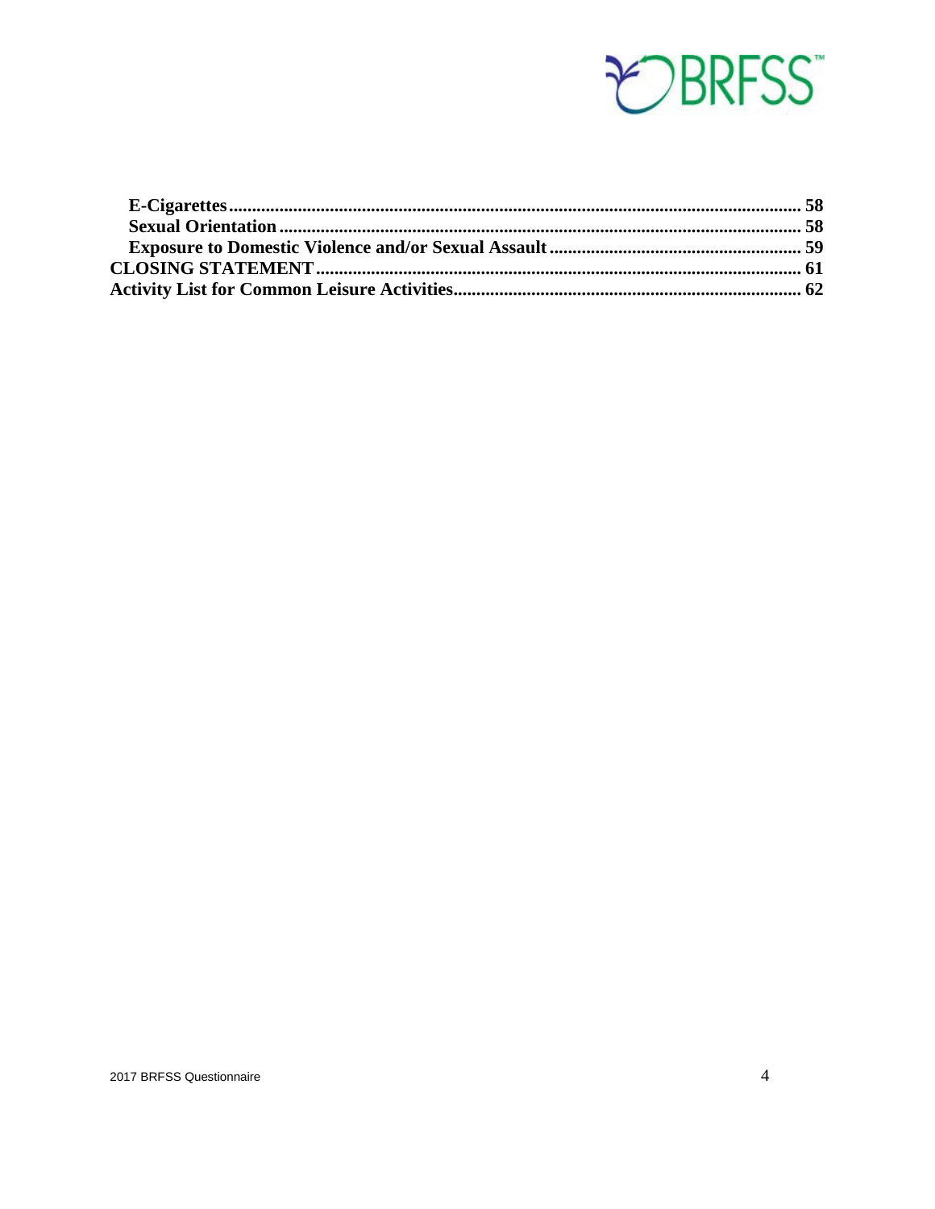**E-Cigarettes** ........................................................................................................ **58**
**Sexual Orientation** ............................................................................................... **58**
**Exposure to Domestic Violence and/or Sexual Assault** ........................................ **59**

**CLOSING STATEMENT** ........................................................................................ **61**

**Activity List for Common Leisure Activities** ........................................................ **62**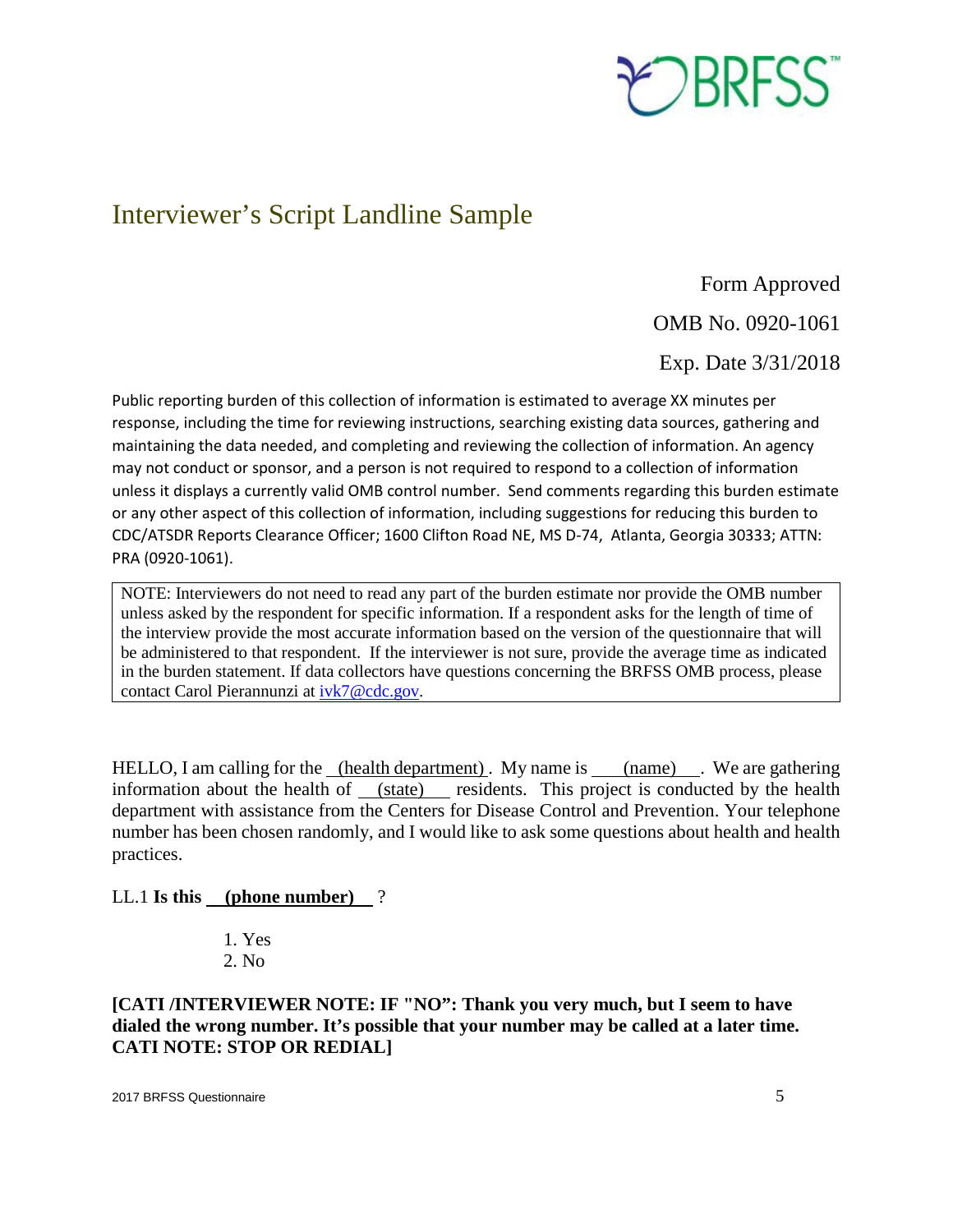# Interviewer's Script Landline Sample

Form Approved

OMB No. 0920-1061

Exp. Date 3/31/2018

Public reporting burden of this collection of information is estimated to average XX minutes per response, including the time for reviewing instructions, searching existing data sources, gathering and maintaining the data needed, and completing and reviewing the collection of information. An agency may not conduct or sponsor, and a person is not required to respond to a collection of information unless it displays a currently valid OMB control number. Send comments regarding this burden estimate or any other aspect of this collection of information, including suggestions for reducing this burden to CDC/ATSDR Reports Clearance Officer; 1600 Clifton Road NE, MS D-74, Atlanta, Georgia 30333; ATTN: PRA (0920-1061).

> NOTE: Interviewers do not need to read any part of the burden estimate nor provide the OMB number unless asked by the respondent for specific information. If a respondent asks for the length of time of the interview provide the most accurate information based on the version of the questionnaire that will be administered to that respondent. If the interviewer is not sure, provide the average time as indicated in the burden statement. If data collectors have questions concerning the BRFSS OMB process, please contact Carol Pierannunzi at ivk7@cdc.gov.

HELLO, I am calling for the (health department). My name is (name). We are gathering information about the health of (state) residents. This project is conducted by the health department with assistance from the Centers for Disease Control and Prevention. Your telephone number has been chosen randomly, and I would like to ask some questions about health and health practices.

LL.1 **Is this (phone number) ?**

1. Yes
2. No

**[CATI /INTERVIEWER NOTE: IF "NO": Thank you very much, but I seem to have dialed the wrong number. It's possible that your number may be called at a later time. CATI NOTE: STOP OR REDIAL]**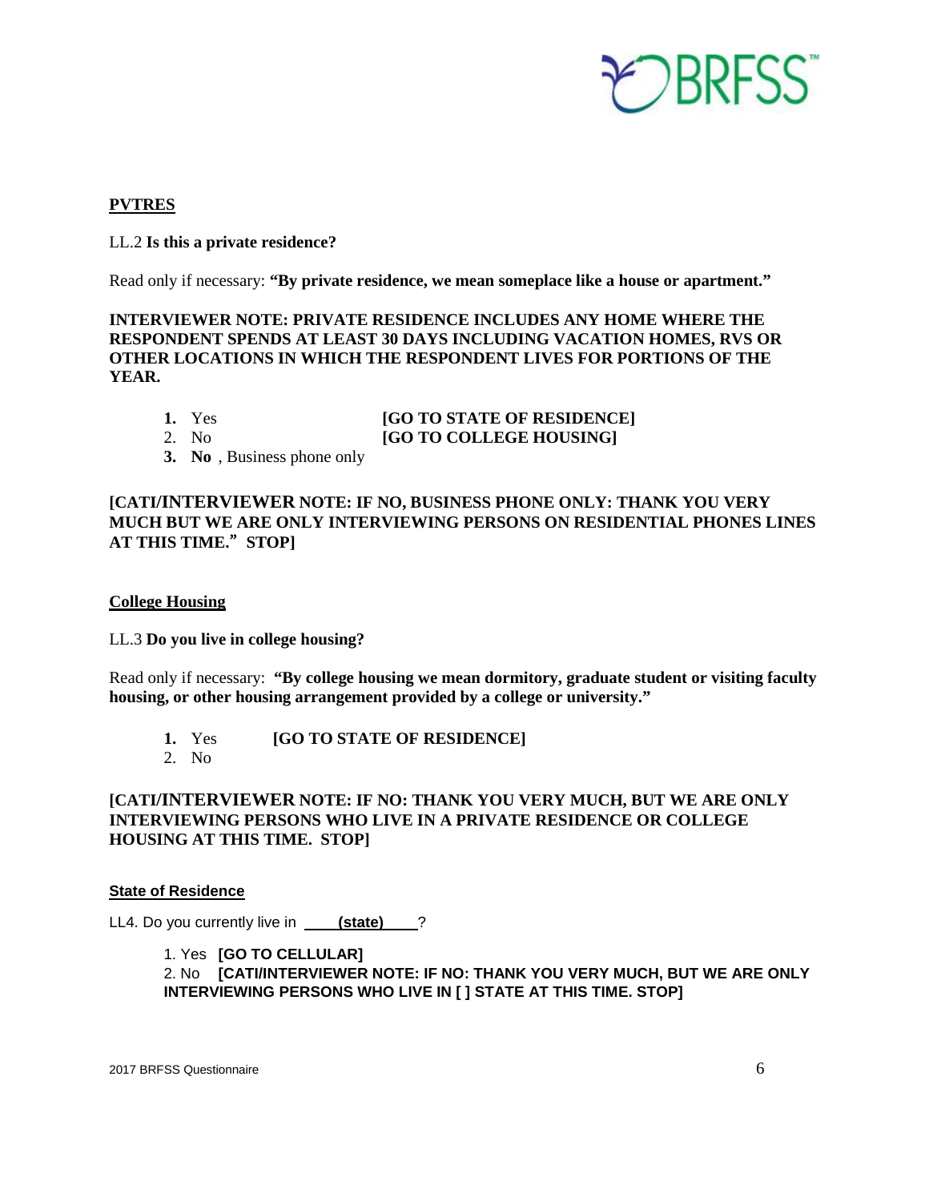**PVTRES**

LL.2 **Is this a private residence?**

Read only if necessary: **"By private residence, we mean someplace like a house or apartment."**

**INTERVIEWER NOTE: PRIVATE RESIDENCE INCLUDES ANY HOME WHERE THE RESPONDENT SPENDS AT LEAST 30 DAYS INCLUDING VACATION HOMES, RVS OR OTHER LOCATIONS IN WHICH THE RESPONDENT LIVES FOR PORTIONS OF THE YEAR.**

1. Yes **[GO TO STATE OF RESIDENCE]**
2. No **[GO TO COLLEGE HOUSING]**
3. **No** , Business phone only

**[CATI/INTERVIEWER NOTE: IF NO, BUSINESS PHONE ONLY: THANK YOU VERY MUCH BUT WE ARE ONLY INTERVIEWING PERSONS ON RESIDENTIAL PHONES LINES AT THIS TIME." STOP]**

**College Housing**

LL.3 **Do you live in college housing?**

Read only if necessary: **"By college housing we mean dormitory, graduate student or visiting faculty housing, or other housing arrangement provided by a college or university."**

1. Yes **[GO TO STATE OF RESIDENCE]**
2. No

**[CATI/INTERVIEWER NOTE: IF NO: THANK YOU VERY MUCH, BUT WE ARE ONLY INTERVIEWING PERSONS WHO LIVE IN A PRIVATE RESIDENCE OR COLLEGE HOUSING AT THIS TIME. STOP]**

**State of Residence**

LL4. Do you currently live in \_\_\_\_**(state)**\_\_\_\_?

1. Yes **[GO TO CELLULAR]**
2. No **[CATI/INTERVIEWER NOTE: IF NO: THANK YOU VERY MUCH, BUT WE ARE ONLY INTERVIEWING PERSONS WHO LIVE IN [ ] STATE AT THIS TIME. STOP]**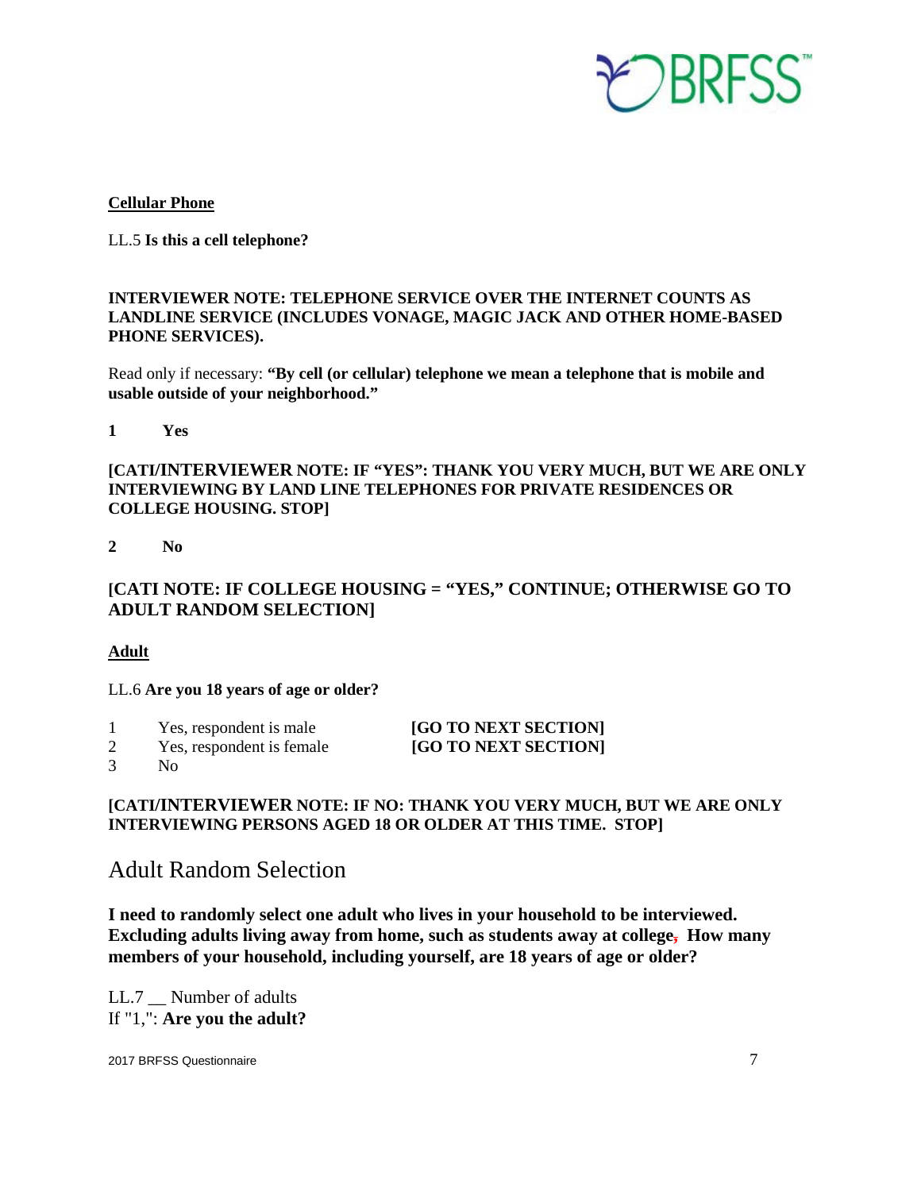**Cellular Phone**

LL.5 **Is this a cell telephone?**

**INTERVIEWER NOTE: TELEPHONE SERVICE OVER THE INTERNET COUNTS AS LANDLINE SERVICE (INCLUDES VONAGE, MAGIC JACK AND OTHER HOME-BASED PHONE SERVICES).**

Read only if necessary: **"By cell (or cellular) telephone we mean a telephone that is mobile and usable outside of your neighborhood."**

**1 Yes**

**[CATI/INTERVIEWER NOTE: IF "YES": THANK YOU VERY MUCH, BUT WE ARE ONLY INTERVIEWING BY LAND LINE TELEPHONES FOR PRIVATE RESIDENCES OR COLLEGE HOUSING. STOP]**

**2 No**

**[CATI NOTE: IF COLLEGE HOUSING = "YES," CONTINUE; OTHERWISE GO TO ADULT RANDOM SELECTION]**

**Adult**

LL.6 **Are you 18 years of age or older?**

1 Yes, respondent is male **[GO TO NEXT SECTION]**
2 Yes, respondent is female **[GO TO NEXT SECTION]**
3 No

**[CATI/INTERVIEWER NOTE: IF NO: THANK YOU VERY MUCH, BUT WE ARE ONLY INTERVIEWING PERSONS AGED 18 OR OLDER AT THIS TIME. STOP]**

## Adult Random Selection

**I need to randomly select one adult who lives in your household to be interviewed. Excluding adults living away from home, such as students away at college, How many members of your household, including yourself, are 18 years of age or older?**

LL.7 __ Number of adults
If "1,": **Are you the adult?**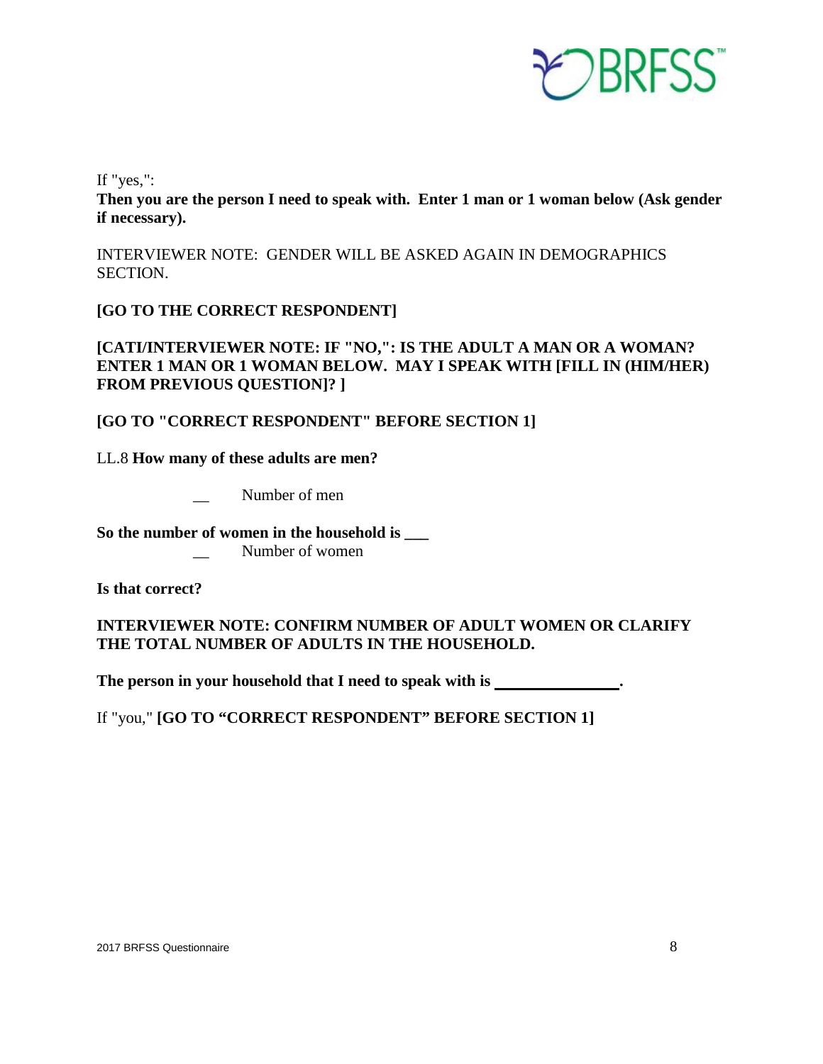If "yes,":

**Then you are the person I need to speak with. Enter 1 man or 1 woman below (Ask gender if necessary).**

INTERVIEWER NOTE: GENDER WILL BE ASKED AGAIN IN DEMOGRAPHICS SECTION.

**[GO TO THE CORRECT RESPONDENT]**

**[CATI/INTERVIEWER NOTE: IF "NO,": IS THE ADULT A MAN OR A WOMAN? ENTER 1 MAN OR 1 WOMAN BELOW. MAY I SPEAK WITH [FILL IN (HIM/HER) FROM PREVIOUS QUESTION]? ]**

**[GO TO "CORRECT RESPONDENT" BEFORE SECTION 1]**

LL.8 **How many of these adults are men?**

__ Number of men

**So the number of women in the household is ___**

__ Number of women

**Is that correct?**

**INTERVIEWER NOTE: CONFIRM NUMBER OF ADULT WOMEN OR CLARIFY THE TOTAL NUMBER OF ADULTS IN THE HOUSEHOLD.**

**The person in your household that I need to speak with is ________________.**

If "you," **[GO TO "CORRECT RESPONDENT" BEFORE SECTION 1]**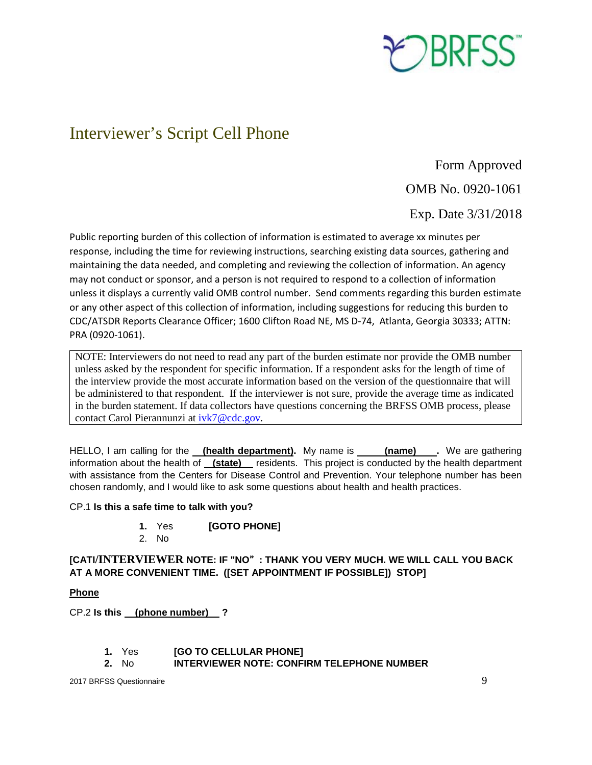# Interviewer's Script Cell Phone

Form Approved

OMB No. 0920-1061

Exp. Date 3/31/2018

Public reporting burden of this collection of information is estimated to average xx minutes per response, including the time for reviewing instructions, searching existing data sources, gathering and maintaining the data needed, and completing and reviewing the collection of information. An agency may not conduct or sponsor, and a person is not required to respond to a collection of information unless it displays a currently valid OMB control number. Send comments regarding this burden estimate or any other aspect of this collection of information, including suggestions for reducing this burden to CDC/ATSDR Reports Clearance Officer; 1600 Clifton Road NE, MS D-74, Atlanta, Georgia 30333; ATTN: PRA (0920-1061).

> NOTE: Interviewers do not need to read any part of the burden estimate nor provide the OMB number unless asked by the respondent for specific information. If a respondent asks for the length of time of the interview provide the most accurate information based on the version of the questionnaire that will be administered to that respondent. If the interviewer is not sure, provide the average time as indicated in the burden statement. If data collectors have questions concerning the BRFSS OMB process, please contact Carol Pierannunzi at ivk7@cdc.gov.

HELLO, I am calling for the **(health department).** My name is **(name)**. We are gathering information about the health of **(state)** residents. This project is conducted by the health department with assistance from the Centers for Disease Control and Prevention. Your telephone number has been chosen randomly, and I would like to ask some questions about health and health practices.

CP.1 **Is this a safe time to talk with you?**

1. Yes **[GOTO PHONE]**
2. No

**[CATI/INTERVIEWER NOTE: IF "NO": THANK YOU VERY MUCH. WE WILL CALL YOU BACK AT A MORE CONVENIENT TIME. ([SET APPOINTMENT IF POSSIBLE]) STOP]**

**Phone**

CP.2 **Is this (phone number) ?**

1. Yes **[GO TO CELLULAR PHONE]**
2. No **INTERVIEWER NOTE: CONFIRM TELEPHONE NUMBER**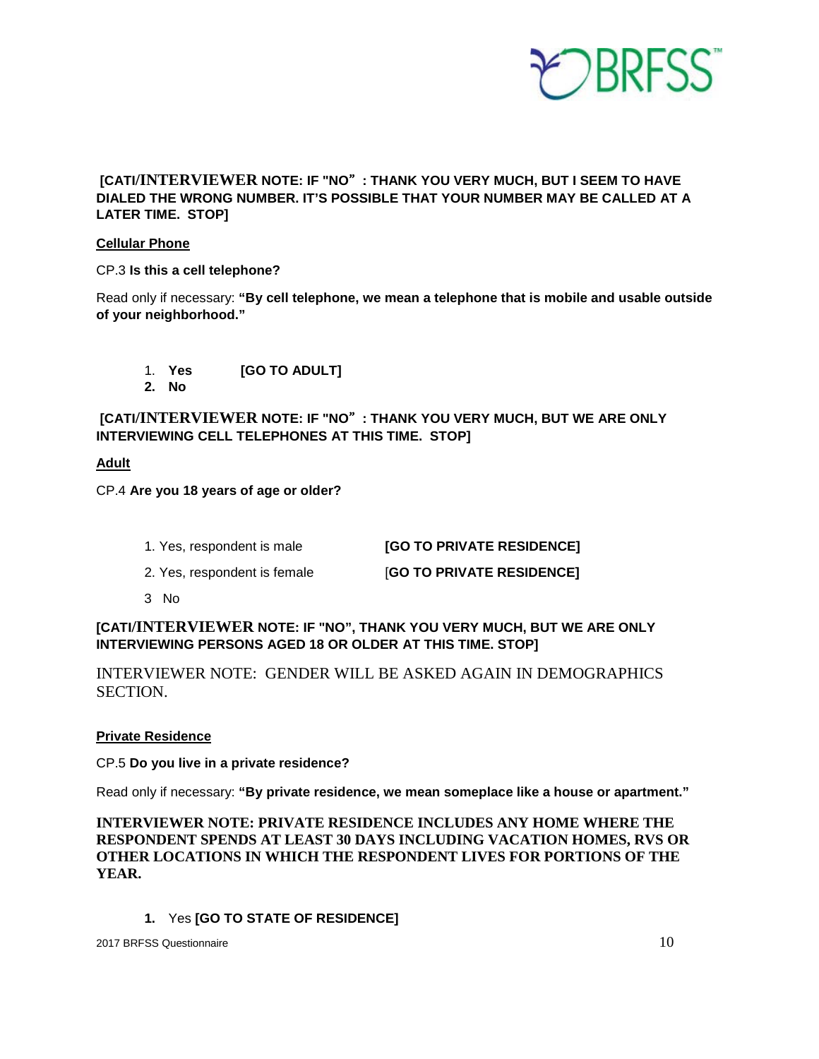**[CATI/INTERVIEWER NOTE: IF "NO"：THANK YOU VERY MUCH, BUT I SEEM TO HAVE DIALED THE WRONG NUMBER. IT'S POSSIBLE THAT YOUR NUMBER MAY BE CALLED AT A LATER TIME. STOP]**

**Cellular Phone**

CP.3 **Is this a cell telephone?**

Read only if necessary: **"By cell telephone, we mean a telephone that is mobile and usable outside of your neighborhood."**

1. **Yes** **[GO TO ADULT]**
2. **No**

**[CATI/INTERVIEWER NOTE: IF "NO"：THANK YOU VERY MUCH, BUT WE ARE ONLY INTERVIEWING CELL TELEPHONES AT THIS TIME. STOP]**

**Adult**

CP.4 **Are you 18 years of age or older?**

1. Yes, respondent is male **[GO TO PRIVATE RESIDENCE]**
2. Yes, respondent is female [**GO TO PRIVATE RESIDENCE**]
3. No

**[CATI/INTERVIEWER NOTE: IF "NO", THANK YOU VERY MUCH, BUT WE ARE ONLY INTERVIEWING PERSONS AGED 18 OR OLDER AT THIS TIME. STOP]**

INTERVIEWER NOTE: GENDER WILL BE ASKED AGAIN IN DEMOGRAPHICS SECTION.

**Private Residence**

CP.5 **Do you live in a private residence?**

Read only if necessary: **"By private residence, we mean someplace like a house or apartment."**

**INTERVIEWER NOTE: PRIVATE RESIDENCE INCLUDES ANY HOME WHERE THE RESPONDENT SPENDS AT LEAST 30 DAYS INCLUDING VACATION HOMES, RVS OR OTHER LOCATIONS IN WHICH THE RESPONDENT LIVES FOR PORTIONS OF THE YEAR.**

1. Yes **[GO TO STATE OF RESIDENCE]**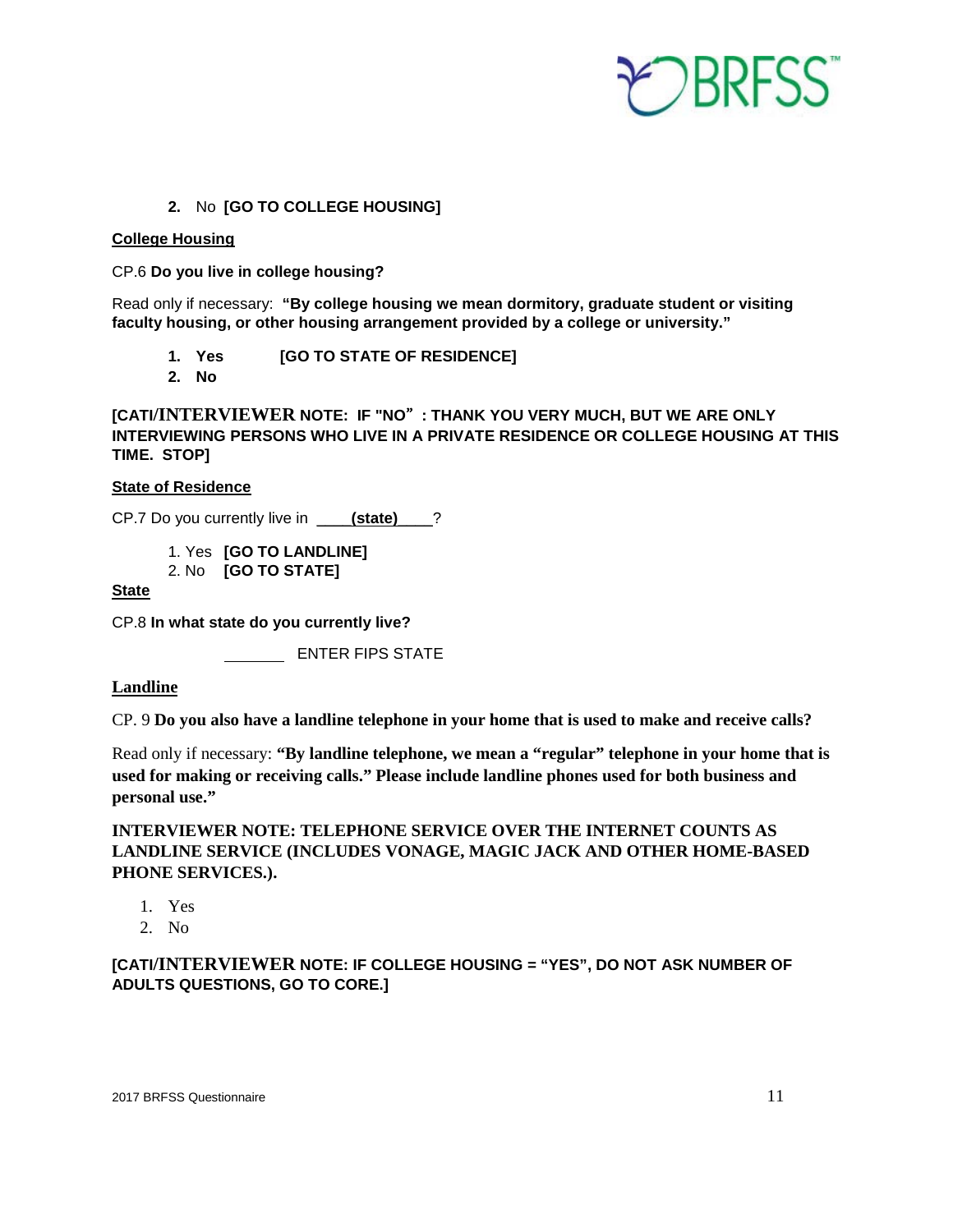2. No **[GO TO COLLEGE HOUSING]**

**College Housing**

CP.6 **Do you live in college housing?**

Read only if necessary: **"By college housing we mean dormitory, graduate student or visiting faculty housing, or other housing arrangement provided by a college or university."**

1. **Yes** **[GO TO STATE OF RESIDENCE]**
2. **No**

**[CATI/INTERVIEWER NOTE: IF "NO": THANK YOU VERY MUCH, BUT WE ARE ONLY INTERVIEWING PERSONS WHO LIVE IN A PRIVATE RESIDENCE OR COLLEGE HOUSING AT THIS TIME. STOP]**

**State of Residence**

CP.7 Do you currently live in ____**(state)**____?

1. Yes **[GO TO LANDLINE]**
2. No **[GO TO STATE]**

**State**

CP.8 **In what state do you currently live?**

_______ ENTER FIPS STATE

**Landline**

CP. 9 **Do you also have a landline telephone in your home that is used to make and receive calls?**

Read only if necessary: **"By landline telephone, we mean a "regular" telephone in your home that is used for making or receiving calls." Please include landline phones used for both business and personal use."**

**INTERVIEWER NOTE: TELEPHONE SERVICE OVER THE INTERNET COUNTS AS LANDLINE SERVICE (INCLUDES VONAGE, MAGIC JACK AND OTHER HOME-BASED PHONE SERVICES.).**

1. Yes
2. No

**[CATI/INTERVIEWER NOTE: IF COLLEGE HOUSING = "YES", DO NOT ASK NUMBER OF ADULTS QUESTIONS, GO TO CORE.]**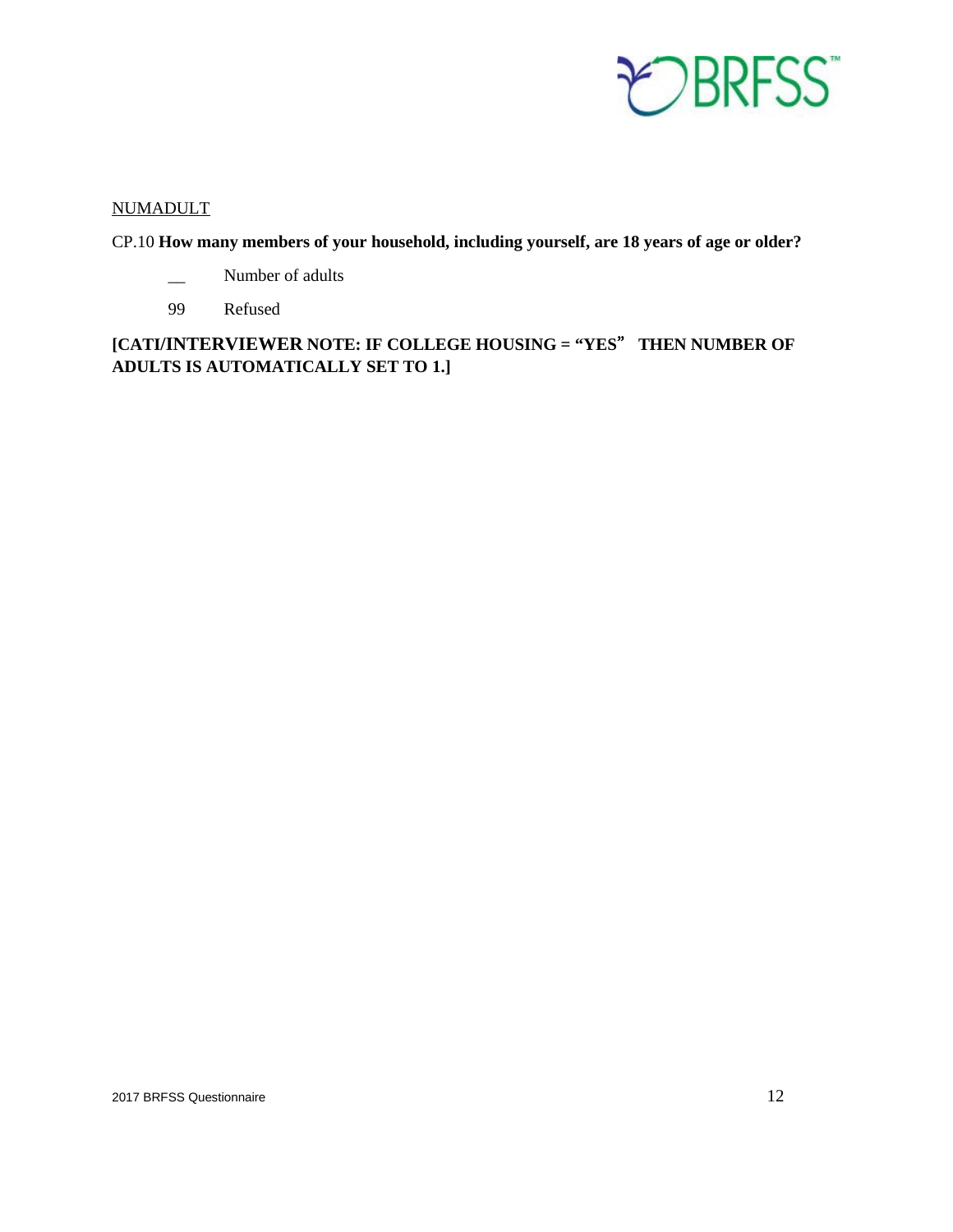<u>NUMADULT</u>

CP.10 **How many members of your household, including yourself, are 18 years of age or older?**

__ Number of adults

99 Refused

**[CATI/INTERVIEWER NOTE: IF COLLEGE HOUSING = "YES" THEN NUMBER OF ADULTS IS AUTOMATICALLY SET TO 1.]**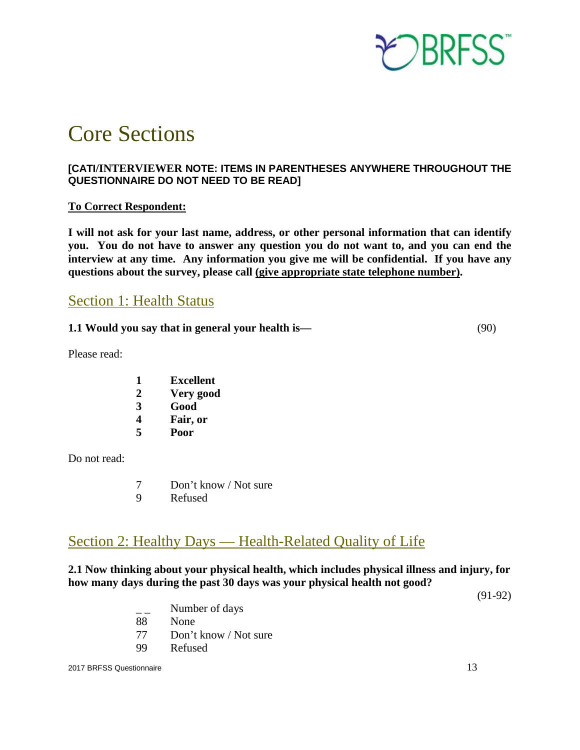# Core Sections

**[CATI/INTERVIEWER NOTE: ITEMS IN PARENTHESES ANYWHERE THROUGHOUT THE QUESTIONNAIRE DO NOT NEED TO BE READ]**

**<u>To Correct Respondent:</u>**

**I will not ask for your last name, address, or other personal information that can identify you. You do not have to answer any question you do not want to, and you can end the interview at any time. Any information you give me will be confidential. If you have any questions about the survey, please call <u>(give appropriate state telephone number)</u>.**

## Section 1: Health Status

**1.1 Would you say that in general your health is—** (90)

Please read:

- **1** **Excellent**
- **2** **Very good**
- **3** **Good**
- **4** **Fair, or**
- **5** **Poor**

Do not read:

- 7 Don't know / Not sure
- 9 Refused

## Section 2: Healthy Days — Health-Related Quality of Life

**2.1 Now thinking about your physical health, which includes physical illness and injury, for how many days during the past 30 days was your physical health not good?**

(91-92)

- _ _ Number of days
- 88 None
- 77 Don't know / Not sure
- 99 Refused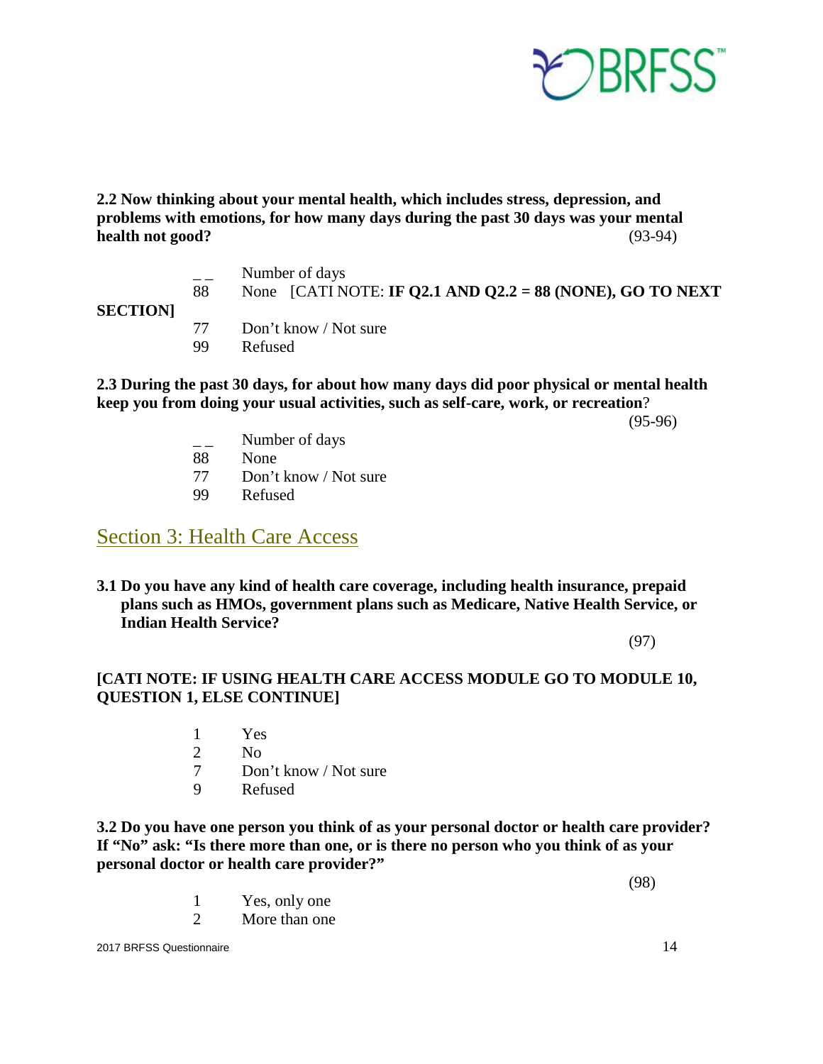**2.2 Now thinking about your mental health, which includes stress, depression, and problems with emotions, for how many days during the past 30 days was your mental health not good?** (93-94)

_ _ Number of days
88 None [CATI NOTE: **IF Q2.1 AND Q2.2 = 88 (NONE), GO TO NEXT SECTION]**
77 Don't know / Not sure
99 Refused

**2.3 During the past 30 days, for about how many days did poor physical or mental health keep you from doing your usual activities, such as self-care, work, or recreation**? (95-96)

_ _ Number of days
88 None
77 Don't know / Not sure
99 Refused

## Section 3: Health Care Access

**3.1 Do you have any kind of health care coverage, including health insurance, prepaid plans such as HMOs, government plans such as Medicare, Native Health Service, or Indian Health Service?**

(97)

**[CATI NOTE: IF USING HEALTH CARE ACCESS MODULE GO TO MODULE 10, QUESTION 1, ELSE CONTINUE]**

1 Yes
2 No
7 Don't know / Not sure
9 Refused

**3.2 Do you have one person you think of as your personal doctor or health care provider? If "No" ask: "Is there more than one, or is there no person who you think of as your personal doctor or health care provider?"**

(98)

1 Yes, only one
2 More than one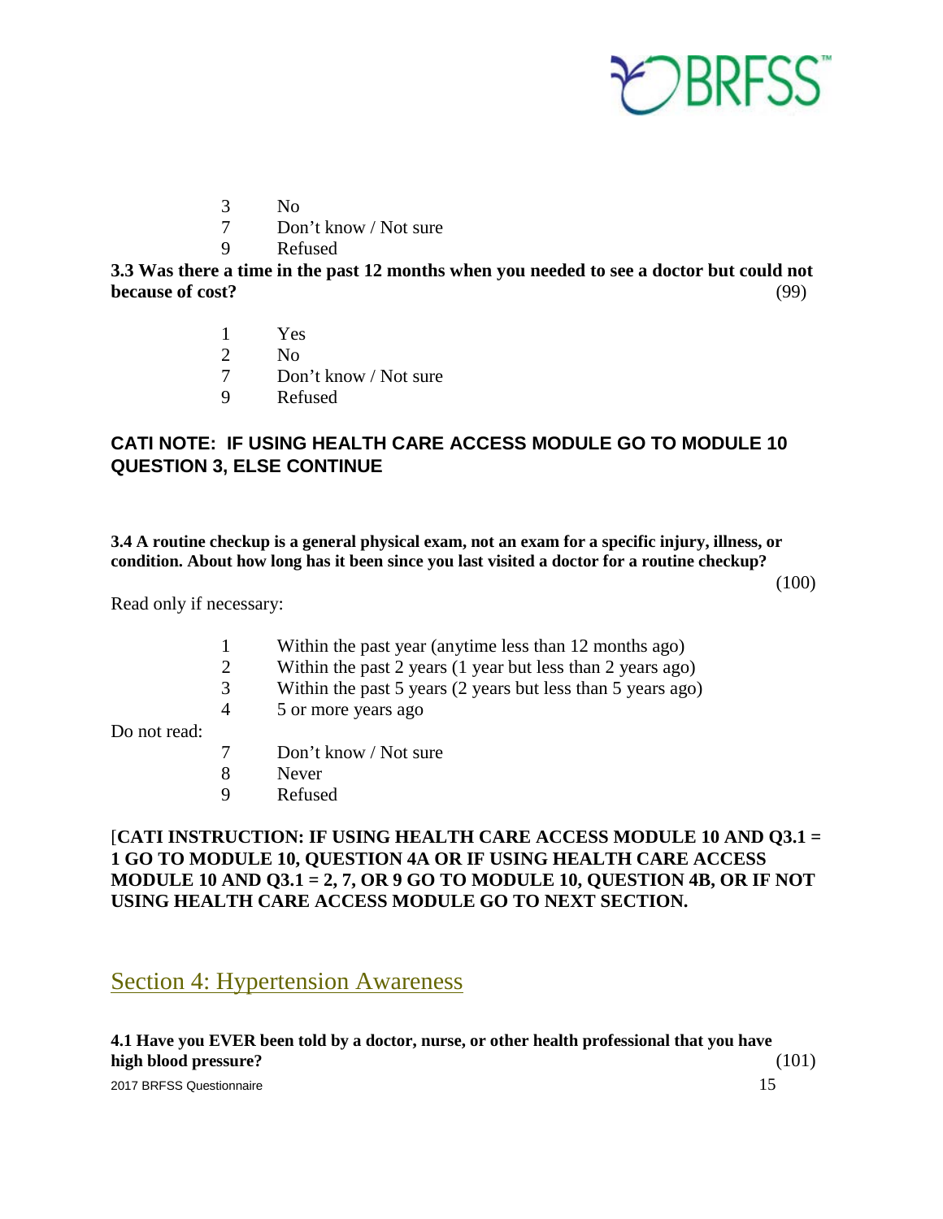3 No
7 Don't know / Not sure
9 Refused

**3.3 Was there a time in the past 12 months when you needed to see a doctor but could not because of cost?** (99)

1 Yes
2 No
7 Don't know / Not sure
9 Refused

**CATI NOTE: IF USING HEALTH CARE ACCESS MODULE GO TO MODULE 10 QUESTION 3, ELSE CONTINUE**

**3.4 A routine checkup is a general physical exam, not an exam for a specific injury, illness, or condition. About how long has it been since you last visited a doctor for a routine checkup?** (100)

Read only if necessary:

1 Within the past year (anytime less than 12 months ago)
2 Within the past 2 years (1 year but less than 2 years ago)
3 Within the past 5 years (2 years but less than 5 years ago)
4 5 or more years ago

Do not read:

7 Don't know / Not sure
8 Never
9 Refused

[**CATI INSTRUCTION: IF USING HEALTH CARE ACCESS MODULE 10 AND Q3.1 = 1 GO TO MODULE 10, QUESTION 4A OR IF USING HEALTH CARE ACCESS MODULE 10 AND Q3.1 = 2, 7, OR 9 GO TO MODULE 10, QUESTION 4B, OR IF NOT USING HEALTH CARE ACCESS MODULE GO TO NEXT SECTION.**

## Section 4: Hypertension Awareness

**4.1 Have you EVER been told by a doctor, nurse, or other health professional that you have high blood pressure?** (101)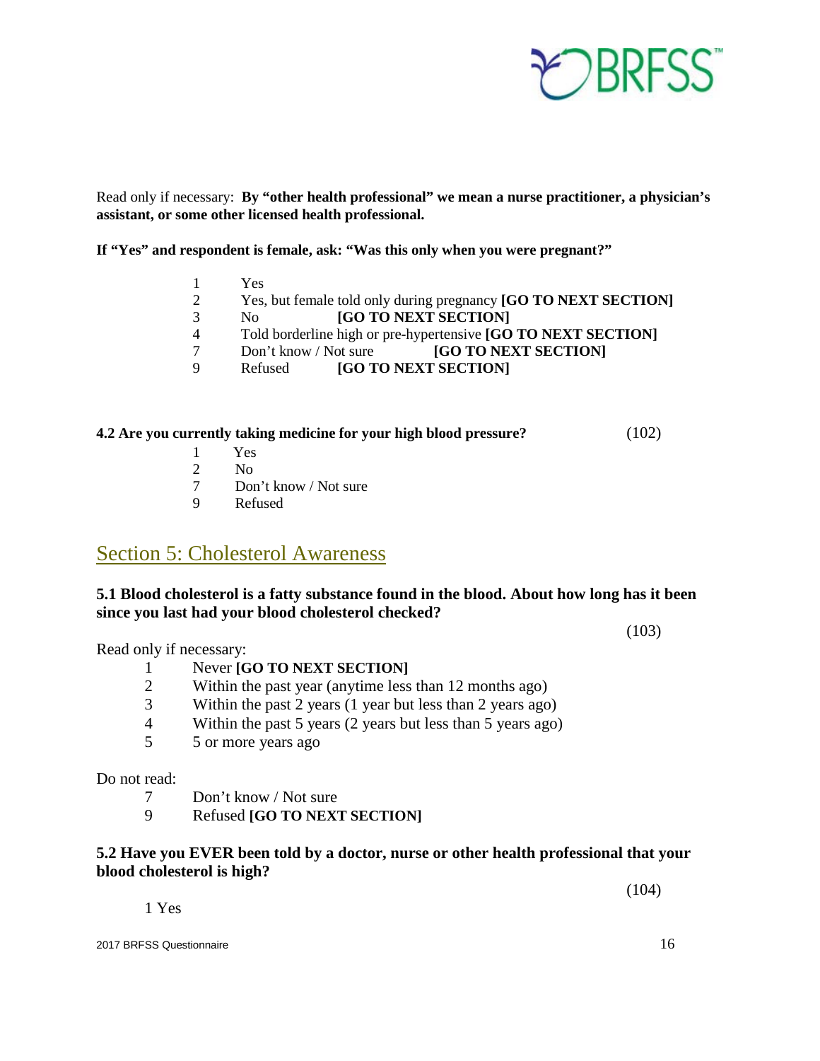Read only if necessary: **By "other health professional" we mean a nurse practitioner, a physician's assistant, or some other licensed health professional.**

**If "Yes" and respondent is female, ask: "Was this only when you were pregnant?"**

1 Yes
2 Yes, but female told only during pregnancy **[GO TO NEXT SECTION]**
3 No **[GO TO NEXT SECTION]**
4 Told borderline high or pre-hypertensive **[GO TO NEXT SECTION]**
7 Don't know / Not sure **[GO TO NEXT SECTION]**
9 Refused **[GO TO NEXT SECTION]**

**4.2 Are you currently taking medicine for your high blood pressure?** (102)

1 Yes
2 No
7 Don't know / Not sure
9 Refused

## Section 5: Cholesterol Awareness

**5.1 Blood cholesterol is a fatty substance found in the blood. About how long has it been since you last had your blood cholesterol checked?**

(103)

Read only if necessary:

1 Never **[GO TO NEXT SECTION]**
2 Within the past year (anytime less than 12 months ago)
3 Within the past 2 years (1 year but less than 2 years ago)
4 Within the past 5 years (2 years but less than 5 years ago)
5 5 or more years ago

Do not read:

7 Don't know / Not sure
9 Refused **[GO TO NEXT SECTION]**

**5.2 Have you EVER been told by a doctor, nurse or other health professional that your blood cholesterol is high?**

(104)

1 Yes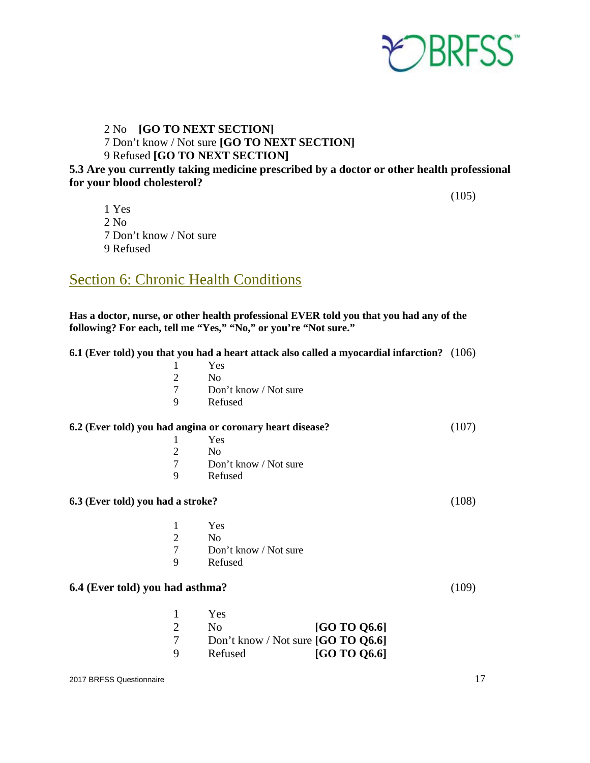2 No **[GO TO NEXT SECTION]**
7 Don't know / Not sure **[GO TO NEXT SECTION]**
9 Refused **[GO TO NEXT SECTION]**

**5.3 Are you currently taking medicine prescribed by a doctor or other health professional for your blood cholesterol?**

(105)

1 Yes
2 No
7 Don't know / Not sure
9 Refused

## Section 6: Chronic Health Conditions

**Has a doctor, nurse, or other health professional EVER told you that you had any of the following? For each, tell me "Yes," "No," or you're "Not sure."**

**6.1 (Ever told) you that you had a heart attack also called a myocardial infarction?** (106)

1 Yes
2 No
7 Don't know / Not sure
9 Refused

**6.2 (Ever told) you had angina or coronary heart disease?** (107)

1 Yes
2 No
7 Don't know / Not sure
9 Refused

**6.3 (Ever told) you had a stroke?** (108)

1 Yes
2 No
7 Don't know / Not sure
9 Refused

**6.4 (Ever told) you had asthma?** (109)

1 Yes
2 No **[GO TO Q6.6]**
7 Don't know / Not sure **[GO TO Q6.6]**
9 Refused **[GO TO Q6.6]**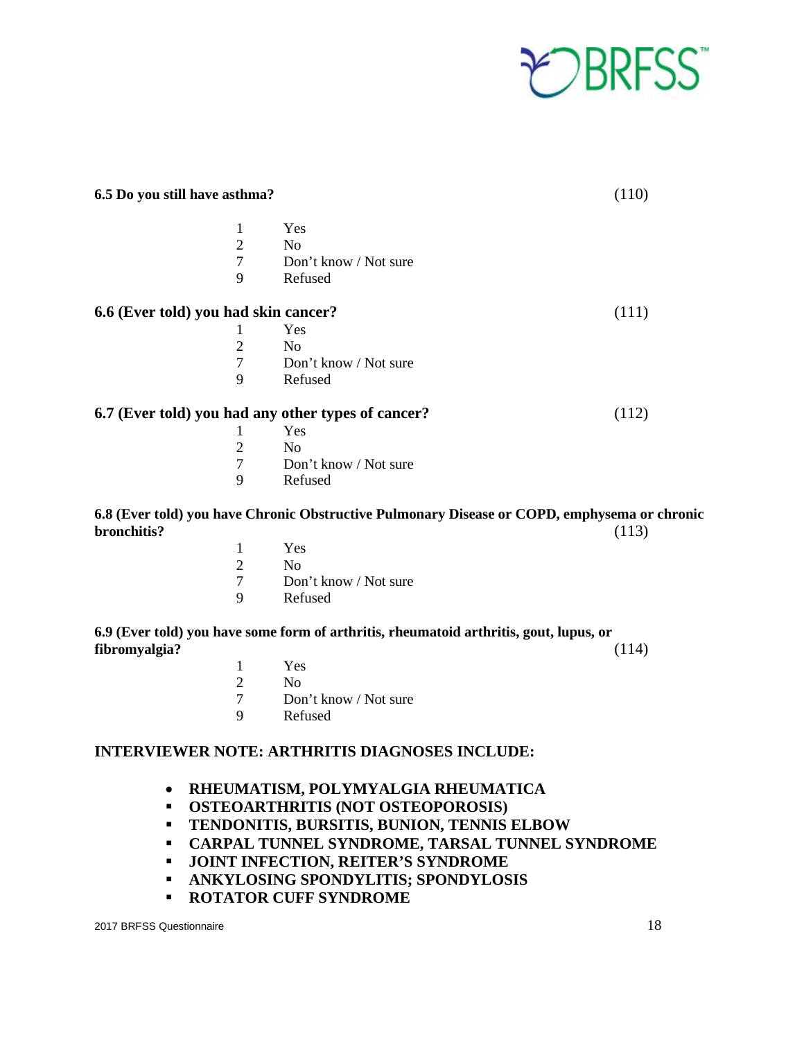**6.5 Do you still have asthma?** (110)

| | |
|---|---|
| 1 | Yes |
| 2 | No |
| 7 | Don't know / Not sure |
| 9 | Refused |

**6.6 (Ever told) you had skin cancer?** (111)

| | |
|---|---|
| 1 | Yes |
| 2 | No |
| 7 | Don't know / Not sure |
| 9 | Refused |

**6.7 (Ever told) you had any other types of cancer?** (112)

| | |
|---|---|
| 1 | Yes |
| 2 | No |
| 7 | Don't know / Not sure |
| 9 | Refused |

**6.8 (Ever told) you have Chronic Obstructive Pulmonary Disease or COPD, emphysema or chronic bronchitis?** (113)

| | |
|---|---|
| 1 | Yes |
| 2 | No |
| 7 | Don't know / Not sure |
| 9 | Refused |

**6.9 (Ever told) you have some form of arthritis, rheumatoid arthritis, gout, lupus, or fibromyalgia?** (114)

| | |
|---|---|
| 1 | Yes |
| 2 | No |
| 7 | Don't know / Not sure |
| 9 | Refused |

**INTERVIEWER NOTE: ARTHRITIS DIAGNOSES INCLUDE:**

- **RHEUMATISM, POLYMYALGIA RHEUMATICA**
- **OSTEOARTHRITIS (NOT OSTEOPOROSIS)**
- **TENDONITIS, BURSITIS, BUNION, TENNIS ELBOW**
- **CARPAL TUNNEL SYNDROME, TARSAL TUNNEL SYNDROME**
- **JOINT INFECTION, REITER'S SYNDROME**
- **ANKYLOSING SPONDYLITIS; SPONDYLOSIS**
- **ROTATOR CUFF SYNDROME**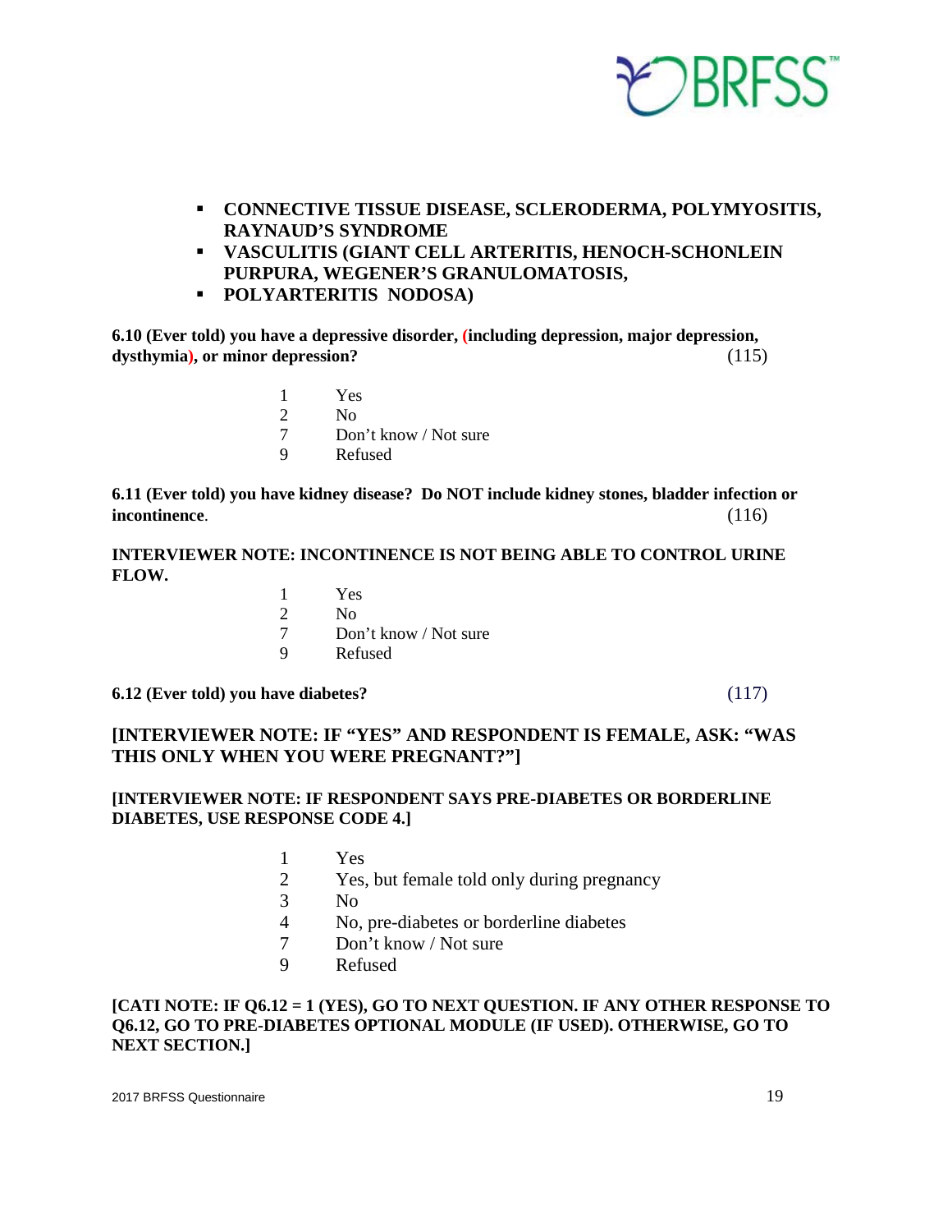- **CONNECTIVE TISSUE DISEASE, SCLERODERMA, POLYMYOSITIS, RAYNAUD'S SYNDROME**
- **VASCULITIS (GIANT CELL ARTERITIS, HENOCH-SCHONLEIN PURPURA, WEGENER'S GRANULOMATOSIS,**
- **POLYARTERITIS NODOSA)**

**6.10 (Ever told) you have a depressive disorder, (including depression, major depression, dysthymia), or minor depression?** (115)

| | |
|---|---|
| 1 | Yes |
| 2 | No |
| 7 | Don't know / Not sure |
| 9 | Refused |

**6.11 (Ever told) you have kidney disease? Do NOT include kidney stones, bladder infection or incontinence**. (116)

**INTERVIEWER NOTE: INCONTINENCE IS NOT BEING ABLE TO CONTROL URINE FLOW.**

| | |
|---|---|
| 1 | Yes |
| 2 | No |
| 7 | Don't know / Not sure |
| 9 | Refused |

**6.12 (Ever told) you have diabetes?** (117)

**[INTERVIEWER NOTE: IF "YES" AND RESPONDENT IS FEMALE, ASK: "WAS THIS ONLY WHEN YOU WERE PREGNANT?"]**

**[INTERVIEWER NOTE: IF RESPONDENT SAYS PRE-DIABETES OR BORDERLINE DIABETES, USE RESPONSE CODE 4.]**

| | |
|---|---|
| 1 | Yes |
| 2 | Yes, but female told only during pregnancy |
| 3 | No |
| 4 | No, pre-diabetes or borderline diabetes |
| 7 | Don't know / Not sure |
| 9 | Refused |

**[CATI NOTE: IF Q6.12 = 1 (YES), GO TO NEXT QUESTION. IF ANY OTHER RESPONSE TO Q6.12, GO TO PRE-DIABETES OPTIONAL MODULE (IF USED). OTHERWISE, GO TO NEXT SECTION.]**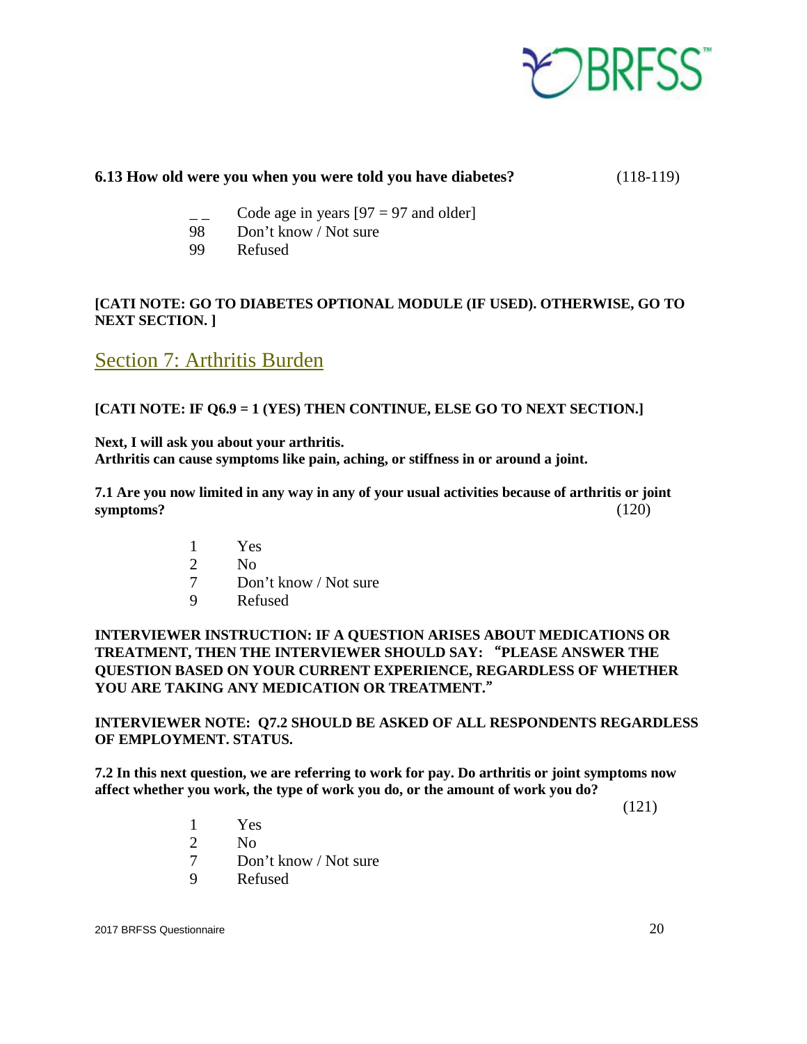**6.13 How old were you when you were told you have diabetes?** (118-119)

_ _ Code age in years [97 = 97 and older]
98 Don't know / Not sure
99 Refused

**[CATI NOTE: GO TO DIABETES OPTIONAL MODULE (IF USED). OTHERWISE, GO TO NEXT SECTION. ]**

## Section 7: Arthritis Burden

**[CATI NOTE: IF Q6.9 = 1 (YES) THEN CONTINUE, ELSE GO TO NEXT SECTION.]**

**Next, I will ask you about your arthritis.**
**Arthritis can cause symptoms like pain, aching, or stiffness in or around a joint.**

**7.1 Are you now limited in any way in any of your usual activities because of arthritis or joint symptoms?** (120)

1 Yes
2 No
7 Don't know / Not sure
9 Refused

**INTERVIEWER INSTRUCTION: IF A QUESTION ARISES ABOUT MEDICATIONS OR TREATMENT, THEN THE INTERVIEWER SHOULD SAY: "PLEASE ANSWER THE QUESTION BASED ON YOUR CURRENT EXPERIENCE, REGARDLESS OF WHETHER YOU ARE TAKING ANY MEDICATION OR TREATMENT."**

**INTERVIEWER NOTE: Q7.2 SHOULD BE ASKED OF ALL RESPONDENTS REGARDLESS OF EMPLOYMENT. STATUS.**

**7.2 In this next question, we are referring to work for pay. Do arthritis or joint symptoms now affect whether you work, the type of work you do, or the amount of work you do?**

(121)

1 Yes
2 No
7 Don't know / Not sure
9 Refused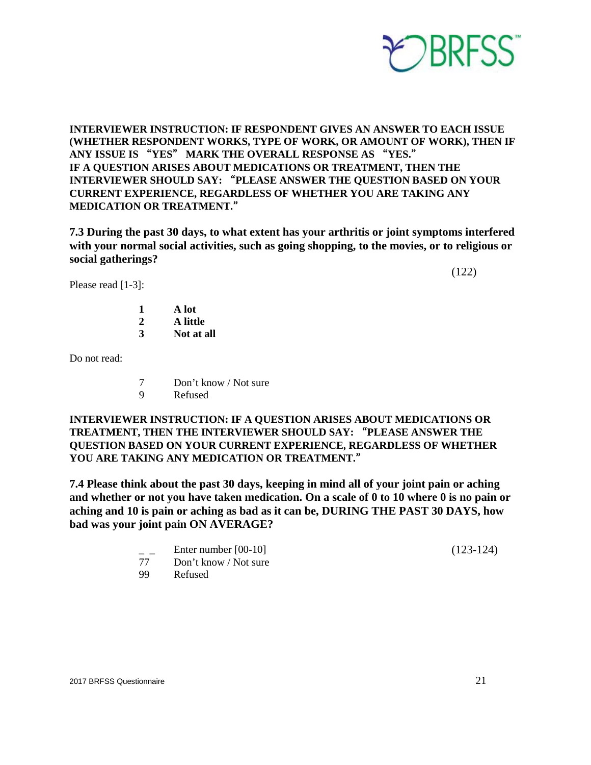**INTERVIEWER INSTRUCTION: IF RESPONDENT GIVES AN ANSWER TO EACH ISSUE (WHETHER RESPONDENT WORKS, TYPE OF WORK, OR AMOUNT OF WORK), THEN IF ANY ISSUE IS "YES" MARK THE OVERALL RESPONSE AS "YES."**
**IF A QUESTION ARISES ABOUT MEDICATIONS OR TREATMENT, THEN THE INTERVIEWER SHOULD SAY: "PLEASE ANSWER THE QUESTION BASED ON YOUR CURRENT EXPERIENCE, REGARDLESS OF WHETHER YOU ARE TAKING ANY MEDICATION OR TREATMENT."**

**7.3 During the past 30 days, to what extent has your arthritis or joint symptoms interfered with your normal social activities, such as going shopping, to the movies, or to religious or social gatherings?**

(122)

Please read [1-3]:

- **1 A lot**
- **2 A little**
- **3 Not at all**

Do not read:

- 7 Don't know / Not sure
- 9 Refused

**INTERVIEWER INSTRUCTION: IF A QUESTION ARISES ABOUT MEDICATIONS OR TREATMENT, THEN THE INTERVIEWER SHOULD SAY: "PLEASE ANSWER THE QUESTION BASED ON YOUR CURRENT EXPERIENCE, REGARDLESS OF WHETHER YOU ARE TAKING ANY MEDICATION OR TREATMENT."**

**7.4 Please think about the past 30 days, keeping in mind all of your joint pain or aching and whether or not you have taken medication. On a scale of 0 to 10 where 0 is no pain or aching and 10 is pain or aching as bad as it can be, DURING THE PAST 30 DAYS, how bad was your joint pain ON AVERAGE?**

- _ _ Enter number [00-10] (123-124)
- 77 Don't know / Not sure
- 99 Refused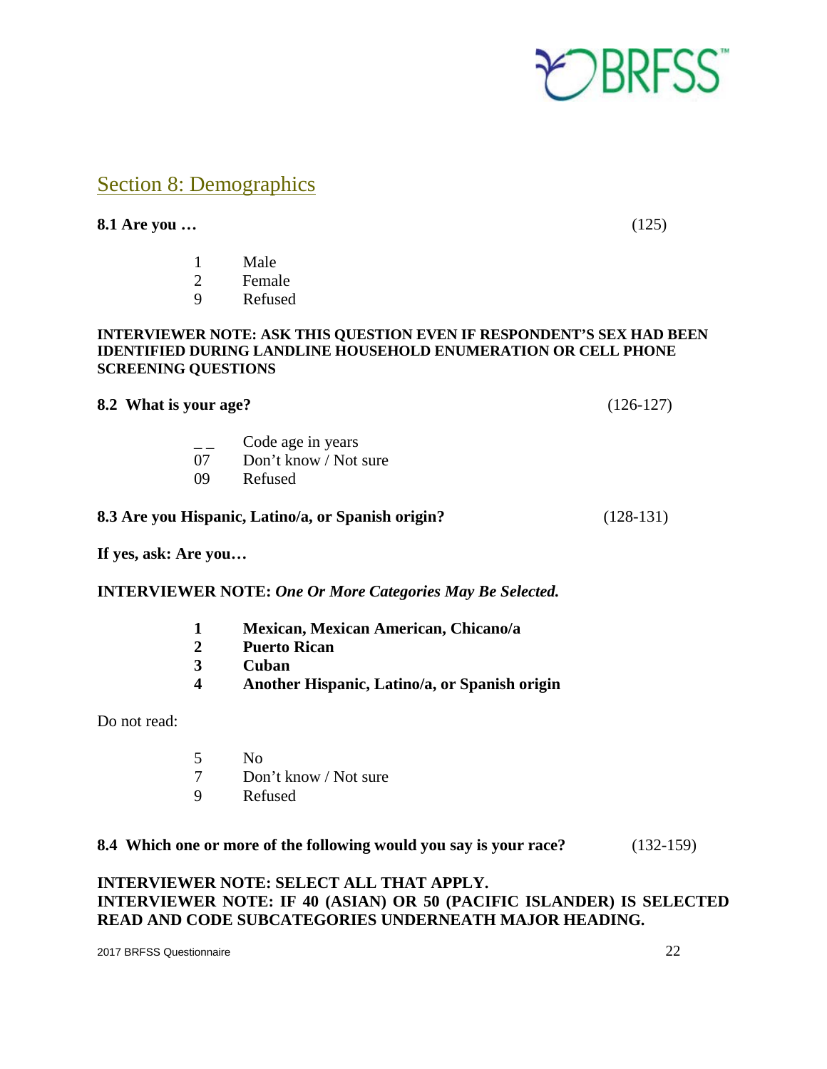## Section 8: Demographics

**8.1 Are you …** (125)

1 Male
2 Female
9 Refused

**INTERVIEWER NOTE: ASK THIS QUESTION EVEN IF RESPONDENT'S SEX HAD BEEN IDENTIFIED DURING LANDLINE HOUSEHOLD ENUMERATION OR CELL PHONE SCREENING QUESTIONS**

**8.2 What is your age?** (126-127)

_ _ Code age in years
07 Don't know / Not sure
09 Refused

**8.3 Are you Hispanic, Latino/a, or Spanish origin?** (128-131)

**If yes, ask: Are you…**

**INTERVIEWER NOTE:** ***One Or More Categories May Be Selected.***

**1 Mexican, Mexican American, Chicano/a**
**2 Puerto Rican**
**3 Cuban**
**4 Another Hispanic, Latino/a, or Spanish origin**

Do not read:

5 No
7 Don't know / Not sure
9 Refused

**8.4 Which one or more of the following would you say is your race?** (132-159)

**INTERVIEWER NOTE: SELECT ALL THAT APPLY.**
**INTERVIEWER NOTE: IF 40 (ASIAN) OR 50 (PACIFIC ISLANDER) IS SELECTED READ AND CODE SUBCATEGORIES UNDERNEATH MAJOR HEADING.**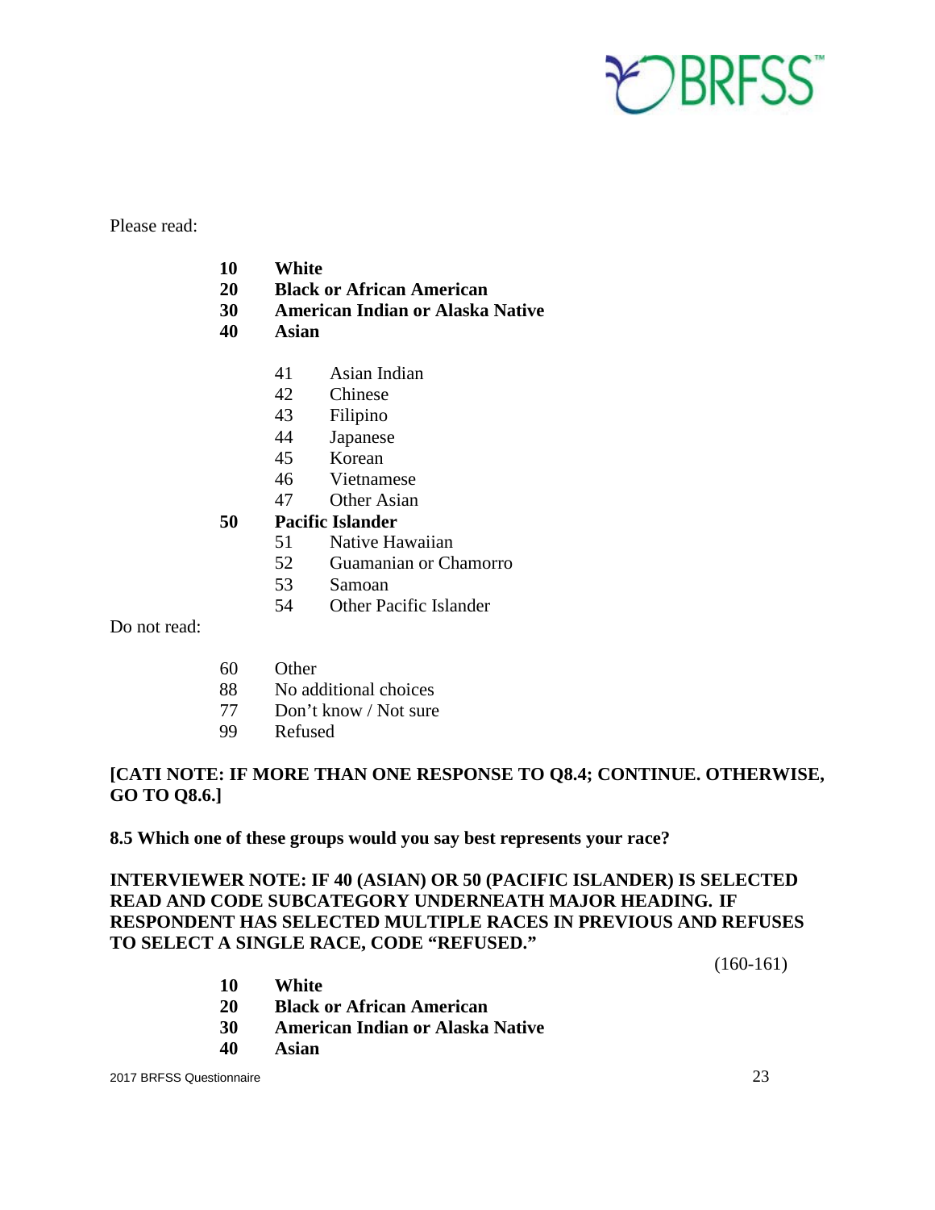Please read:

- **10 White**
- **20 Black or African American**
- **30 American Indian or Alaska Native**
- **40 Asian**
  - 41 Asian Indian
  - 42 Chinese
  - 43 Filipino
  - 44 Japanese
  - 45 Korean
  - 46 Vietnamese
  - 47 Other Asian
- **50 Pacific Islander**
  - 51 Native Hawaiian
  - 52 Guamanian or Chamorro
  - 53 Samoan
  - 54 Other Pacific Islander

Do not read:

- 60 Other
- 88 No additional choices
- 77 Don't know / Not sure
- 99 Refused

**[CATI NOTE: IF MORE THAN ONE RESPONSE TO Q8.4; CONTINUE. OTHERWISE, GO TO Q8.6.]**

**8.5 Which one of these groups would you say best represents your race?**

**INTERVIEWER NOTE: IF 40 (ASIAN) OR 50 (PACIFIC ISLANDER) IS SELECTED READ AND CODE SUBCATEGORY UNDERNEATH MAJOR HEADING. IF RESPONDENT HAS SELECTED MULTIPLE RACES IN PREVIOUS AND REFUSES TO SELECT A SINGLE RACE, CODE "REFUSED."**

(160-161)

- **10 White**
- **20 Black or African American**
- **30 American Indian or Alaska Native**
- **40 Asian**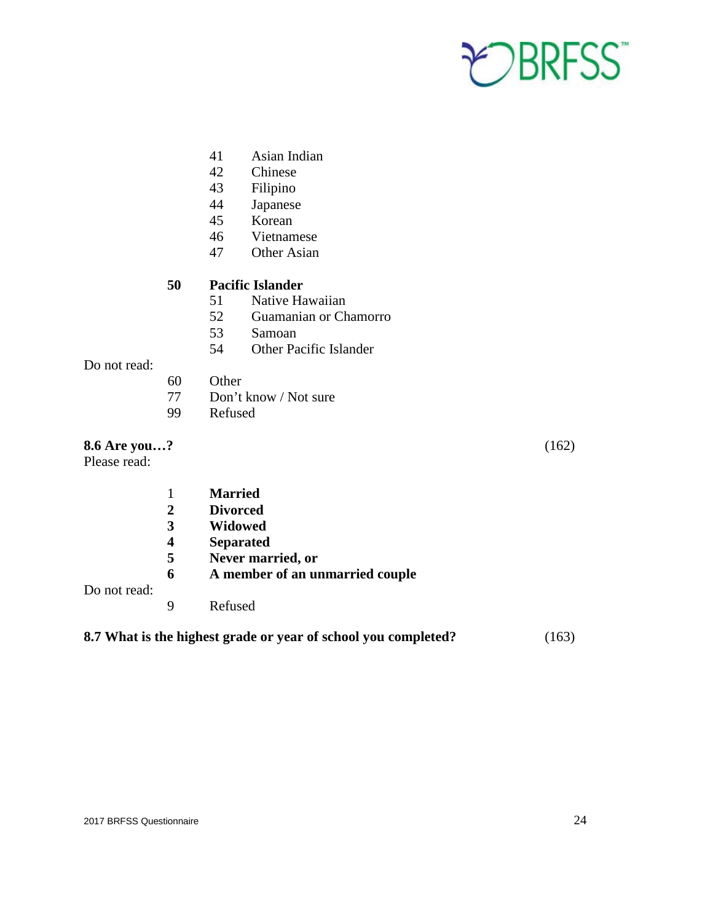41 Asian Indian
42 Chinese
43 Filipino
44 Japanese
45 Korean
46 Vietnamese
47 Other Asian

**50 Pacific Islander**
51 Native Hawaiian
52 Guamanian or Chamorro
53 Samoan
54 Other Pacific Islander

Do not read:
60 Other
77 Don't know / Not sure
99 Refused

**8.6 Are you…?** (162)

Please read:

1 **Married**
**2 Divorced**
**3 Widowed**
**4 Separated**
**5 Never married, or**
**6 A member of an unmarried couple**

Do not read:
9 Refused

**8.7 What is the highest grade or year of school you completed?** (163)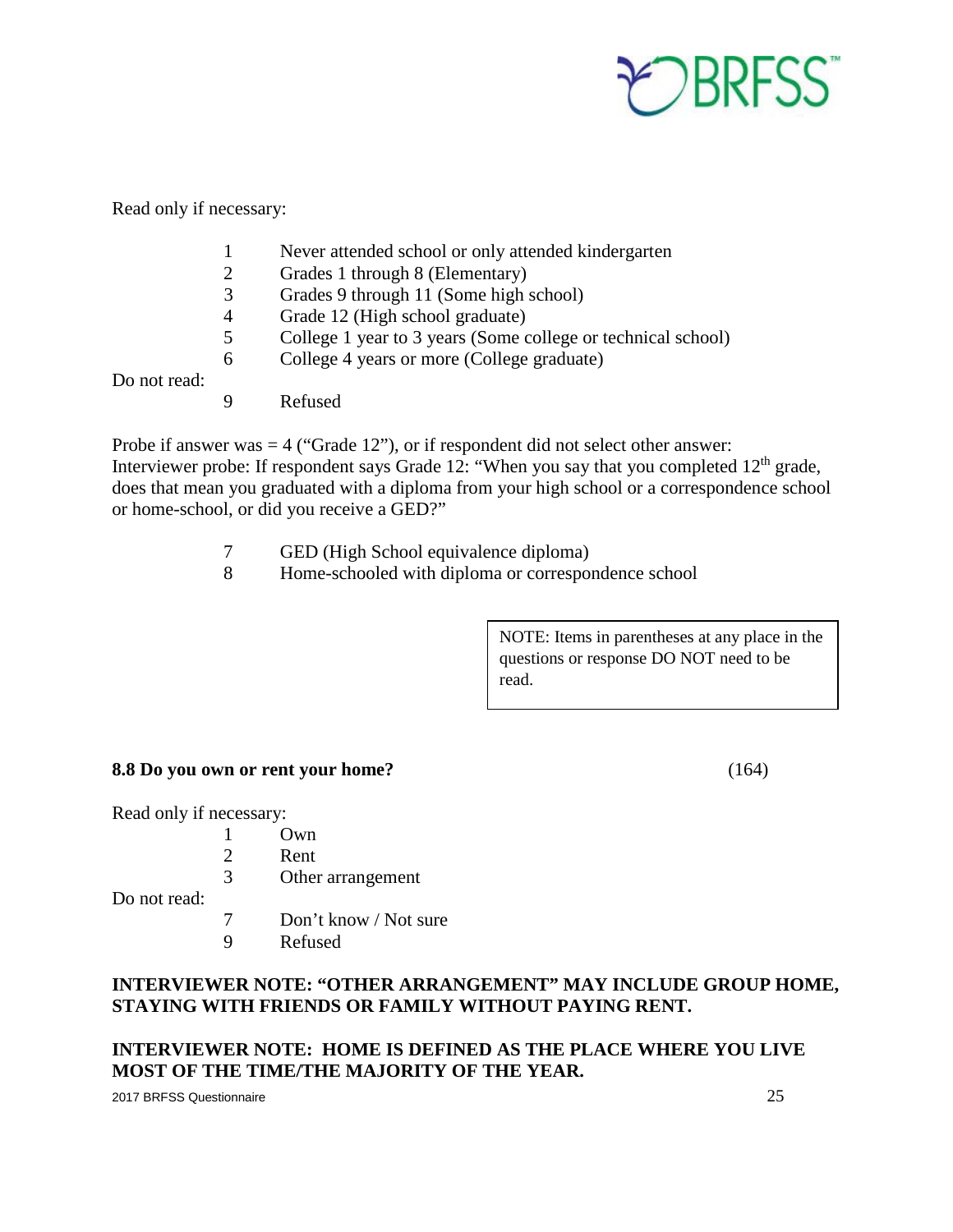Read only if necessary:

1 Never attended school or only attended kindergarten
2 Grades 1 through 8 (Elementary)
3 Grades 9 through 11 (Some high school)
4 Grade 12 (High school graduate)
5 College 1 year to 3 years (Some college or technical school)
6 College 4 years or more (College graduate)

Do not read:

9 Refused

Probe if answer was = 4 ("Grade 12"), or if respondent did not select other answer:
Interviewer probe: If respondent says Grade 12: "When you say that you completed 12th grade, does that mean you graduated with a diploma from your high school or a correspondence school or home-school, or did you receive a GED?"

7 GED (High School equivalence diploma)
8 Home-schooled with diploma or correspondence school

> NOTE: Items in parentheses at any place in the questions or response DO NOT need to be read.

**8.8 Do you own or rent your home?** (164)

Read only if necessary:

1 Own
2 Rent
3 Other arrangement

Do not read:

7 Don't know / Not sure
9 Refused

**INTERVIEWER NOTE: "OTHER ARRANGEMENT" MAY INCLUDE GROUP HOME, STAYING WITH FRIENDS OR FAMILY WITHOUT PAYING RENT.**

**INTERVIEWER NOTE: HOME IS DEFINED AS THE PLACE WHERE YOU LIVE MOST OF THE TIME/THE MAJORITY OF THE YEAR.**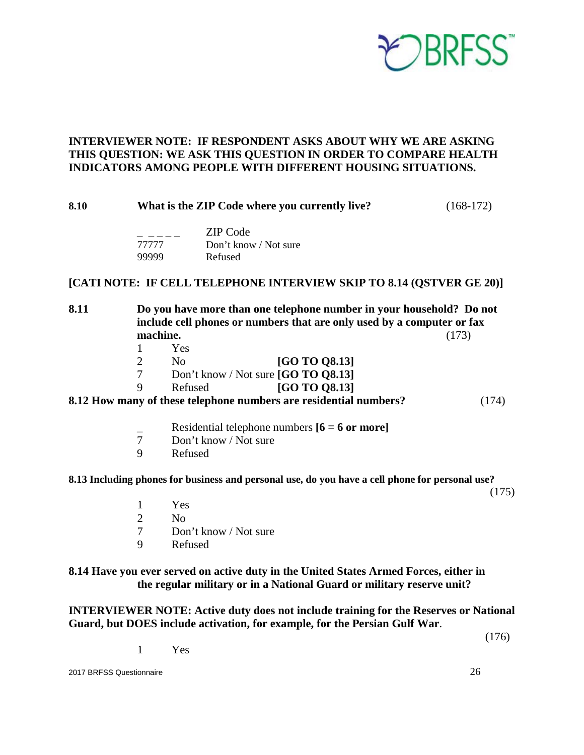**INTERVIEWER NOTE: IF RESPONDENT ASKS ABOUT WHY WE ARE ASKING THIS QUESTION: WE ASK THIS QUESTION IN ORDER TO COMPARE HEALTH INDICATORS AMONG PEOPLE WITH DIFFERENT HOUSING SITUATIONS.**

**8.10 What is the ZIP Code where you currently live?** (168-172)

_ _ _ _ _ ZIP Code
77777 Don't know / Not sure
99999 Refused

**[CATI NOTE: IF CELL TELEPHONE INTERVIEW SKIP TO 8.14 (QSTVER GE 20)]**

**8.11 Do you have more than one telephone number in your household? Do not include cell phones or numbers that are only used by a computer or fax machine.** (173)

1 Yes
2 No **[GO TO Q8.13]**
7 Don't know / Not sure **[GO TO Q8.13]**
9 Refused **[GO TO Q8.13]**

**8.12 How many of these telephone numbers are residential numbers?** (174)

_ Residential telephone numbers **[6 = 6 or more]**
7 Don't know / Not sure
9 Refused

**8.13 Including phones for business and personal use, do you have a cell phone for personal use?** (175)

1 Yes
2 No
7 Don't know / Not sure
9 Refused

**8.14 Have you ever served on active duty in the United States Armed Forces, either in the regular military or in a National Guard or military reserve unit?**

**INTERVIEWER NOTE: Active duty does not include training for the Reserves or National Guard, but DOES include activation, for example, for the Persian Gulf War.**

(176)

1 Yes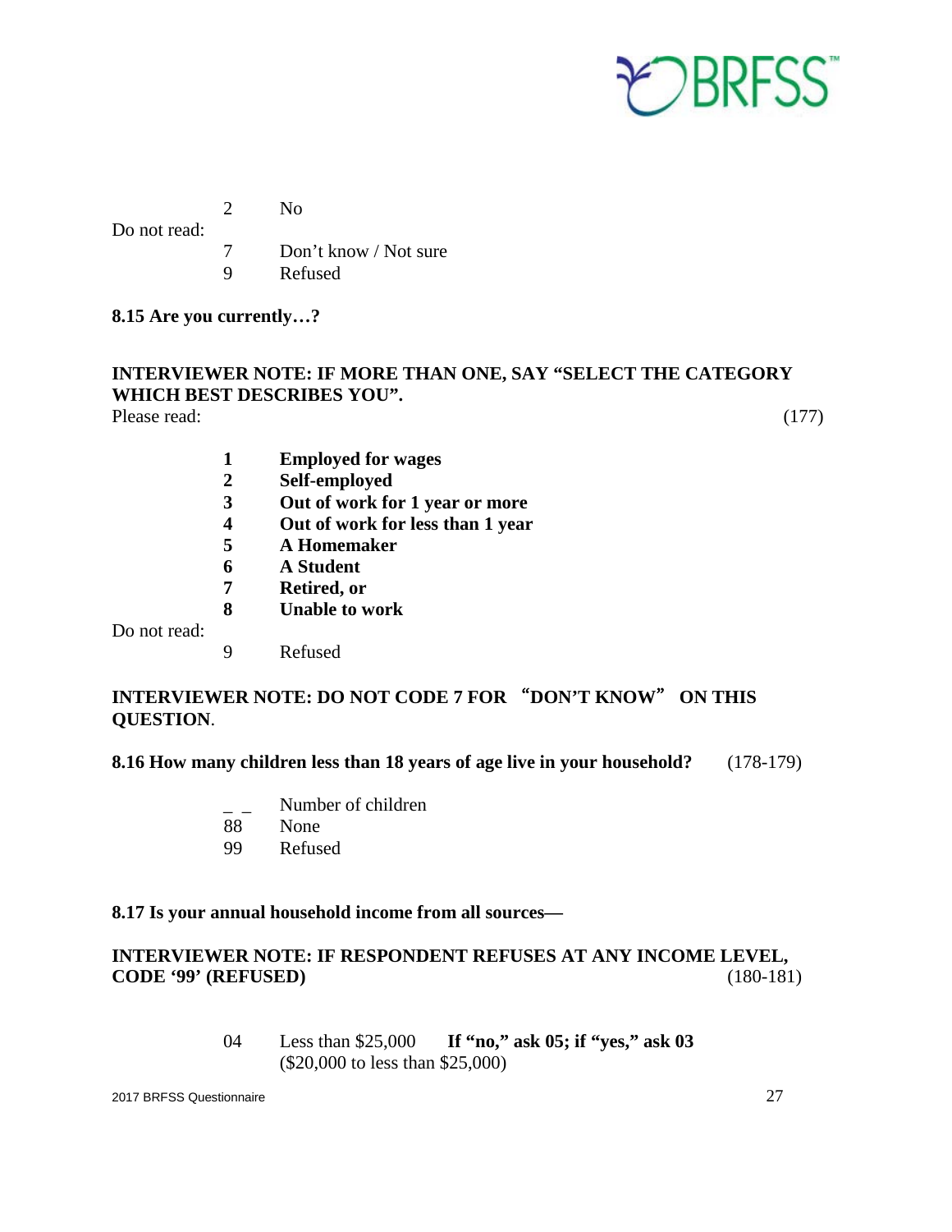| | | |
|---|---|---|
| | 2 | No |
| Do not read: | | |
| | 7 | Don't know / Not sure |
| | 9 | Refused |

**8.15 Are you currently…?**

**INTERVIEWER NOTE: IF MORE THAN ONE, SAY "SELECT THE CATEGORY WHICH BEST DESCRIBES YOU".**

Please read: (177)

| | | |
|---|---|---|
| | **1** | **Employed for wages** |
| | **2** | **Self-employed** |
| | **3** | **Out of work for 1 year or more** |
| | **4** | **Out of work for less than 1 year** |
| | **5** | **A Homemaker** |
| | **6** | **A Student** |
| | **7** | **Retired, or** |
| | **8** | **Unable to work** |
| Do not read: | | |
| | 9 | Refused |

**INTERVIEWER NOTE: DO NOT CODE 7 FOR "DON'T KNOW" ON THIS QUESTION**.

**8.16 How many children less than 18 years of age live in your household?** (178-179)

| | |
|---|---|
| _ _ | Number of children |
| 88 | None |
| 99 | Refused |

**8.17 Is your annual household income from all sources—**

**INTERVIEWER NOTE: IF RESPONDENT REFUSES AT ANY INCOME LEVEL, CODE '99' (REFUSED)** (180-181)

| | |
|---|---|
| 04 | Less than \$25,000 **If "no," ask 05; if "yes," ask 03** (\$20,000 to less than \$25,000) |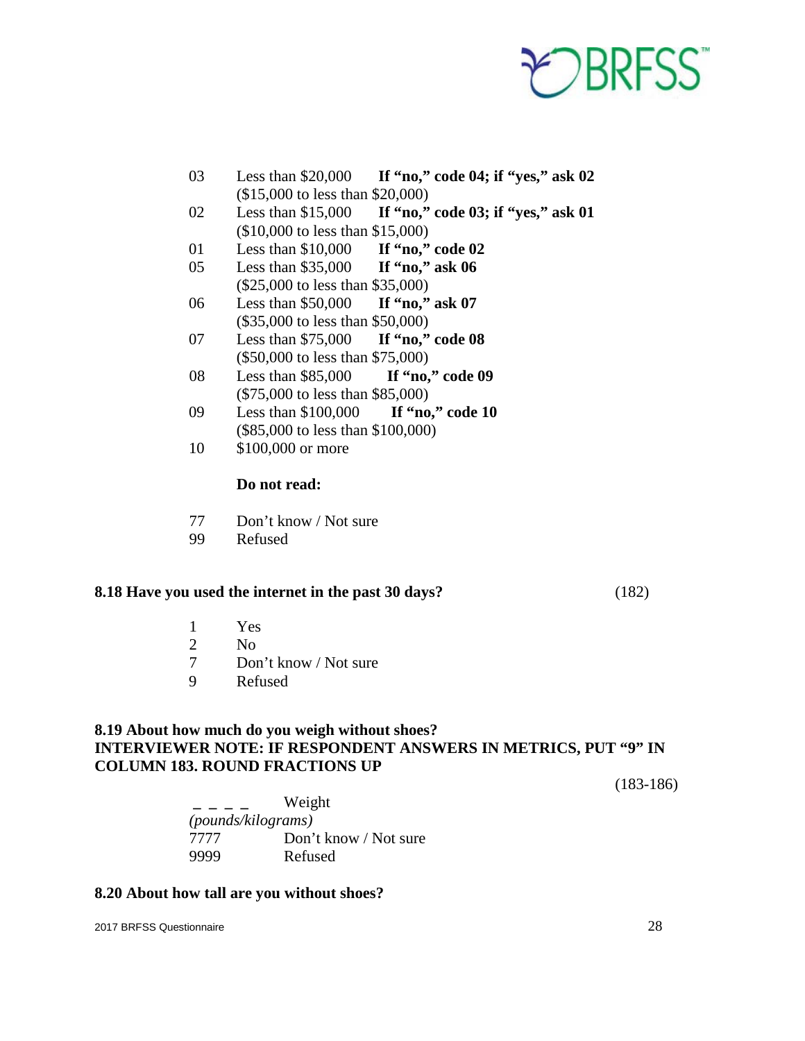03 Less than $20,000 **If "no," code 04; if "yes," ask 02**
($15,000 to less than $20,000)
02 Less than $15,000 **If "no," code 03; if "yes," ask 01**
($10,000 to less than $15,000)
01 Less than $10,000 **If "no," code 02**
05 Less than $35,000 **If "no," ask 06**
($25,000 to less than $35,000)
06 Less than $50,000 **If "no," ask 07**
($35,000 to less than $50,000)
07 Less than $75,000 **If "no," code 08**
($50,000 to less than $75,000)
08 Less than $85,000 **If "no," code 09**
($75,000 to less than $85,000)
09 Less than $100,000 **If "no," code 10**
($85,000 to less than $100,000)
10 $100,000 or more

**Do not read:**

77 Don't know / Not sure
99 Refused

**8.18 Have you used the internet in the past 30 days?** (182)

1 Yes
2 No
7 Don't know / Not sure
9 Refused

**8.19 About how much do you weigh without shoes?**
**INTERVIEWER NOTE: IF RESPONDENT ANSWERS IN METRICS, PUT "9" IN COLUMN 183. ROUND FRACTIONS UP**

(183-186)

_ _ _ _ Weight
*(pounds/kilograms)*
7777 Don't know / Not sure
9999 Refused

**8.20 About how tall are you without shoes?**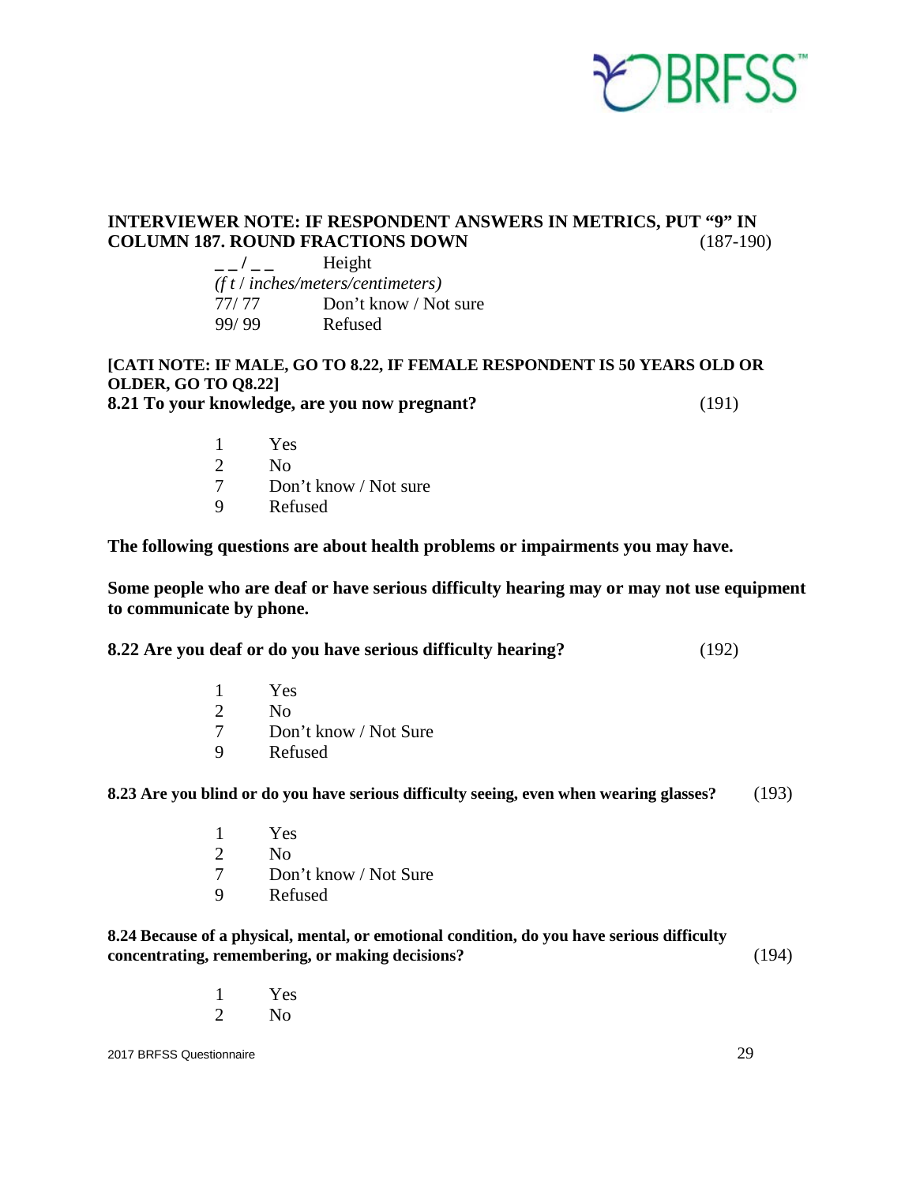**INTERVIEWER NOTE: IF RESPONDENT ANSWERS IN METRICS, PUT "9" IN COLUMN 187. ROUND FRACTIONS DOWN** (187-190)

_ _ / _ _ Height
*(f t / inches/meters/centimeters)*
77/ 77 Don't know / Not sure
99/ 99 Refused

**[CATI NOTE: IF MALE, GO TO 8.22, IF FEMALE RESPONDENT IS 50 YEARS OLD OR OLDER, GO TO Q8.22]**

**8.21 To your knowledge, are you now pregnant?** (191)

1 Yes
2 No
7 Don't know / Not sure
9 Refused

**The following questions are about health problems or impairments you may have.**

**Some people who are deaf or have serious difficulty hearing may or may not use equipment to communicate by phone.**

**8.22 Are you deaf or do you have serious difficulty hearing?** (192)

1 Yes
2 No
7 Don't know / Not Sure
9 Refused

**8.23 Are you blind or do you have serious difficulty seeing, even when wearing glasses?** (193)

1 Yes
2 No
7 Don't know / Not Sure
9 Refused

**8.24 Because of a physical, mental, or emotional condition, do you have serious difficulty concentrating, remembering, or making decisions?** (194)

1 Yes
2 No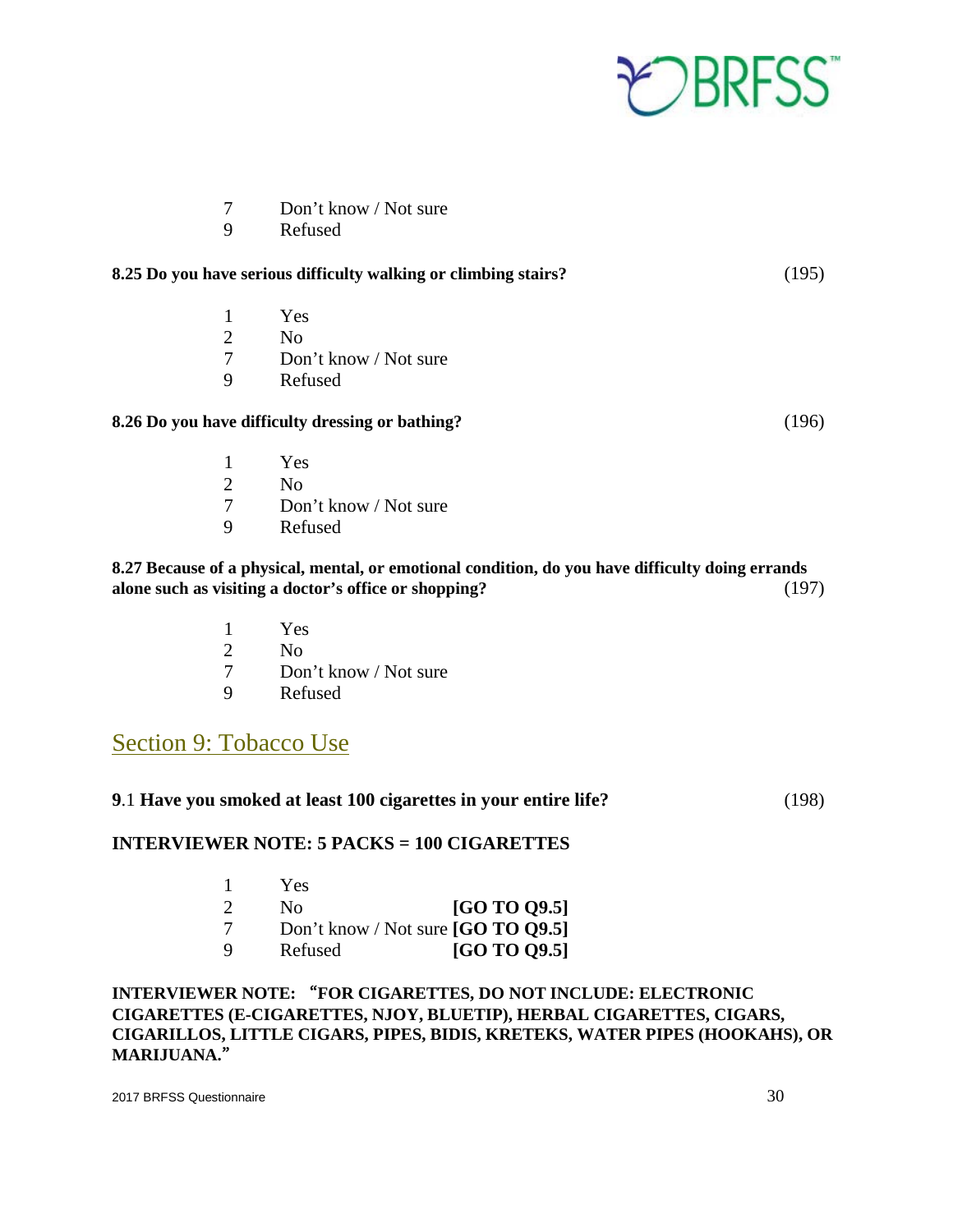7 Don't know / Not sure
9 Refused

**8.25 Do you have serious difficulty walking or climbing stairs?** (195)

1 Yes
2 No
7 Don't know / Not sure
9 Refused

**8.26 Do you have difficulty dressing or bathing?** (196)

1 Yes
2 No
7 Don't know / Not sure
9 Refused

**8.27 Because of a physical, mental, or emotional condition, do you have difficulty doing errands alone such as visiting a doctor's office or shopping?** (197)

1 Yes
2 No
7 Don't know / Not sure
9 Refused

## Section 9: Tobacco Use

**9**.1 **Have you smoked at least 100 cigarettes in your entire life?** (198)

**INTERVIEWER NOTE: 5 PACKS = 100 CIGARETTES**

1 Yes
2 No **[GO TO Q9.5]**
7 Don't know / Not sure **[GO TO Q9.5]**
9 Refused **[GO TO Q9.5]**

**INTERVIEWER NOTE: "FOR CIGARETTES, DO NOT INCLUDE: ELECTRONIC CIGARETTES (E-CIGARETTES, NJOY, BLUETIP), HERBAL CIGARETTES, CIGARS, CIGARILLOS, LITTLE CIGARS, PIPES, BIDIS, KRETEKS, WATER PIPES (HOOKAHS), OR MARIJUANA."**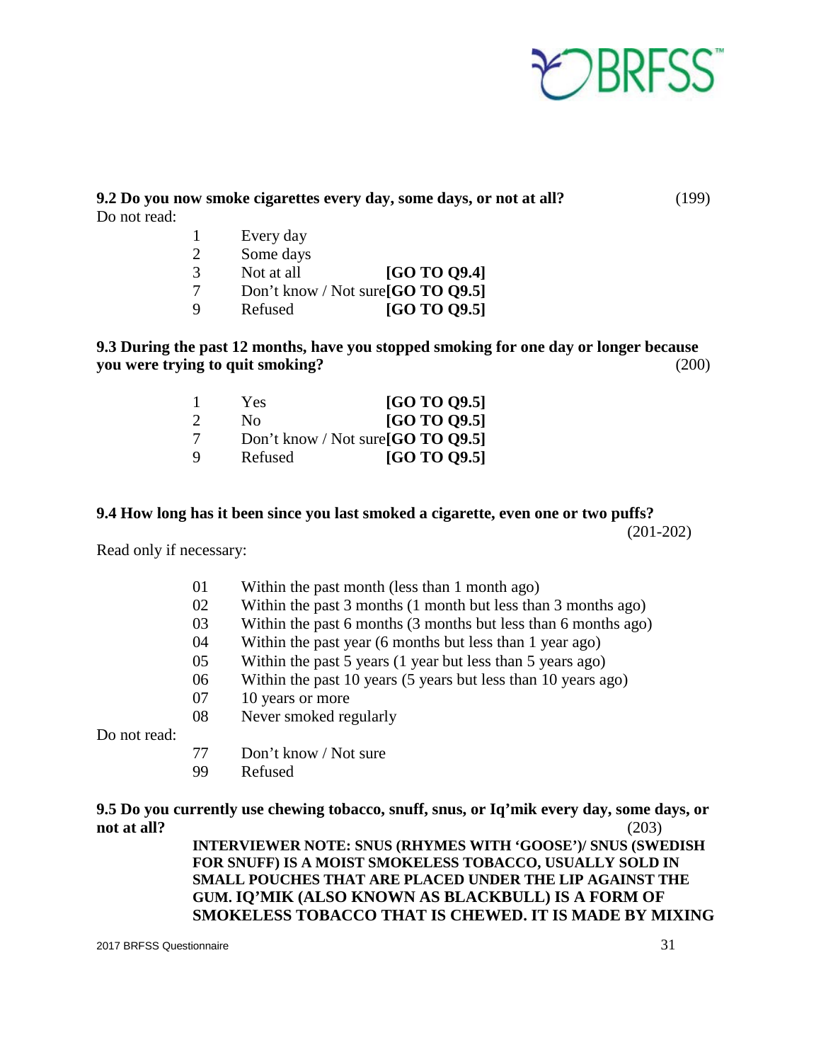**9.2 Do you now smoke cigarettes every day, some days, or not at all?** (199)

Do not read:

| | | |
|---|---|---|
| 1 | Every day | |
| 2 | Some days | |
| 3 | Not at all | **[GO TO Q9.4]** |
| 7 | Don't know / Not sure | **[GO TO Q9.5]** |
| 9 | Refused | **[GO TO Q9.5]** |

**9.3 During the past 12 months, have you stopped smoking for one day or longer because you were trying to quit smoking?** (200)

| | | |
|---|---|---|
| 1 | Yes | **[GO TO Q9.5]** |
| 2 | No | **[GO TO Q9.5]** |
| 7 | Don't know / Not sure | **[GO TO Q9.5]** |
| 9 | Refused | **[GO TO Q9.5]** |

**9.4 How long has it been since you last smoked a cigarette, even one or two puffs?** (201-202)

Read only if necessary:

01 Within the past month (less than 1 month ago)
02 Within the past 3 months (1 month but less than 3 months ago)
03 Within the past 6 months (3 months but less than 6 months ago)
04 Within the past year (6 months but less than 1 year ago)
05 Within the past 5 years (1 year but less than 5 years ago)
06 Within the past 10 years (5 years but less than 10 years ago)
07 10 years or more
08 Never smoked regularly

Do not read:

77 Don't know / Not sure
99 Refused

**9.5 Do you currently use chewing tobacco, snuff, snus, or Iq'mik every day, some days, or not at all?** (203)

**INTERVIEWER NOTE: SNUS (RHYMES WITH 'GOOSE')/ SNUS (SWEDISH FOR SNUFF) IS A MOIST SMOKELESS TOBACCO, USUALLY SOLD IN SMALL POUCHES THAT ARE PLACED UNDER THE LIP AGAINST THE GUM. IQ'MIK (ALSO KNOWN AS BLACKBULL) IS A FORM OF SMOKELESS TOBACCO THAT IS CHEWED. IT IS MADE BY MIXING**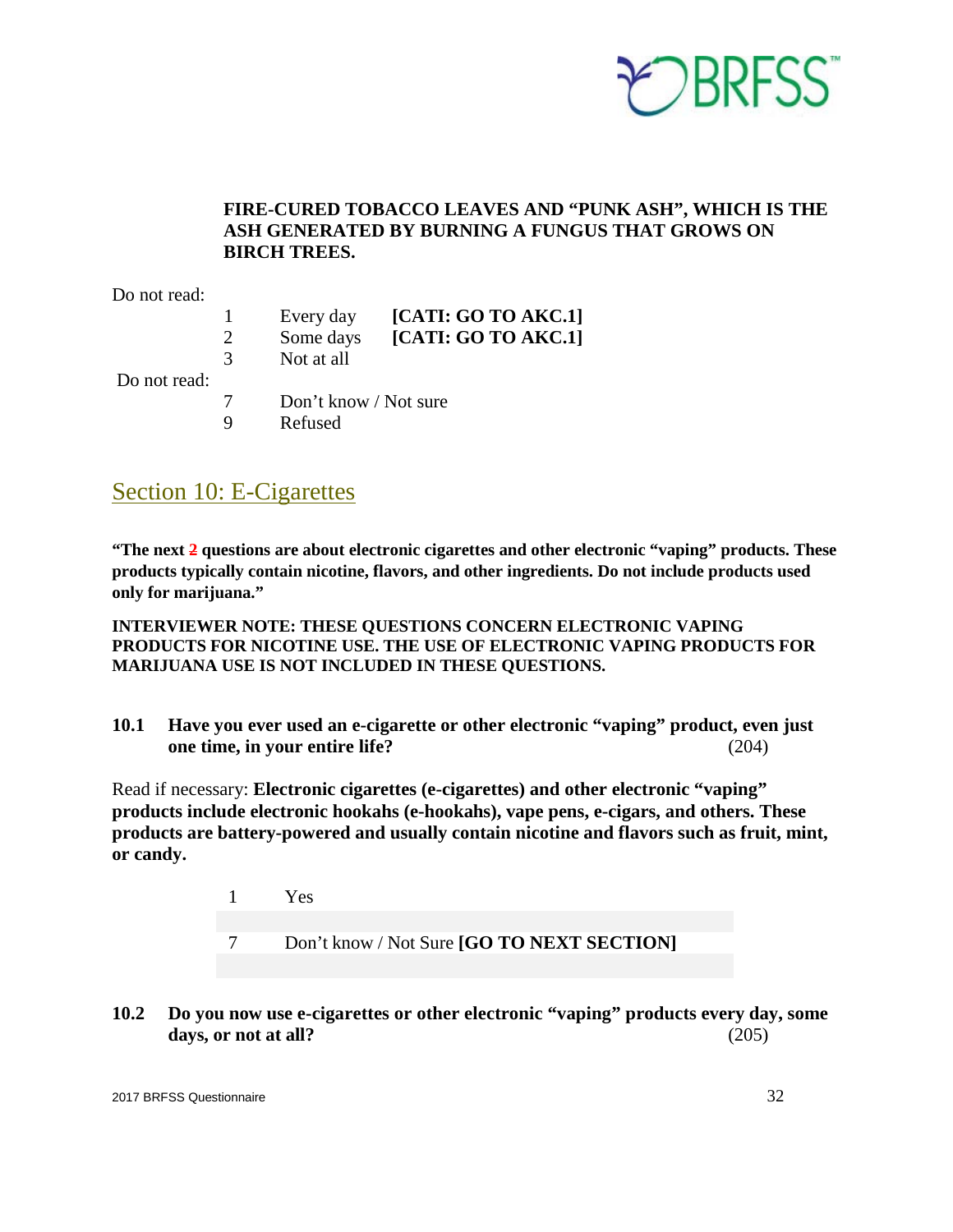**FIRE-CURED TOBACCO LEAVES AND "PUNK ASH", WHICH IS THE ASH GENERATED BY BURNING A FUNGUS THAT GROWS ON BIRCH TREES.**

Do not read:

| | | |
|---|---|---|
| 1 | Every day | **[CATI: GO TO AKC.1]** |
| 2 | Some days | **[CATI: GO TO AKC.1]** |
| 3 | Not at all | |

Do not read:

| | |
|---|---|
| 7 | Don't know / Not sure |
| 9 | Refused |

## Section 10: E-Cigarettes

**"The next 2 questions are about electronic cigarettes and other electronic "vaping" products. These products typically contain nicotine, flavors, and other ingredients. Do not include products used only for marijuana."**

**INTERVIEWER NOTE: THESE QUESTIONS CONCERN ELECTRONIC VAPING PRODUCTS FOR NICOTINE USE. THE USE OF ELECTRONIC VAPING PRODUCTS FOR MARIJUANA USE IS NOT INCLUDED IN THESE QUESTIONS.**

**10.1 Have you ever used an e-cigarette or other electronic "vaping" product, even just one time, in your entire life?** (204)

Read if necessary: **Electronic cigarettes (e-cigarettes) and other electronic "vaping" products include electronic hookahs (e-hookahs), vape pens, e-cigars, and others. These products are battery-powered and usually contain nicotine and flavors such as fruit, mint, or candy.**

| | |
|---|---|
| 1 | Yes |
| | |
| 7 | Don't know / Not Sure **[GO TO NEXT SECTION]** |
| | |

**10.2 Do you now use e-cigarettes or other electronic "vaping" products every day, some days, or not at all?** (205)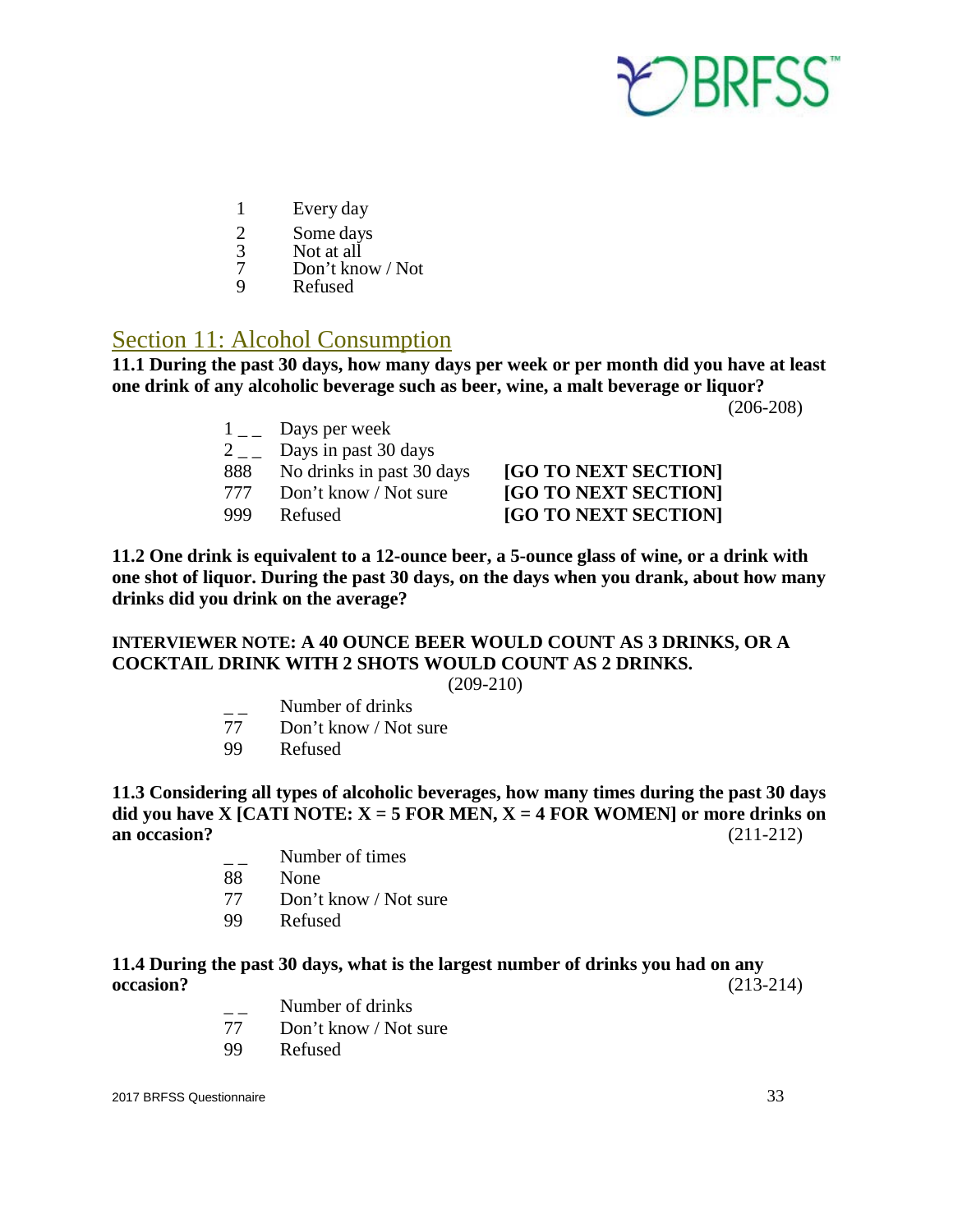1 Every day
2 Some days
3 Not at all
7 Don't know / Not
9 Refused

## Section 11: Alcohol Consumption

**11.1 During the past 30 days, how many days per week or per month did you have at least one drink of any alcoholic beverage such as beer, wine, a malt beverage or liquor?**

(206-208)

| | | |
|---|---|---|
| 1 _ _ | Days per week | |
| 2 _ _ | Days in past 30 days | |
| 888 | No drinks in past 30 days | **[GO TO NEXT SECTION]** |
| 777 | Don't know / Not sure | **[GO TO NEXT SECTION]** |
| 999 | Refused | **[GO TO NEXT SECTION]** |

**11.2 One drink is equivalent to a 12-ounce beer, a 5-ounce glass of wine, or a drink with one shot of liquor. During the past 30 days, on the days when you drank, about how many drinks did you drink on the average?**

**INTERVIEWER NOTE: A 40 OUNCE BEER WOULD COUNT AS 3 DRINKS, OR A COCKTAIL DRINK WITH 2 SHOTS WOULD COUNT AS 2 DRINKS.**

(209-210)

_ _ Number of drinks
77 Don't know / Not sure
99 Refused

**11.3 Considering all types of alcoholic beverages, how many times during the past 30 days did you have X [CATI NOTE: X = 5 FOR MEN, X = 4 FOR WOMEN] or more drinks on an occasion?** (211-212)

_ _ Number of times
88 None
77 Don't know / Not sure
99 Refused

**11.4 During the past 30 days, what is the largest number of drinks you had on any occasion?** (213-214)

_ _ Number of drinks
77 Don't know / Not sure
99 Refused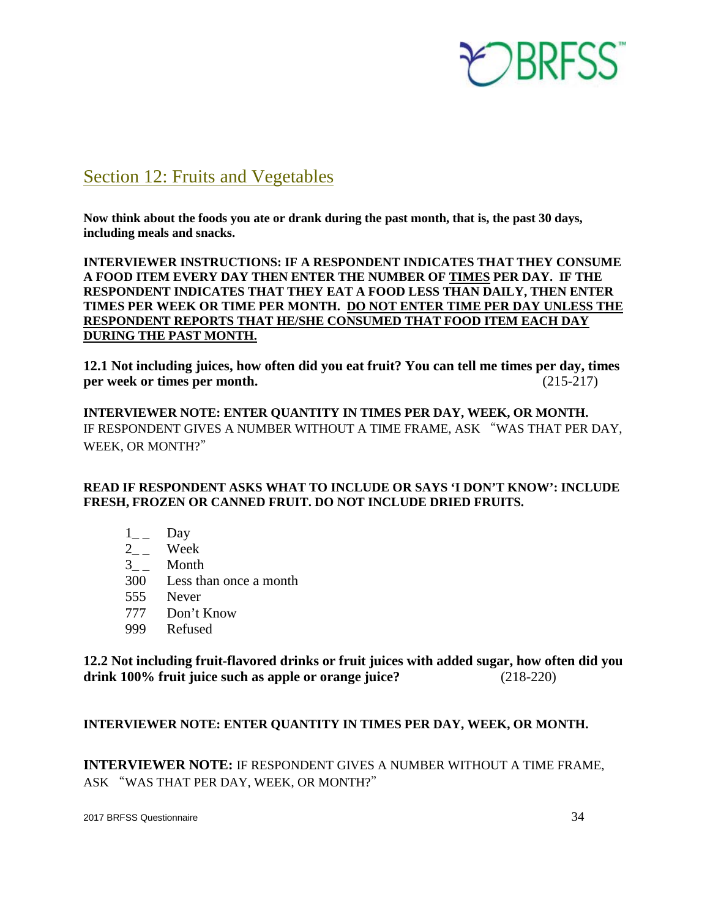## Section 12: Fruits and Vegetables

**Now think about the foods you ate or drank during the past month, that is, the past 30 days, including meals and snacks.**

**INTERVIEWER INSTRUCTIONS: IF A RESPONDENT INDICATES THAT THEY CONSUME A FOOD ITEM EVERY DAY THEN ENTER THE NUMBER OF <u>TIMES</u> PER DAY. IF THE RESPONDENT INDICATES THAT THEY EAT A FOOD LESS THAN DAILY, THEN ENTER TIMES PER WEEK OR TIME PER MONTH. <u>DO NOT ENTER TIME PER DAY UNLESS THE RESPONDENT REPORTS THAT HE/SHE CONSUMED THAT FOOD ITEM EACH DAY DURING THE PAST MONTH.</u>**

**12.1 Not including juices, how often did you eat fruit? You can tell me times per day, times per week or times per month.** (215-217)

**INTERVIEWER NOTE: ENTER QUANTITY IN TIMES PER DAY, WEEK, OR MONTH.**
IF RESPONDENT GIVES A NUMBER WITHOUT A TIME FRAME, ASK "WAS THAT PER DAY, WEEK, OR MONTH?"

**READ IF RESPONDENT ASKS WHAT TO INCLUDE OR SAYS 'I DON'T KNOW': INCLUDE FRESH, FROZEN OR CANNED FRUIT. DO NOT INCLUDE DRIED FRUITS.**

1_ _ Day
2_ _ Week
3_ _ Month
300 Less than once a month
555 Never
777 Don't Know
999 Refused

**12.2 Not including fruit-flavored drinks or fruit juices with added sugar, how often did you drink 100% fruit juice such as apple or orange juice?** (218-220)

**INTERVIEWER NOTE: ENTER QUANTITY IN TIMES PER DAY, WEEK, OR MONTH.**

**INTERVIEWER NOTE:** IF RESPONDENT GIVES A NUMBER WITHOUT A TIME FRAME, ASK "WAS THAT PER DAY, WEEK, OR MONTH?"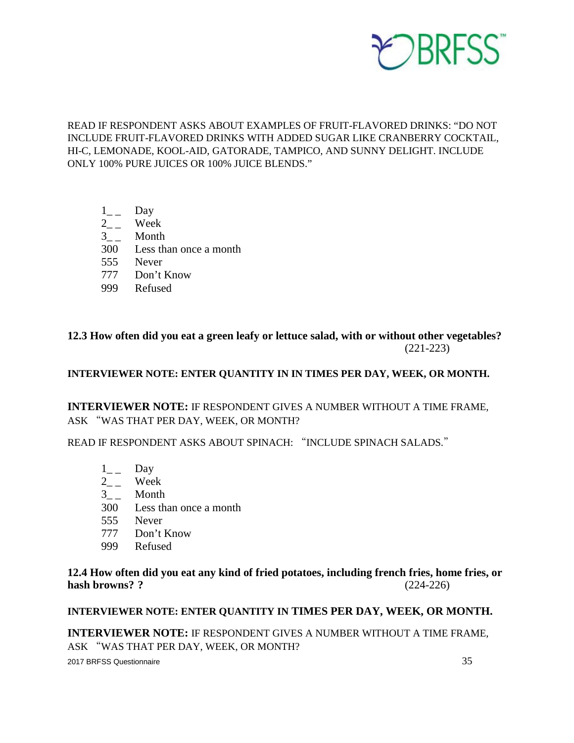READ IF RESPONDENT ASKS ABOUT EXAMPLES OF FRUIT-FLAVORED DRINKS: "DO NOT INCLUDE FRUIT-FLAVORED DRINKS WITH ADDED SUGAR LIKE CRANBERRY COCKTAIL, HI-C, LEMONADE, KOOL-AID, GATORADE, TAMPICO, AND SUNNY DELIGHT. INCLUDE ONLY 100% PURE JUICES OR 100% JUICE BLENDS."

| | |
|---|---|
| 1_ _ | Day |
| 2_ _ | Week |
| 3_ _ | Month |
| 300 | Less than once a month |
| 555 | Never |
| 777 | Don't Know |
| 999 | Refused |

**12.3 How often did you eat a green leafy or lettuce salad, with or without other vegetables?** (221-223)

**INTERVIEWER NOTE: ENTER QUANTITY IN IN TIMES PER DAY, WEEK, OR MONTH.**

**INTERVIEWER NOTE:** IF RESPONDENT GIVES A NUMBER WITHOUT A TIME FRAME, ASK "WAS THAT PER DAY, WEEK, OR MONTH?

READ IF RESPONDENT ASKS ABOUT SPINACH: "INCLUDE SPINACH SALADS."

| | |
|---|---|
| 1_ _ | Day |
| 2_ _ | Week |
| 3_ _ | Month |
| 300 | Less than once a month |
| 555 | Never |
| 777 | Don't Know |
| 999 | Refused |

**12.4 How often did you eat any kind of fried potatoes, including french fries, home fries, or hash browns? ?** (224-226)

**INTERVIEWER NOTE: ENTER QUANTITY IN TIMES PER DAY, WEEK, OR MONTH.**

**INTERVIEWER NOTE:** IF RESPONDENT GIVES A NUMBER WITHOUT A TIME FRAME, ASK "WAS THAT PER DAY, WEEK, OR MONTH?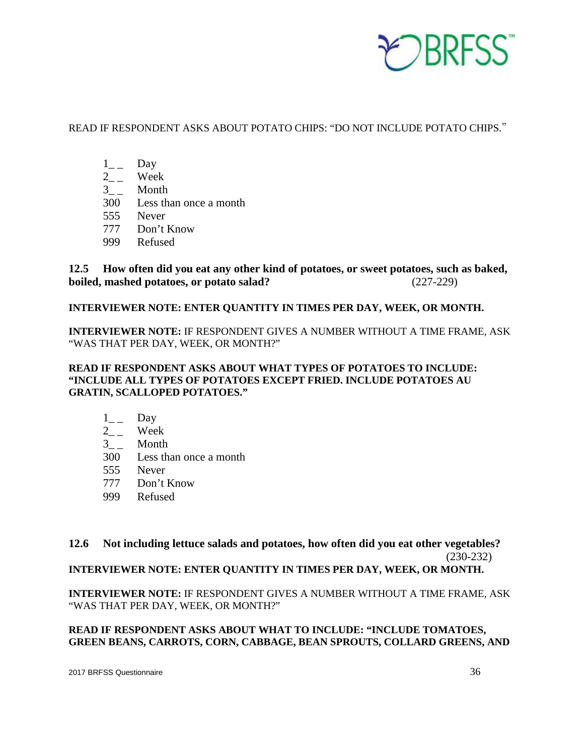READ IF RESPONDENT ASKS ABOUT POTATO CHIPS: "DO NOT INCLUDE POTATO CHIPS."

- 1_ _ Day
- 2_ _ Week
- 3_ _ Month
- 300 Less than once a month
- 555 Never
- 777 Don't Know
- 999 Refused

**12.5 How often did you eat any other kind of potatoes, or sweet potatoes, such as baked, boiled, mashed potatoes, or potato salad?** (227-229)

**INTERVIEWER NOTE: ENTER QUANTITY IN TIMES PER DAY, WEEK, OR MONTH.**

**INTERVIEWER NOTE:** IF RESPONDENT GIVES A NUMBER WITHOUT A TIME FRAME, ASK "WAS THAT PER DAY, WEEK, OR MONTH?"

**READ IF RESPONDENT ASKS ABOUT WHAT TYPES OF POTATOES TO INCLUDE: "INCLUDE ALL TYPES OF POTATOES EXCEPT FRIED. INCLUDE POTATOES AU GRATIN, SCALLOPED POTATOES."**

- 1_ _ Day
- 2_ _ Week
- 3_ _ Month
- 300 Less than once a month
- 555 Never
- 777 Don't Know
- 999 Refused

**12.6 Not including lettuce salads and potatoes, how often did you eat other vegetables?** (230-232)

**INTERVIEWER NOTE: ENTER QUANTITY IN TIMES PER DAY, WEEK, OR MONTH.**

**INTERVIEWER NOTE:** IF RESPONDENT GIVES A NUMBER WITHOUT A TIME FRAME, ASK "WAS THAT PER DAY, WEEK, OR MONTH?"

**READ IF RESPONDENT ASKS ABOUT WHAT TO INCLUDE: "INCLUDE TOMATOES, GREEN BEANS, CARROTS, CORN, CABBAGE, BEAN SPROUTS, COLLARD GREENS, AND**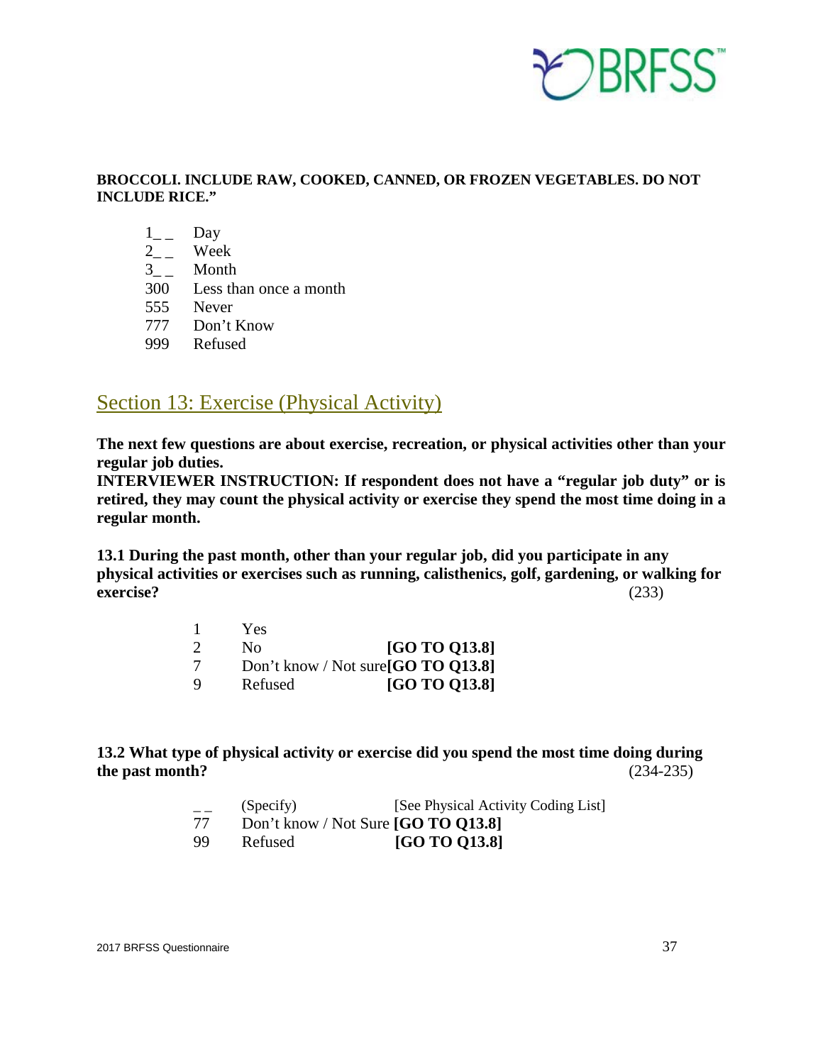**BROCCOLI. INCLUDE RAW, COOKED, CANNED, OR FROZEN VEGETABLES. DO NOT INCLUDE RICE."**

1_ _ Day
2_ _ Week
3_ _ Month
300 Less than once a month
555 Never
777 Don't Know
999 Refused

## Section 13: Exercise (Physical Activity)

**The next few questions are about exercise, recreation, or physical activities other than your regular job duties.**
**INTERVIEWER INSTRUCTION: If respondent does not have a "regular job duty" or is retired, they may count the physical activity or exercise they spend the most time doing in a regular month.**

**13.1 During the past month, other than your regular job, did you participate in any physical activities or exercises such as running, calisthenics, golf, gardening, or walking for exercise?** (233)

1 Yes
2 No **[GO TO Q13.8]**
7 Don't know / Not sure **[GO TO Q13.8]**
9 Refused **[GO TO Q13.8]**

**13.2 What type of physical activity or exercise did you spend the most time doing during the past month?** (234-235)

_ _ (Specify) [See Physical Activity Coding List]
77 Don't know / Not Sure **[GO TO Q13.8]**
99 Refused **[GO TO Q13.8]**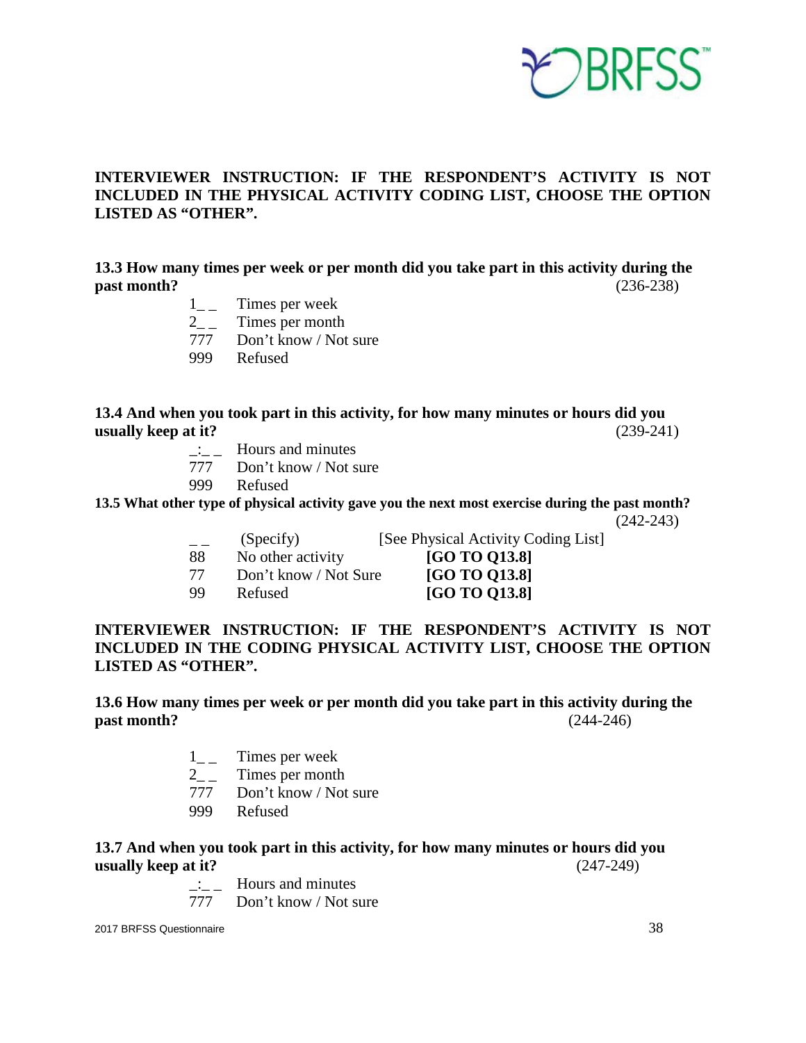**INTERVIEWER INSTRUCTION: IF THE RESPONDENT'S ACTIVITY IS NOT INCLUDED IN THE PHYSICAL ACTIVITY CODING LIST, CHOOSE THE OPTION LISTED AS "OTHER".**

**13.3 How many times per week or per month did you take part in this activity during the past month?** (236-238)

| | |
|---|---|
| 1_ _ | Times per week |
| 2_ _ | Times per month |
| 777 | Don't know / Not sure |
| 999 | Refused |

**13.4 And when you took part in this activity, for how many minutes or hours did you usually keep at it?** (239-241)

| | |
|---|---|
| _:_ _ | Hours and minutes |
| 777 | Don't know / Not sure |
| 999 | Refused |

**13.5 What other type of physical activity gave you the next most exercise during the past month?** (242-243)

| | | |
|---|---|---|
| _ _ | (Specify) | [See Physical Activity Coding List] |
| 88 | No other activity | **[GO TO Q13.8]** |
| 77 | Don't know / Not Sure | **[GO TO Q13.8]** |
| 99 | Refused | **[GO TO Q13.8]** |

**INTERVIEWER INSTRUCTION: IF THE RESPONDENT'S ACTIVITY IS NOT INCLUDED IN THE CODING PHYSICAL ACTIVITY LIST, CHOOSE THE OPTION LISTED AS "OTHER".**

**13.6 How many times per week or per month did you take part in this activity during the past month?** (244-246)

| | |
|---|---|
| 1_ _ | Times per week |
| 2_ _ | Times per month |
| 777 | Don't know / Not sure |
| 999 | Refused |

**13.7 And when you took part in this activity, for how many minutes or hours did you usually keep at it?** (247-249)

| | |
|---|---|
| _:_ _ | Hours and minutes |
| 777 | Don't know / Not sure |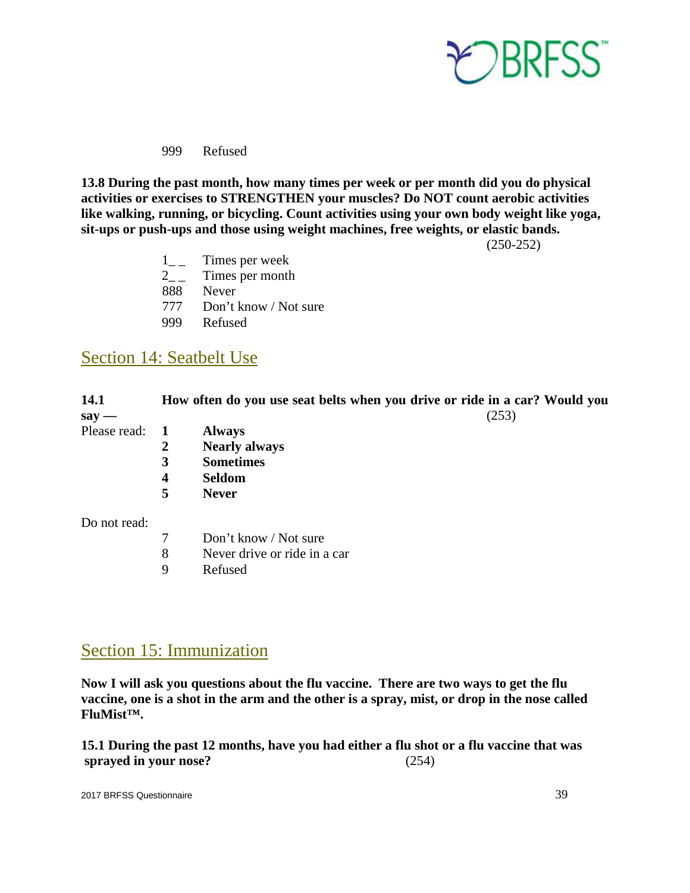999 Refused

**13.8 During the past month, how many times per week or per month did you do physical activities or exercises to STRENGTHEN your muscles? Do NOT count aerobic activities like walking, running, or bicycling. Count activities using your own body weight like yoga, sit-ups or push-ups and those using weight machines, free weights, or elastic bands.**

(250-252)

1_ _ Times per week
2_ _ Times per month
888 Never
777 Don't know / Not sure
999 Refused

## Section 14: Seatbelt Use

**14.1 How often do you use seat belts when you drive or ride in a car? Would you say —** (253)

Please read:

**1 Always**
**2 Nearly always**
**3 Sometimes**
**4 Seldom**
**5 Never**

Do not read:

7 Don't know / Not sure
8 Never drive or ride in a car
9 Refused

## Section 15: Immunization

**Now I will ask you questions about the flu vaccine. There are two ways to get the flu vaccine, one is a shot in the arm and the other is a spray, mist, or drop in the nose called FluMist™.**

**15.1 During the past 12 months, have you had either a flu shot or a flu vaccine that was sprayed in your nose?** (254)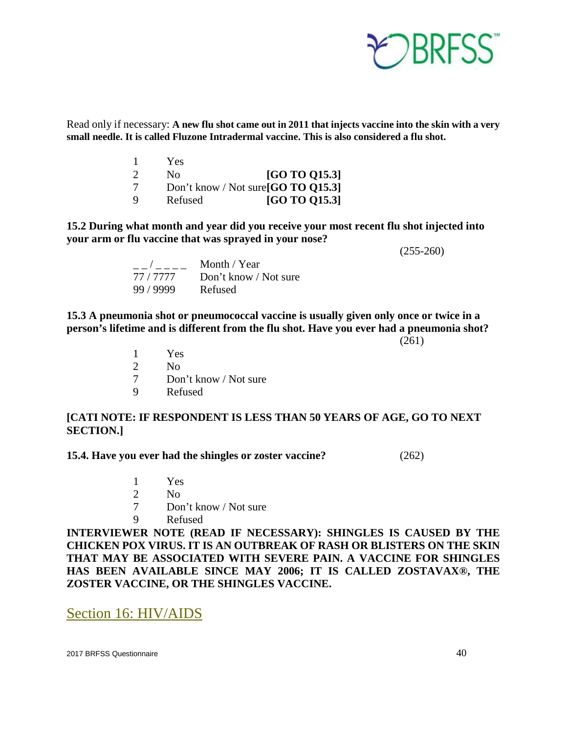Read only if necessary: **A new flu shot came out in 2011 that injects vaccine into the skin with a very small needle. It is called Fluzone Intradermal vaccine. This is also considered a flu shot.**

| | | |
|---|---|---|
| 1 | Yes | |
| 2 | No | **[GO TO Q15.3]** |
| 7 | Don't know / Not sure | **[GO TO Q15.3]** |
| 9 | Refused | **[GO TO Q15.3]** |

**15.2 During what month and year did you receive your most recent flu shot injected into your arm or flu vaccine that was sprayed in your nose?**

(255-260)

| | |
|---|---|
| _ _ / _ _ _ _ | Month / Year |
| 77 / 7777 | Don't know / Not sure |
| 99 / 9999 | Refused |

**15.3 A pneumonia shot or pneumococcal vaccine is usually given only once or twice in a person's lifetime and is different from the flu shot. Have you ever had a pneumonia shot?**

(261)

1 Yes
2 No
7 Don't know / Not sure
9 Refused

**[CATI NOTE: IF RESPONDENT IS LESS THAN 50 YEARS OF AGE, GO TO NEXT SECTION.]**

**15.4. Have you ever had the shingles or zoster vaccine?** (262)

1 Yes
2 No
7 Don't know / Not sure
9 Refused

**INTERVIEWER NOTE (READ IF NECESSARY): SHINGLES IS CAUSED BY THE CHICKEN POX VIRUS. IT IS AN OUTBREAK OF RASH OR BLISTERS ON THE SKIN THAT MAY BE ASSOCIATED WITH SEVERE PAIN. A VACCINE FOR SHINGLES HAS BEEN AVAILABLE SINCE MAY 2006; IT IS CALLED ZOSTAVAX®, THE ZOSTER VACCINE, OR THE SHINGLES VACCINE.**

## Section 16: HIV/AIDS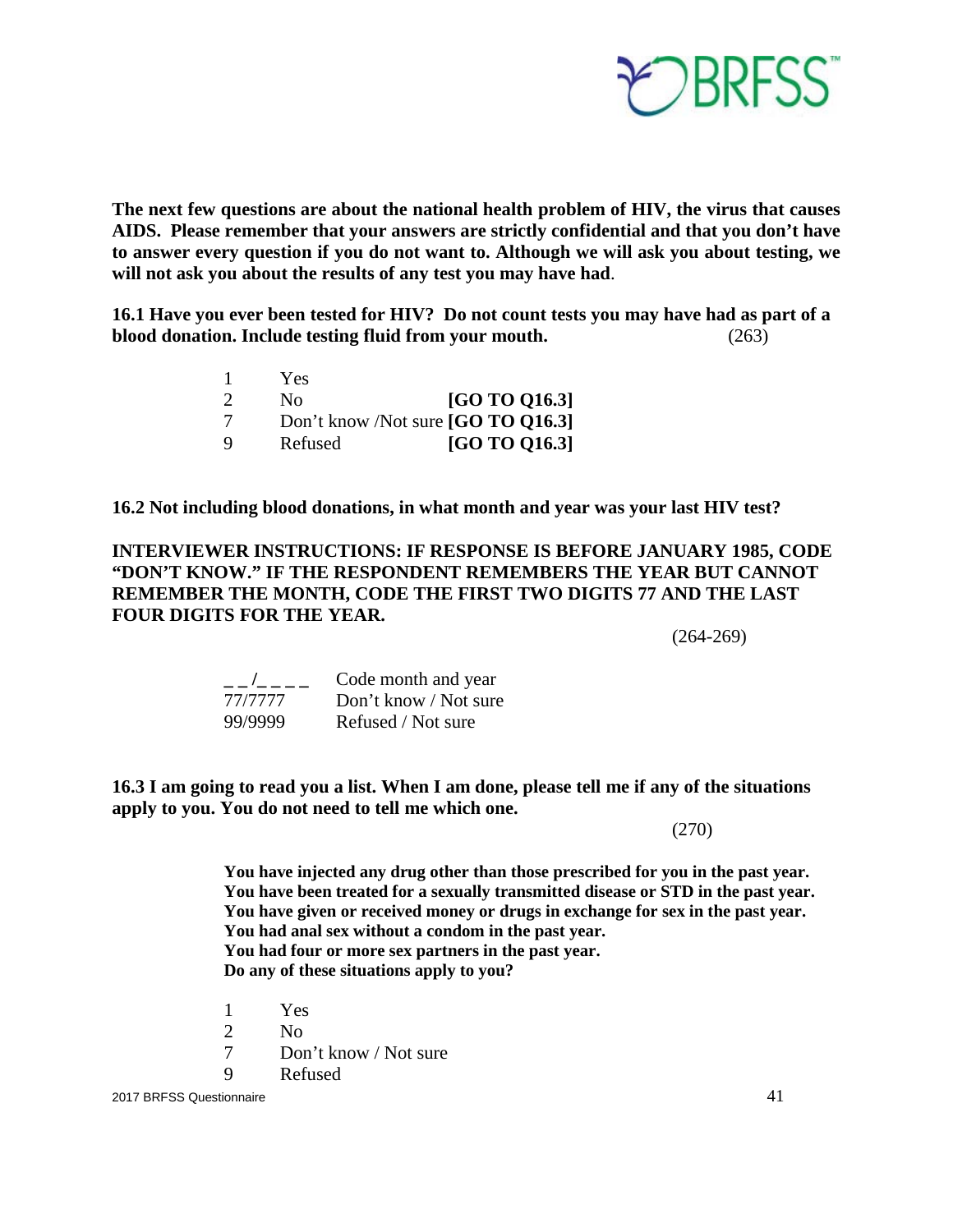**The next few questions are about the national health problem of HIV, the virus that causes AIDS. Please remember that your answers are strictly confidential and that you don't have to answer every question if you do not want to. Although we will ask you about testing, we will not ask you about the results of any test you may have had**.

**16.1 Have you ever been tested for HIV? Do not count tests you may have had as part of a blood donation. Include testing fluid from your mouth.** (263)

| | | |
|---|---|---|
| 1 | Yes | |
| 2 | No | **[GO TO Q16.3]** |
| 7 | Don't know /Not sure | **[GO TO Q16.3]** |
| 9 | Refused | **[GO TO Q16.3]** |

**16.2 Not including blood donations, in what month and year was your last HIV test?**

**INTERVIEWER INSTRUCTIONS: IF RESPONSE IS BEFORE JANUARY 1985, CODE "DON'T KNOW." IF THE RESPONDENT REMEMBERS THE YEAR BUT CANNOT REMEMBER THE MONTH, CODE THE FIRST TWO DIGITS 77 AND THE LAST FOUR DIGITS FOR THE YEAR.**

(264-269)

| | |
|---|---|
| _ _/_ _ _ _ | Code month and year |
| 77/7777 | Don't know / Not sure |
| 99/9999 | Refused / Not sure |

**16.3 I am going to read you a list. When I am done, please tell me if any of the situations apply to you. You do not need to tell me which one.**

(270)

**You have injected any drug other than those prescribed for you in the past year.**
**You have been treated for a sexually transmitted disease or STD in the past year.**
**You have given or received money or drugs in exchange for sex in the past year.**
**You had anal sex without a condom in the past year.**
**You had four or more sex partners in the past year.**
**Do any of these situations apply to you?**

| | |
|---|---|
| 1 | Yes |
| 2 | No |
| 7 | Don't know / Not sure |
| 9 | Refused |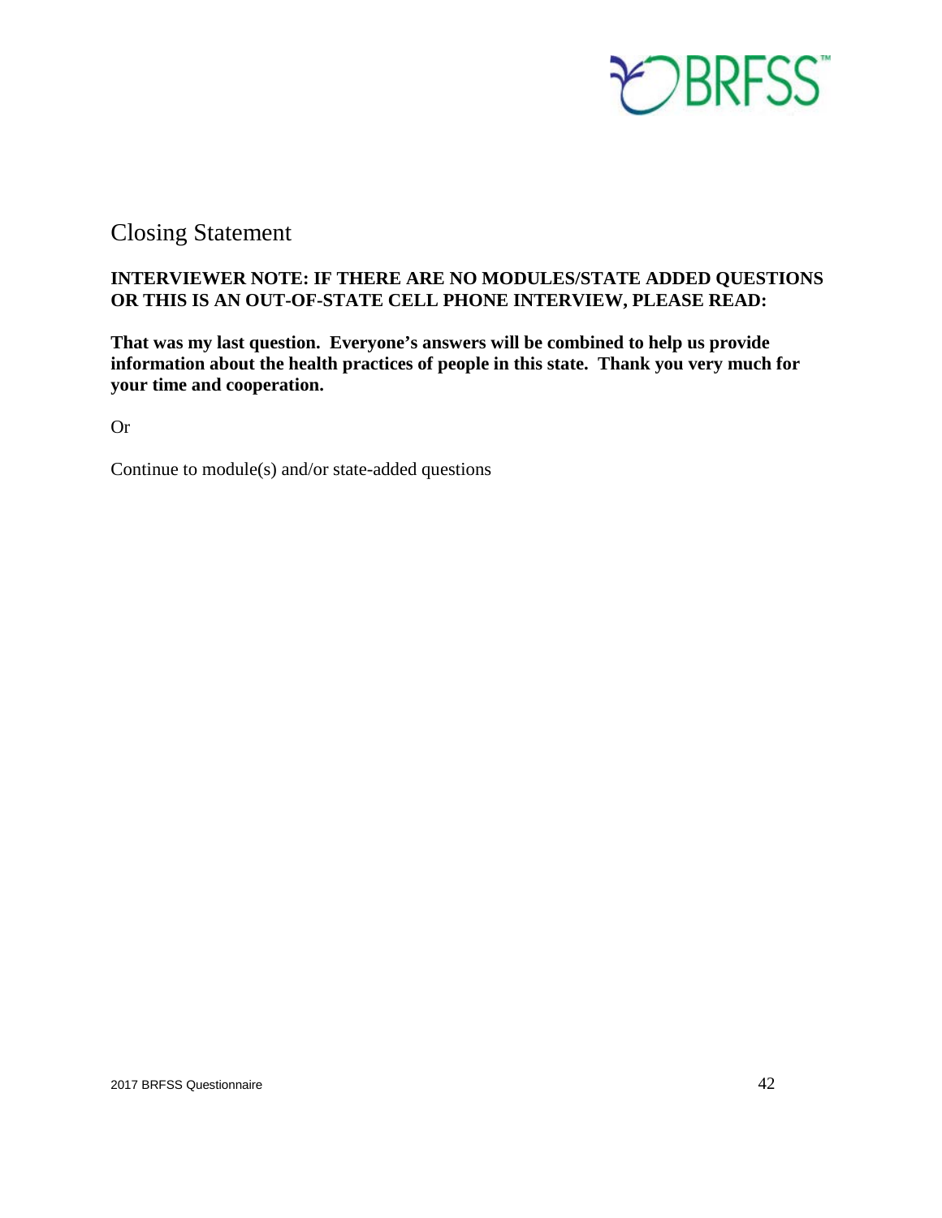# Closing Statement

**INTERVIEWER NOTE: IF THERE ARE NO MODULES/STATE ADDED QUESTIONS OR THIS IS AN OUT-OF-STATE CELL PHONE INTERVIEW, PLEASE READ:**

**That was my last question. Everyone's answers will be combined to help us provide information about the health practices of people in this state. Thank you very much for your time and cooperation.**

Or

Continue to module(s) and/or state-added questions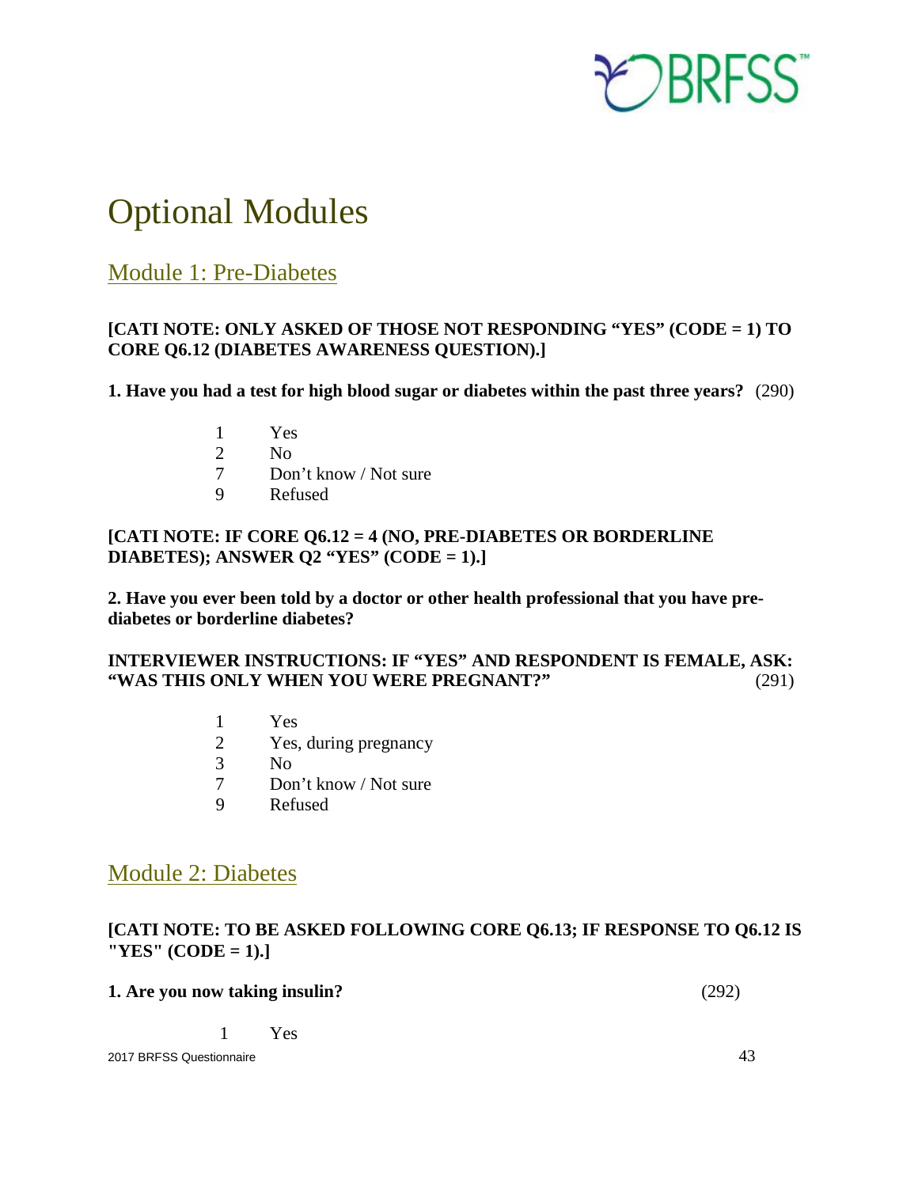# Optional Modules

## Module 1: Pre-Diabetes

**[CATI NOTE: ONLY ASKED OF THOSE NOT RESPONDING "YES" (CODE = 1) TO CORE Q6.12 (DIABETES AWARENESS QUESTION).]**

**1. Have you had a test for high blood sugar or diabetes within the past three years?** (290)

1 Yes
2 No
7 Don't know / Not sure
9 Refused

**[CATI NOTE: IF CORE Q6.12 = 4 (NO, PRE-DIABETES OR BORDERLINE DIABETES); ANSWER Q2 "YES" (CODE = 1).]**

**2. Have you ever been told by a doctor or other health professional that you have pre-diabetes or borderline diabetes?**

**INTERVIEWER INSTRUCTIONS: IF "YES" AND RESPONDENT IS FEMALE, ASK: "WAS THIS ONLY WHEN YOU WERE PREGNANT?"** (291)

1 Yes
2 Yes, during pregnancy
3 No
7 Don't know / Not sure
9 Refused

## Module 2: Diabetes

**[CATI NOTE: TO BE ASKED FOLLOWING CORE Q6.13; IF RESPONSE TO Q6.12 IS "YES" (CODE = 1).]**

**1. Are you now taking insulin?** (292)

1 Yes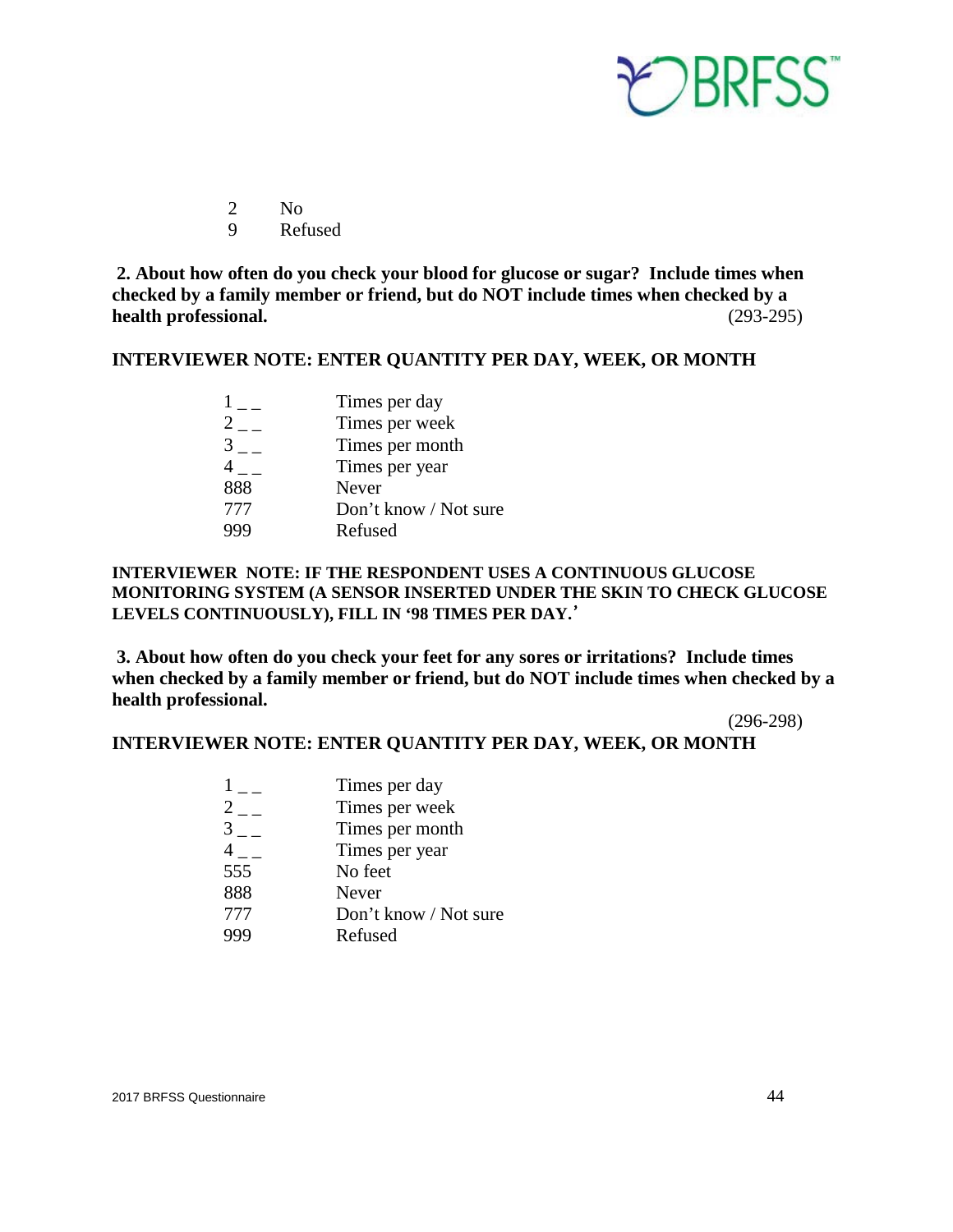2 No
9 Refused

**2. About how often do you check your blood for glucose or sugar? Include times when checked by a family member or friend, but do NOT include times when checked by a health professional.** (293-295)

**INTERVIEWER NOTE: ENTER QUANTITY PER DAY, WEEK, OR MONTH**

| | |
|---|---|
| 1 _ _ | Times per day |
| 2 _ _ | Times per week |
| 3 _ _ | Times per month |
| 4 _ _ | Times per year |
| 888 | Never |
| 777 | Don't know / Not sure |
| 999 | Refused |

**INTERVIEWER NOTE: IF THE RESPONDENT USES A CONTINUOUS GLUCOSE MONITORING SYSTEM (A SENSOR INSERTED UNDER THE SKIN TO CHECK GLUCOSE LEVELS CONTINUOUSLY), FILL IN '98 TIMES PER DAY.'**

**3. About how often do you check your feet for any sores or irritations? Include times when checked by a family member or friend, but do NOT include times when checked by a health professional.**

(296-298)

**INTERVIEWER NOTE: ENTER QUANTITY PER DAY, WEEK, OR MONTH**

| | |
|---|---|
| 1 _ _ | Times per day |
| 2 _ _ | Times per week |
| 3 _ _ | Times per month |
| 4 _ _ | Times per year |
| 555 | No feet |
| 888 | Never |
| 777 | Don't know / Not sure |
| 999 | Refused |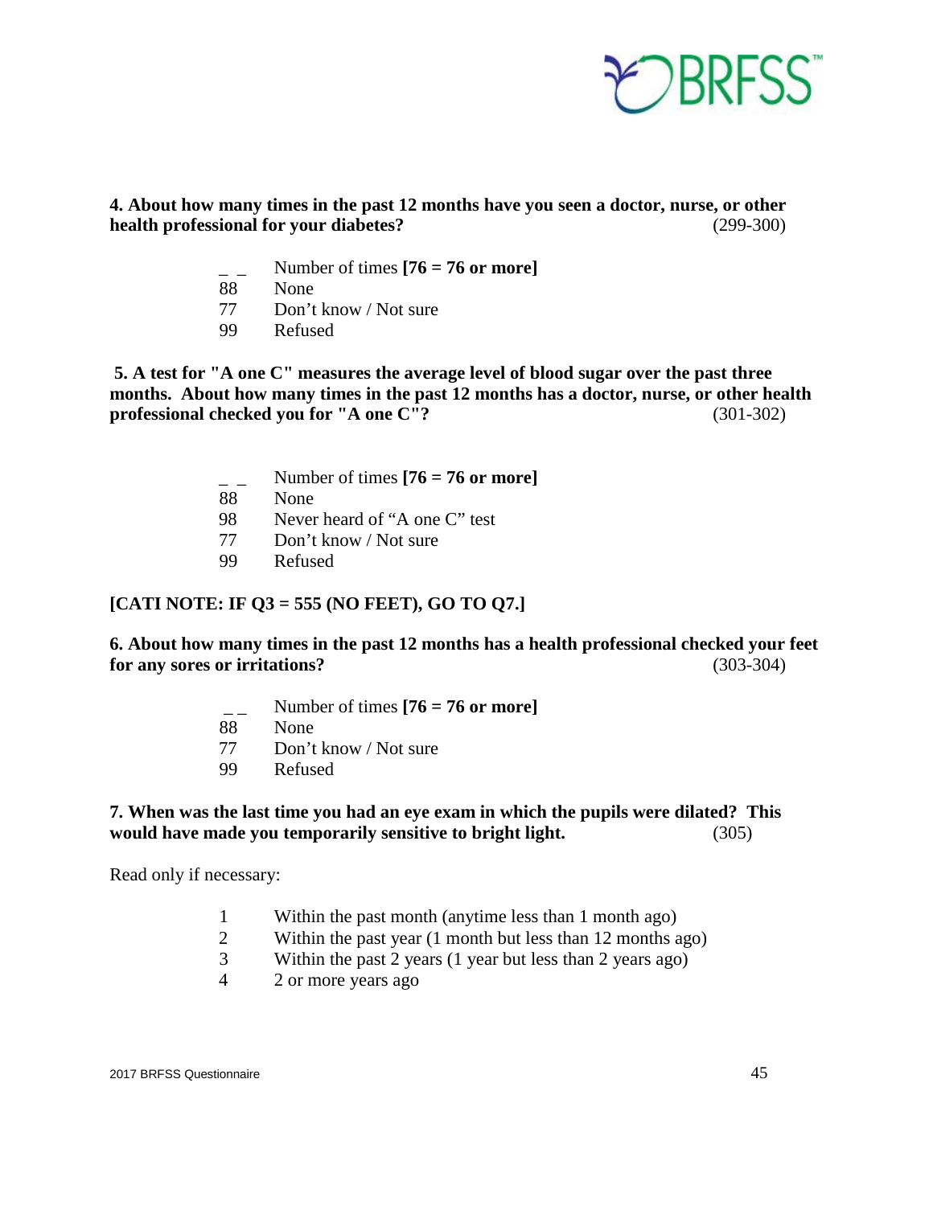**4. About how many times in the past 12 months have you seen a doctor, nurse, or other health professional for your diabetes?** (299-300)

_ _ Number of times **[76 = 76 or more]**
88 None
77 Don't know / Not sure
99 Refused

**5. A test for "A one C" measures the average level of blood sugar over the past three months. About how many times in the past 12 months has a doctor, nurse, or other health professional checked you for "A one C"?** (301-302)

_ _ Number of times **[76 = 76 or more]**
88 None
98 Never heard of "A one C" test
77 Don't know / Not sure
99 Refused

**[CATI NOTE: IF Q3 = 555 (NO FEET), GO TO Q7.]**

**6. About how many times in the past 12 months has a health professional checked your feet for any sores or irritations?** (303-304)

_ _ Number of times **[76 = 76 or more]**
88 None
77 Don't know / Not sure
99 Refused

**7. When was the last time you had an eye exam in which the pupils were dilated? This would have made you temporarily sensitive to bright light.** (305)

Read only if necessary:

1 Within the past month (anytime less than 1 month ago)
2 Within the past year (1 month but less than 12 months ago)
3 Within the past 2 years (1 year but less than 2 years ago)
4 2 or more years ago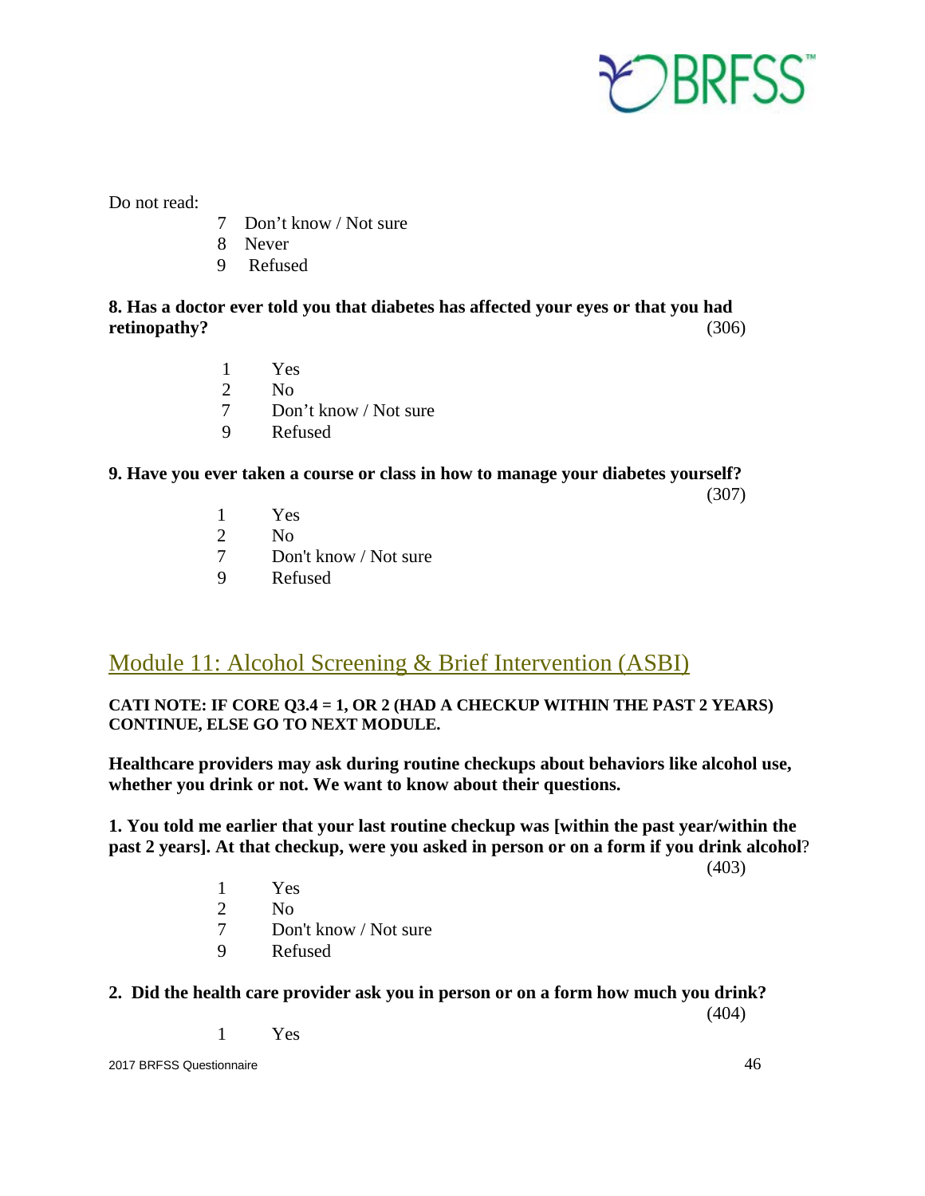Do not read:

7 Don't know / Not sure
8 Never
9 Refused

**8. Has a doctor ever told you that diabetes has affected your eyes or that you had retinopathy?** (306)

1 Yes
2 No
7 Don't know / Not sure
9 Refused

**9. Have you ever taken a course or class in how to manage your diabetes yourself?** (307)

1 Yes
2 No
7 Don't know / Not sure
9 Refused

## Module 11: Alcohol Screening & Brief Intervention (ASBI)

**CATI NOTE: IF CORE Q3.4 = 1, OR 2 (HAD A CHECKUP WITHIN THE PAST 2 YEARS) CONTINUE, ELSE GO TO NEXT MODULE.**

**Healthcare providers may ask during routine checkups about behaviors like alcohol use, whether you drink or not. We want to know about their questions.**

**1. You told me earlier that your last routine checkup was [within the past year/within the past 2 years]. At that checkup, were you asked in person or on a form if you drink alcohol?** (403)

1 Yes
2 No
7 Don't know / Not sure
9 Refused

**2. Did the health care provider ask you in person or on a form how much you drink?** (404)

1 Yes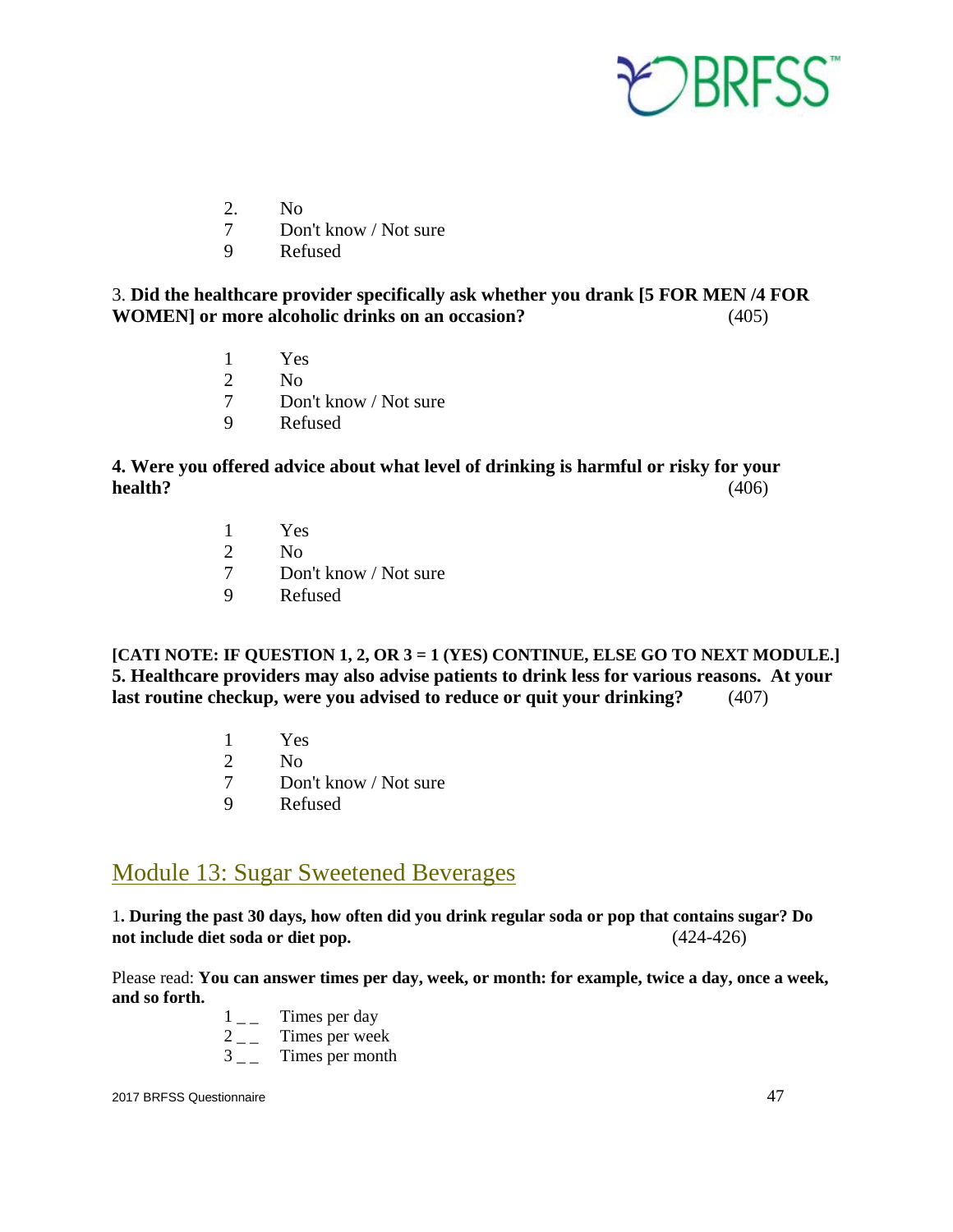2. No
7 Don't know / Not sure
9 Refused

3. **Did the healthcare provider specifically ask whether you drank [5 FOR MEN /4 FOR WOMEN] or more alcoholic drinks on an occasion?** (405)

1 Yes
2 No
7 Don't know / Not sure
9 Refused

**4. Were you offered advice about what level of drinking is harmful or risky for your health?** (406)

1 Yes
2 No
7 Don't know / Not sure
9 Refused

**[CATI NOTE: IF QUESTION 1, 2, OR 3 = 1 (YES) CONTINUE, ELSE GO TO NEXT MODULE.]**
**5. Healthcare providers may also advise patients to drink less for various reasons. At your last routine checkup, were you advised to reduce or quit your drinking?** (407)

1 Yes
2 No
7 Don't know / Not sure
9 Refused

## Module 13: Sugar Sweetened Beverages

1**. During the past 30 days, how often did you drink regular soda or pop that contains sugar? Do not include diet soda or diet pop.** (424-426)

Please read: **You can answer times per day, week, or month: for example, twice a day, once a week, and so forth.**

1 _ _ Times per day
2 _ _ Times per week
3 _ _ Times per month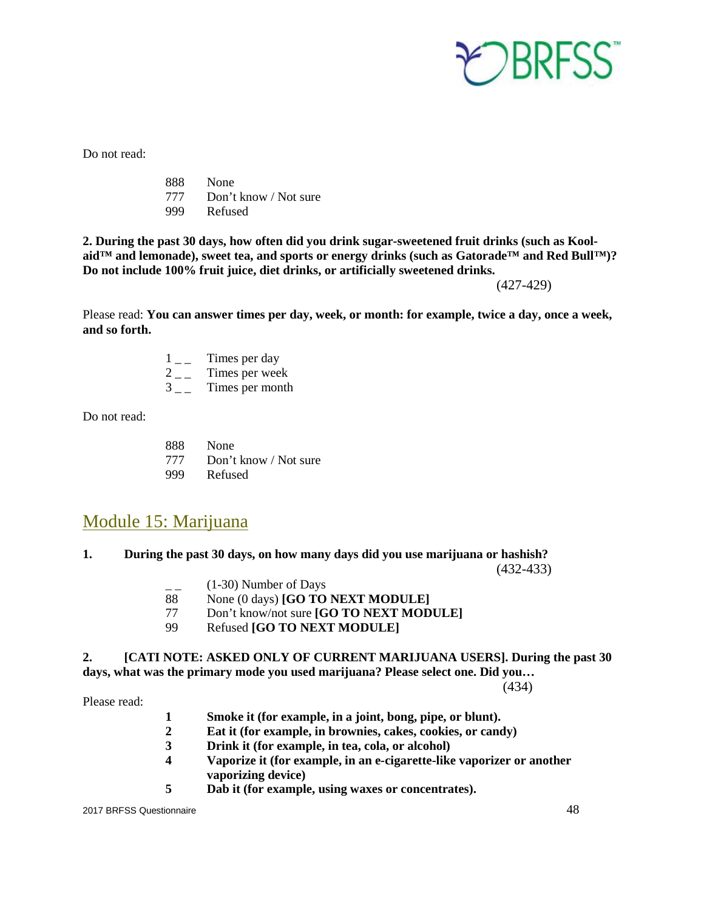Do not read:

888 None
777 Don't know / Not sure
999 Refused

**2. During the past 30 days, how often did you drink sugar-sweetened fruit drinks (such as Kool-aid™ and lemonade), sweet tea, and sports or energy drinks (such as Gatorade™ and Red Bull™)? Do not include 100% fruit juice, diet drinks, or artificially sweetened drinks.**

(427-429)

Please read: **You can answer times per day, week, or month: for example, twice a day, once a week, and so forth.**

1 _ _ Times per day
2 _ _ Times per week
3 _ _ Times per month

Do not read:

888 None
777 Don't know / Not sure
999 Refused

## Module 15: Marijuana

**1. During the past 30 days, on how many days did you use marijuana or hashish?**

(432-433)

_ _ (1-30) Number of Days
88 None (0 days) **[GO TO NEXT MODULE]**
77 Don't know/not sure **[GO TO NEXT MODULE]**
99 Refused **[GO TO NEXT MODULE]**

**2. [CATI NOTE: ASKED ONLY OF CURRENT MARIJUANA USERS]. During the past 30 days, what was the primary mode you used marijuana? Please select one. Did you…**

(434)

Please read:

**1 Smoke it (for example, in a joint, bong, pipe, or blunt).**
**2 Eat it (for example, in brownies, cakes, cookies, or candy)**
**3 Drink it (for example, in tea, cola, or alcohol)**
**4 Vaporize it (for example, in an e-cigarette-like vaporizer or another vaporizing device)**
**5 Dab it (for example, using waxes or concentrates).**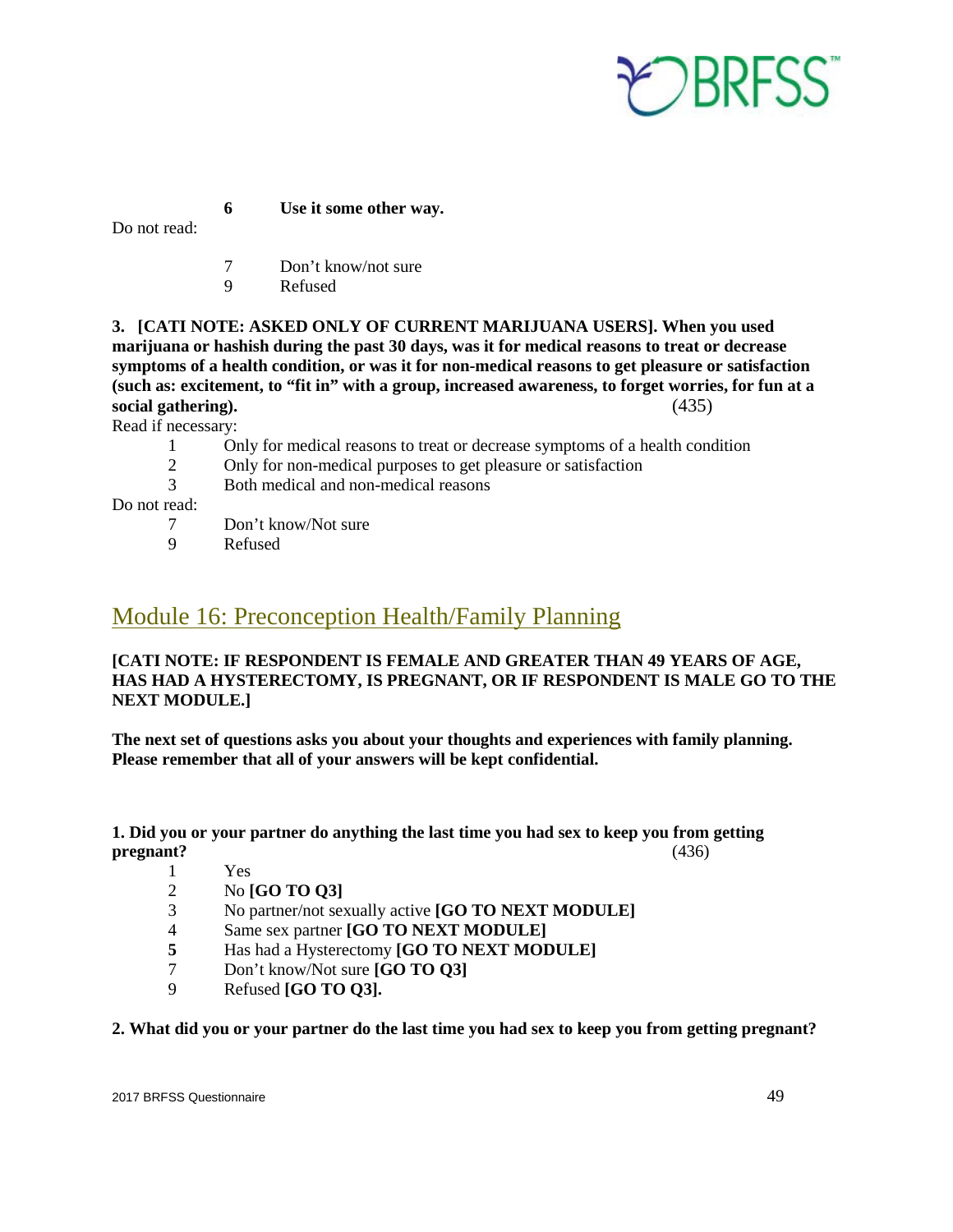**6 Use it some other way.**

Do not read:

7 Don't know/not sure
9 Refused

**3. [CATI NOTE: ASKED ONLY OF CURRENT MARIJUANA USERS]. When you used marijuana or hashish during the past 30 days, was it for medical reasons to treat or decrease symptoms of a health condition, or was it for non-medical reasons to get pleasure or satisfaction (such as: excitement, to "fit in" with a group, increased awareness, to forget worries, for fun at a social gathering).** (435)

Read if necessary:

1 Only for medical reasons to treat or decrease symptoms of a health condition
2 Only for non-medical purposes to get pleasure or satisfaction
3 Both medical and non-medical reasons

Do not read:

7 Don't know/Not sure
9 Refused

## Module 16: Preconception Health/Family Planning

**[CATI NOTE: IF RESPONDENT IS FEMALE AND GREATER THAN 49 YEARS OF AGE, HAS HAD A HYSTERECTOMY, IS PREGNANT, OR IF RESPONDENT IS MALE GO TO THE NEXT MODULE.]**

**The next set of questions asks you about your thoughts and experiences with family planning. Please remember that all of your answers will be kept confidential.**

**1. Did you or your partner do anything the last time you had sex to keep you from getting pregnant?** (436)

1 Yes
2 No **[GO TO Q3]**
3 No partner/not sexually active **[GO TO NEXT MODULE]**
4 Same sex partner **[GO TO NEXT MODULE]**
**5** Has had a Hysterectomy **[GO TO NEXT MODULE]**
7 Don't know/Not sure **[GO TO Q3]**
9 Refused **[GO TO Q3].**

**2. What did you or your partner do the last time you had sex to keep you from getting pregnant?**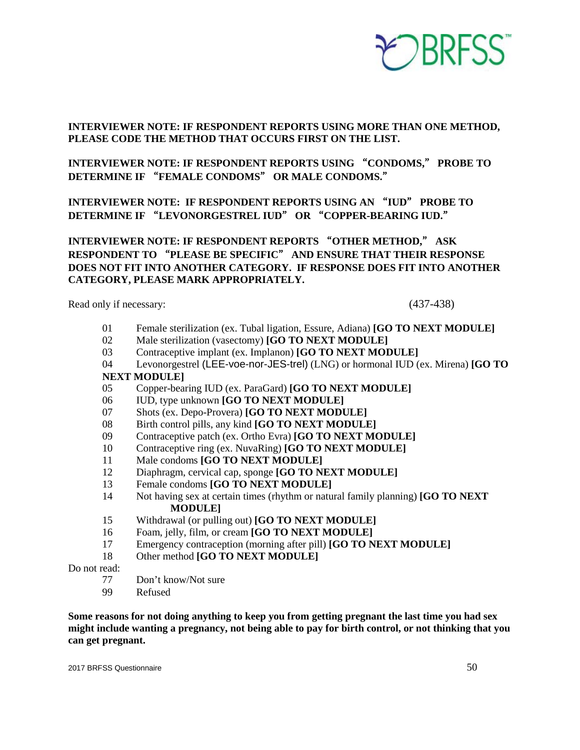**INTERVIEWER NOTE: IF RESPONDENT REPORTS USING MORE THAN ONE METHOD, PLEASE CODE THE METHOD THAT OCCURS FIRST ON THE LIST.**

**INTERVIEWER NOTE: IF RESPONDENT REPORTS USING "CONDOMS," PROBE TO DETERMINE IF "FEMALE CONDOMS" OR MALE CONDOMS."**

**INTERVIEWER NOTE: IF RESPONDENT REPORTS USING AN "IUD" PROBE TO DETERMINE IF "LEVONORGESTREL IUD" OR "COPPER-BEARING IUD."**

**INTERVIEWER NOTE: IF RESPONDENT REPORTS "OTHER METHOD," ASK RESPONDENT TO "PLEASE BE SPECIFIC" AND ENSURE THAT THEIR RESPONSE DOES NOT FIT INTO ANOTHER CATEGORY. IF RESPONSE DOES FIT INTO ANOTHER CATEGORY, PLEASE MARK APPROPRIATELY.**

Read only if necessary: (437-438)

- 01 Female sterilization (ex. Tubal ligation, Essure, Adiana) **[GO TO NEXT MODULE]**
- 02 Male sterilization (vasectomy) **[GO TO NEXT MODULE]**
- 03 Contraceptive implant (ex. Implanon) **[GO TO NEXT MODULE]**
- 04 Levonorgestrel (LEE-voe-nor-JES-trel) (LNG) or hormonal IUD (ex. Mirena) **[GO TO NEXT MODULE]**
- 05 Copper-bearing IUD (ex. ParaGard) **[GO TO NEXT MODULE]**
- 06 IUD, type unknown **[GO TO NEXT MODULE]**
- 07 Shots (ex. Depo-Provera) **[GO TO NEXT MODULE]**
- 08 Birth control pills, any kind **[GO TO NEXT MODULE]**
- 09 Contraceptive patch (ex. Ortho Evra) **[GO TO NEXT MODULE]**
- 10 Contraceptive ring (ex. NuvaRing) **[GO TO NEXT MODULE]**
- 11 Male condoms **[GO TO NEXT MODULE]**
- 12 Diaphragm, cervical cap, sponge **[GO TO NEXT MODULE]**
- 13 Female condoms **[GO TO NEXT MODULE]**
- 14 Not having sex at certain times (rhythm or natural family planning) **[GO TO NEXT MODULE]**
- 15 Withdrawal (or pulling out) **[GO TO NEXT MODULE]**
- 16 Foam, jelly, film, or cream **[GO TO NEXT MODULE]**
- 17 Emergency contraception (morning after pill) **[GO TO NEXT MODULE]**
- 18 Other method **[GO TO NEXT MODULE]**

Do not read:

- 77 Don't know/Not sure
- 99 Refused

**Some reasons for not doing anything to keep you from getting pregnant the last time you had sex might include wanting a pregnancy, not being able to pay for birth control, or not thinking that you can get pregnant.**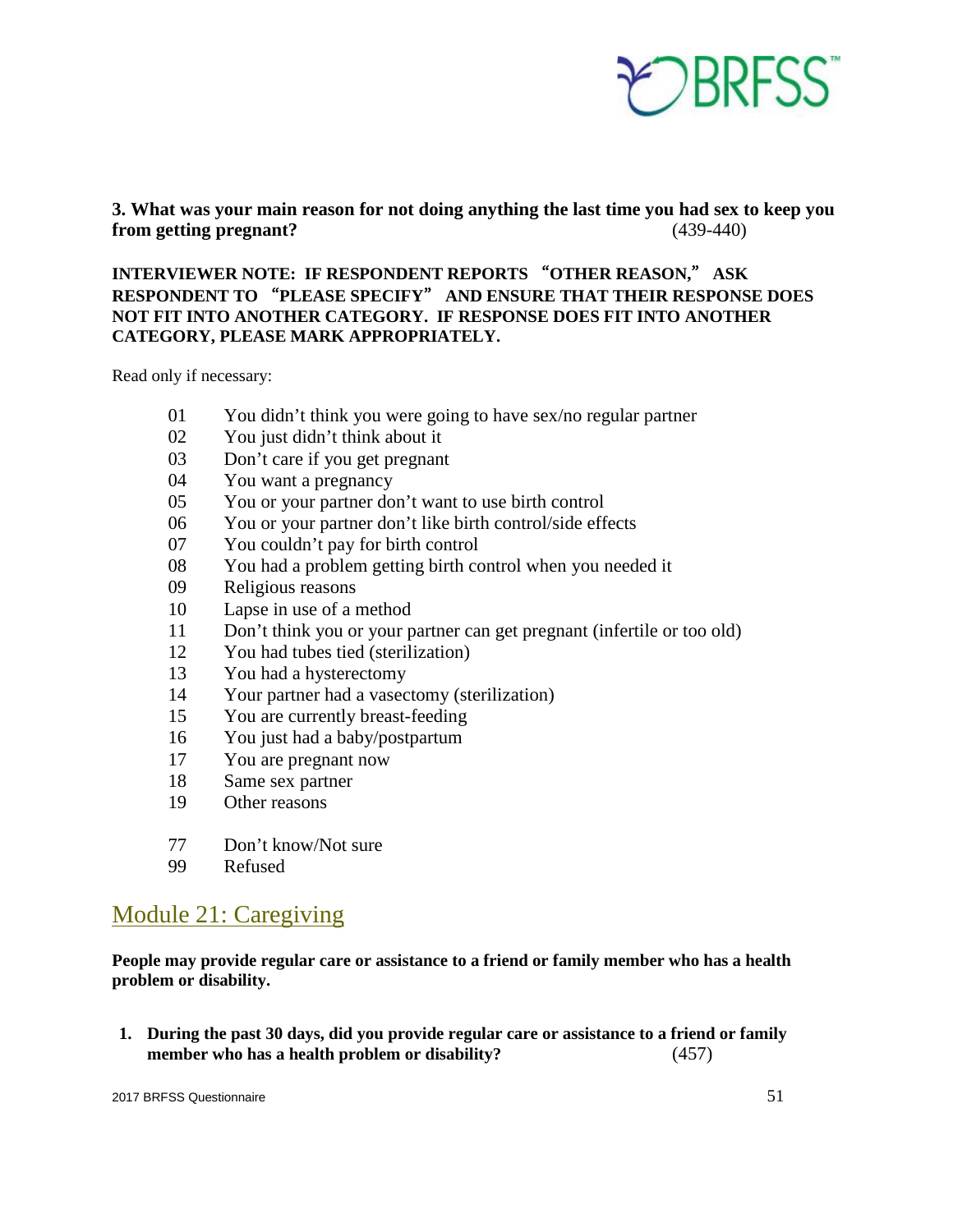**3. What was your main reason for not doing anything the last time you had sex to keep you from getting pregnant?** (439-440)

**INTERVIEWER NOTE: IF RESPONDENT REPORTS "OTHER REASON," ASK RESPONDENT TO "PLEASE SPECIFY" AND ENSURE THAT THEIR RESPONSE DOES NOT FIT INTO ANOTHER CATEGORY. IF RESPONSE DOES FIT INTO ANOTHER CATEGORY, PLEASE MARK APPROPRIATELY.**

Read only if necessary:

01 You didn't think you were going to have sex/no regular partner
02 You just didn't think about it
03 Don't care if you get pregnant
04 You want a pregnancy
05 You or your partner don't want to use birth control
06 You or your partner don't like birth control/side effects
07 You couldn't pay for birth control
08 You had a problem getting birth control when you needed it
09 Religious reasons
10 Lapse in use of a method
11 Don't think you or your partner can get pregnant (infertile or too old)
12 You had tubes tied (sterilization)
13 You had a hysterectomy
14 Your partner had a vasectomy (sterilization)
15 You are currently breast-feeding
16 You just had a baby/postpartum
17 You are pregnant now
18 Same sex partner
19 Other reasons

77 Don't know/Not sure
99 Refused

## Module 21: Caregiving

**People may provide regular care or assistance to a friend or family member who has a health problem or disability.**

1. **During the past 30 days, did you provide regular care or assistance to a friend or family member who has a health problem or disability?** (457)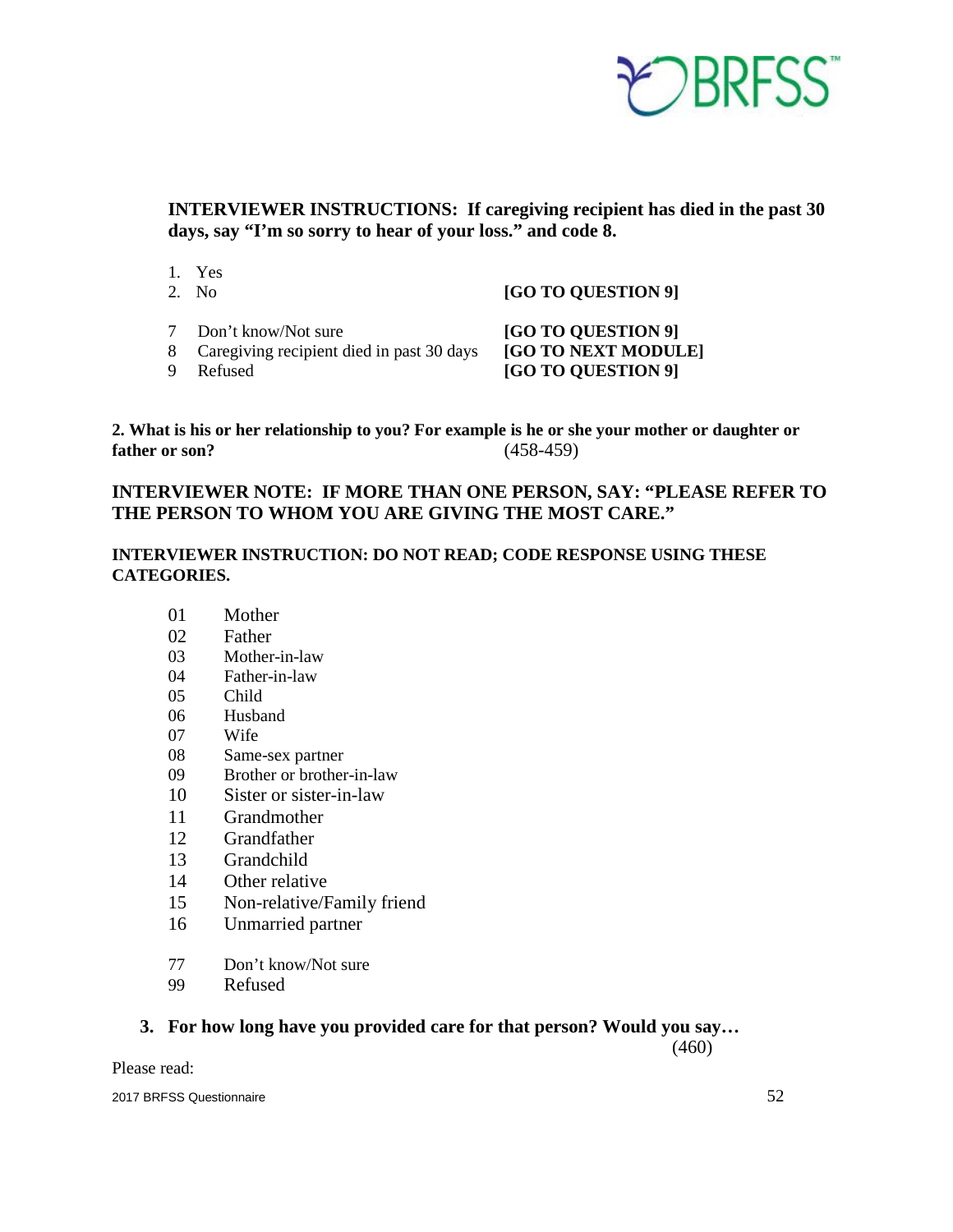**INTERVIEWER INSTRUCTIONS: If caregiving recipient has died in the past 30 days, say "I'm so sorry to hear of your loss." and code 8.**

1. Yes
2. No **[GO TO QUESTION 9]**

7 Don't know/Not sure **[GO TO QUESTION 9]**
8 Caregiving recipient died in past 30 days **[GO TO NEXT MODULE]**
9 Refused **[GO TO QUESTION 9]**

**2. What is his or her relationship to you? For example is he or she your mother or daughter or father or son?** (458-459)

**INTERVIEWER NOTE: IF MORE THAN ONE PERSON, SAY: "PLEASE REFER TO THE PERSON TO WHOM YOU ARE GIVING THE MOST CARE."**

**INTERVIEWER INSTRUCTION: DO NOT READ; CODE RESPONSE USING THESE CATEGORIES.**

01 Mother
02 Father
03 Mother-in-law
04 Father-in-law
05 Child
06 Husband
07 Wife
08 Same-sex partner
09 Brother or brother-in-law
10 Sister or sister-in-law
11 Grandmother
12 Grandfather
13 Grandchild
14 Other relative
15 Non-relative/Family friend
16 Unmarried partner

77 Don't know/Not sure
99 Refused

**3. For how long have you provided care for that person? Would you say…** (460)

Please read: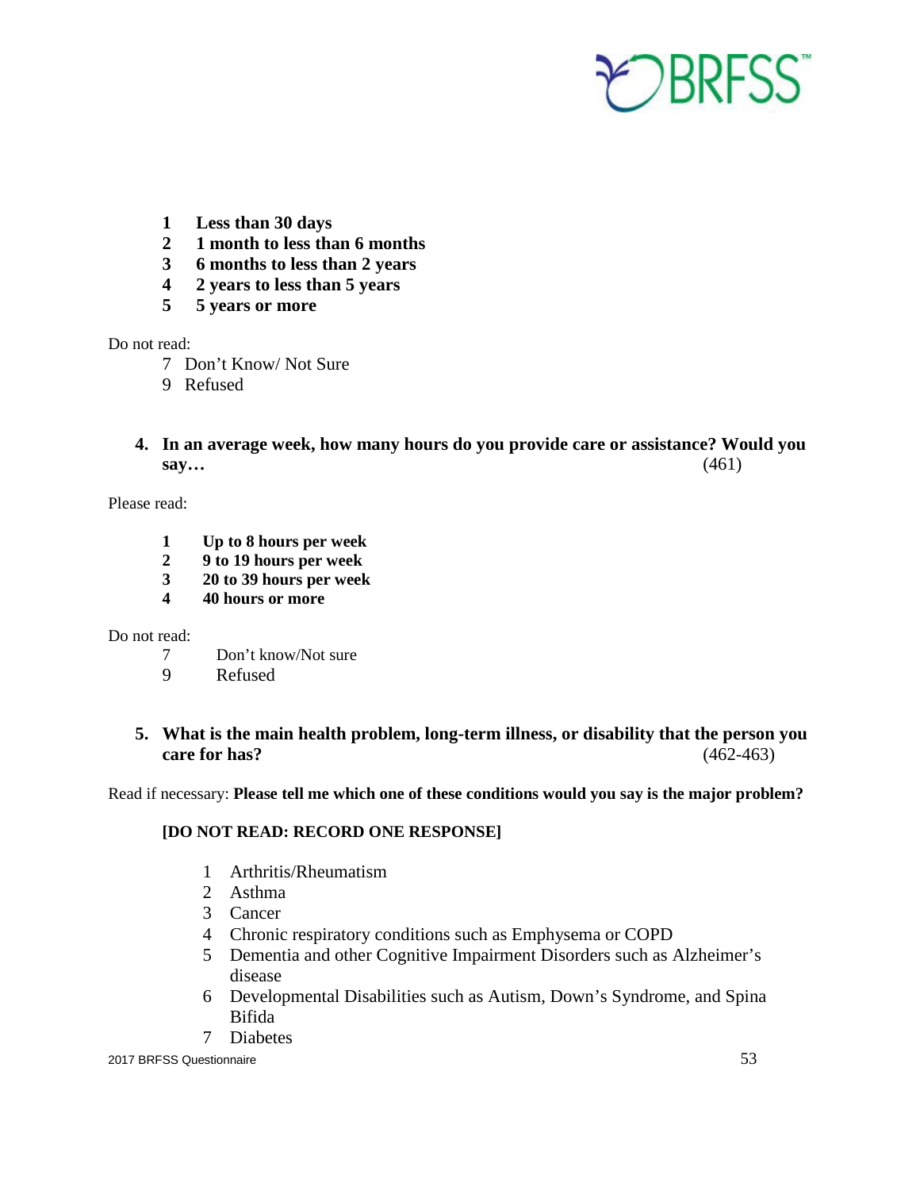**1 Less than 30 days**
**2 1 month to less than 6 months**
**3 6 months to less than 2 years**
**4 2 years to less than 5 years**
**5 5 years or more**

Do not read:

7 Don't Know/ Not Sure
9 Refused

**4. In an average week, how many hours do you provide care or assistance? Would you say…** (461)

Please read:

**1 Up to 8 hours per week**
**2 9 to 19 hours per week**
**3 20 to 39 hours per week**
**4 40 hours or more**

Do not read:

7 Don't know/Not sure
9 Refused

**5. What is the main health problem, long-term illness, or disability that the person you care for has?** (462-463)

Read if necessary: **Please tell me which one of these conditions would you say is the major problem?**

**[DO NOT READ: RECORD ONE RESPONSE]**

1 Arthritis/Rheumatism
2 Asthma
3 Cancer
4 Chronic respiratory conditions such as Emphysema or COPD
5 Dementia and other Cognitive Impairment Disorders such as Alzheimer's disease
6 Developmental Disabilities such as Autism, Down's Syndrome, and Spina Bifida
7 Diabetes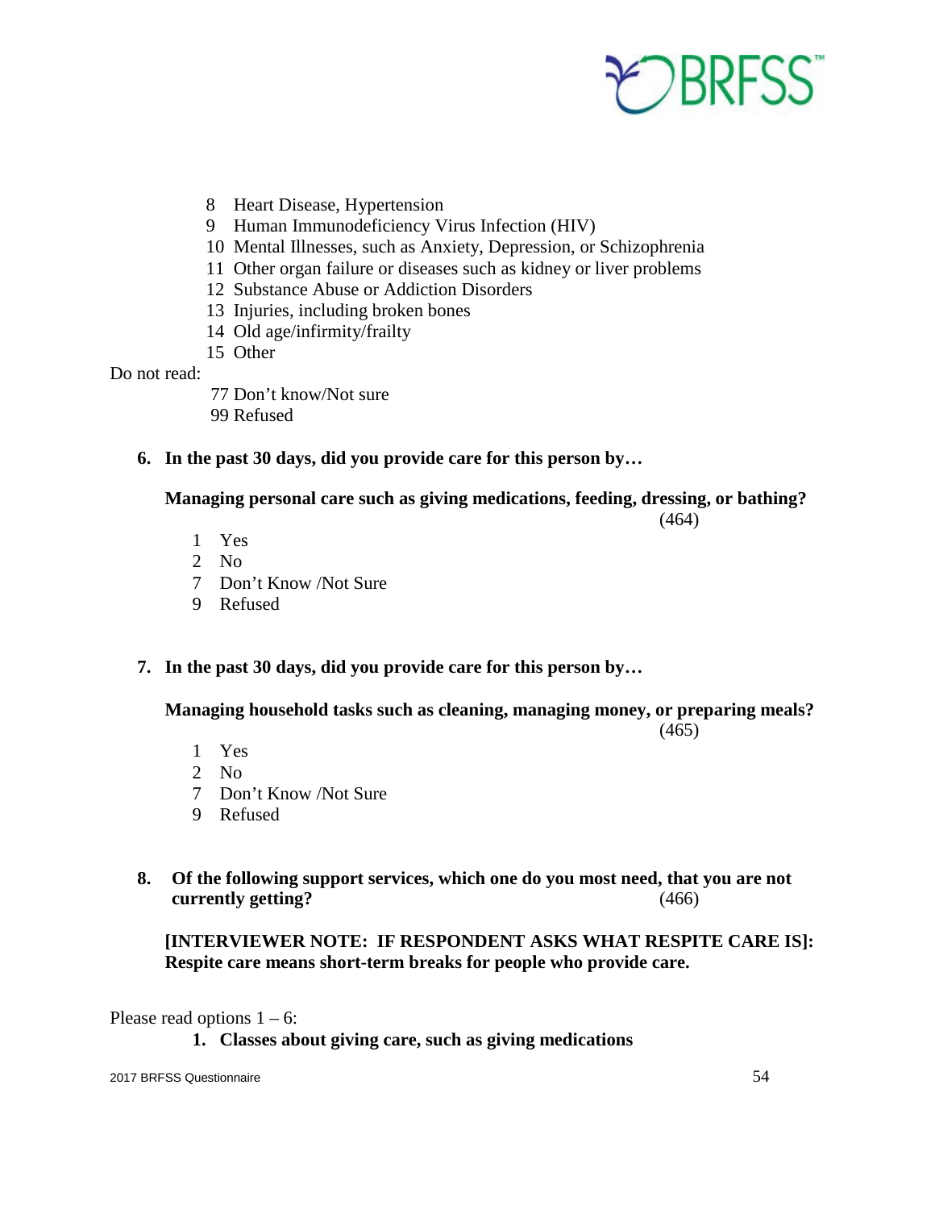8 Heart Disease, Hypertension
9 Human Immunodeficiency Virus Infection (HIV)
10 Mental Illnesses, such as Anxiety, Depression, or Schizophrenia
11 Other organ failure or diseases such as kidney or liver problems
12 Substance Abuse or Addiction Disorders
13 Injuries, including broken bones
14 Old age/infirmity/frailty
15 Other

Do not read:

77 Don't know/Not sure
99 Refused

**6. In the past 30 days, did you provide care for this person by…**

**Managing personal care such as giving medications, feeding, dressing, or bathing?** (464)

1 Yes
2 No
7 Don't Know /Not Sure
9 Refused

**7. In the past 30 days, did you provide care for this person by…**

**Managing household tasks such as cleaning, managing money, or preparing meals?** (465)

1 Yes
2 No
7 Don't Know /Not Sure
9 Refused

**8. Of the following support services, which one do you most need, that you are not currently getting?** (466)

**[INTERVIEWER NOTE: IF RESPONDENT ASKS WHAT RESPITE CARE IS]: Respite care means short-term breaks for people who provide care.**

Please read options 1 – 6:

**1. Classes about giving care, such as giving medications**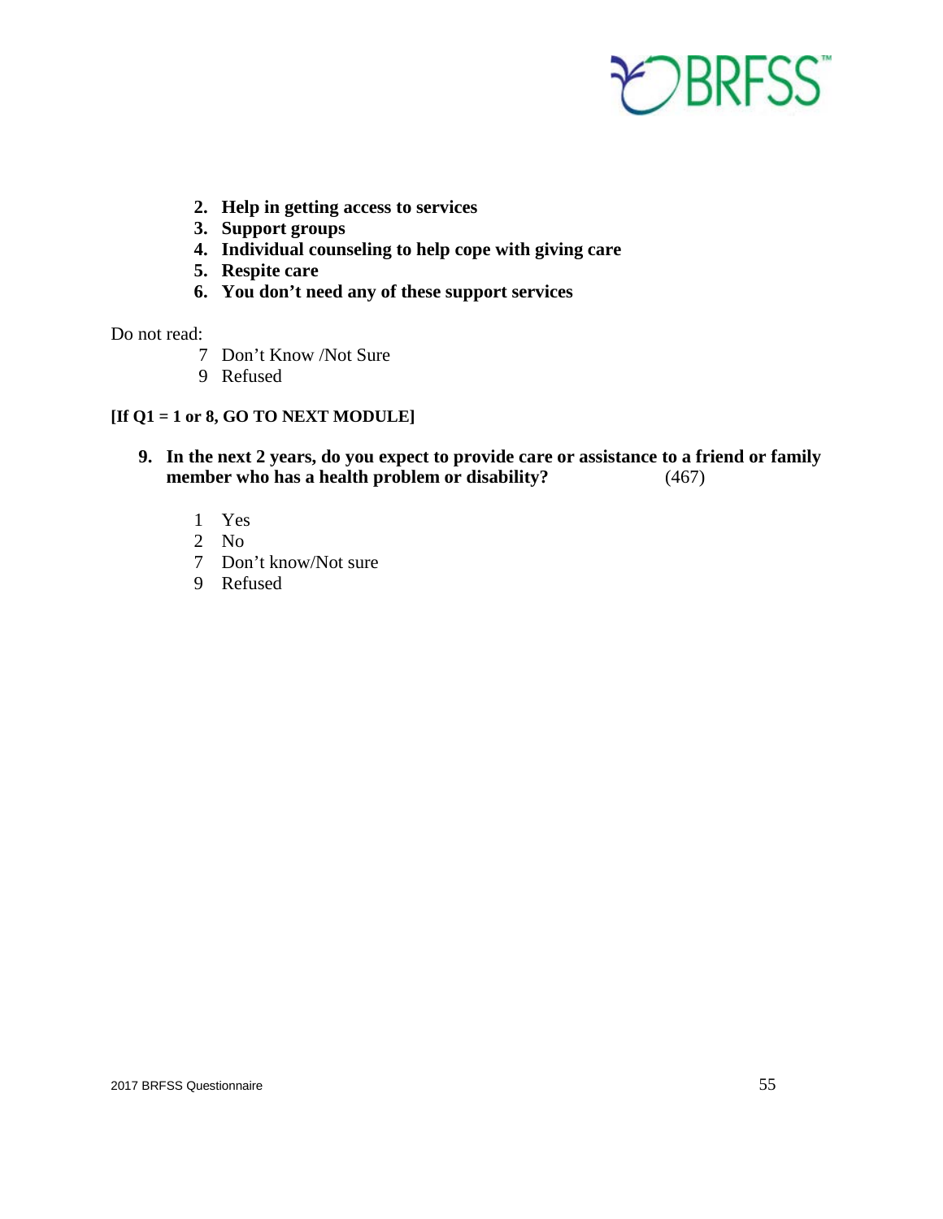2. **Help in getting access to services**
3. **Support groups**
4. **Individual counseling to help cope with giving care**
5. **Respite care**
6. **You don't need any of these support services**

Do not read:

7 Don't Know /Not Sure
9 Refused

**[If Q1 = 1 or 8, GO TO NEXT MODULE]**

9. **In the next 2 years, do you expect to provide care or assistance to a friend or family member who has a health problem or disability?** (467)

   1 Yes
   2 No
   7 Don't know/Not sure
   9 Refused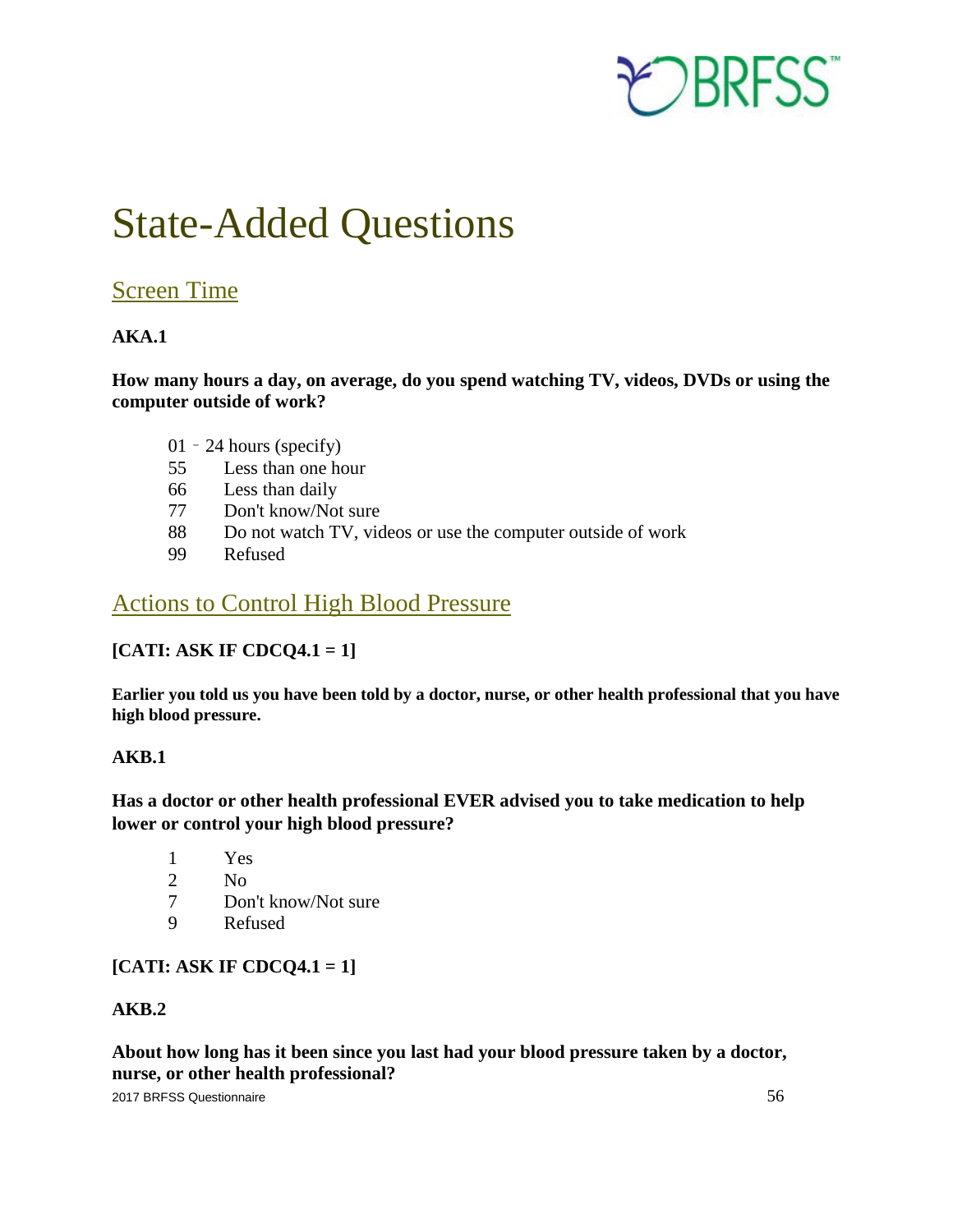# State-Added Questions

## Screen Time

**AKA.1**

**How many hours a day, on average, do you spend watching TV, videos, DVDs or using the computer outside of work?**

01 – 24 hours (specify)
55 Less than one hour
66 Less than daily
77 Don't know/Not sure
88 Do not watch TV, videos or use the computer outside of work
99 Refused

## Actions to Control High Blood Pressure

**[CATI: ASK IF CDCQ4.1 = 1]**

**Earlier you told us you have been told by a doctor, nurse, or other health professional that you have high blood pressure.**

**AKB.1**

**Has a doctor or other health professional EVER advised you to take medication to help lower or control your high blood pressure?**

1 Yes
2 No
7 Don't know/Not sure
9 Refused

**[CATI: ASK IF CDCQ4.1 = 1]**

**AKB.2**

**About how long has it been since you last had your blood pressure taken by a doctor, nurse, or other health professional?**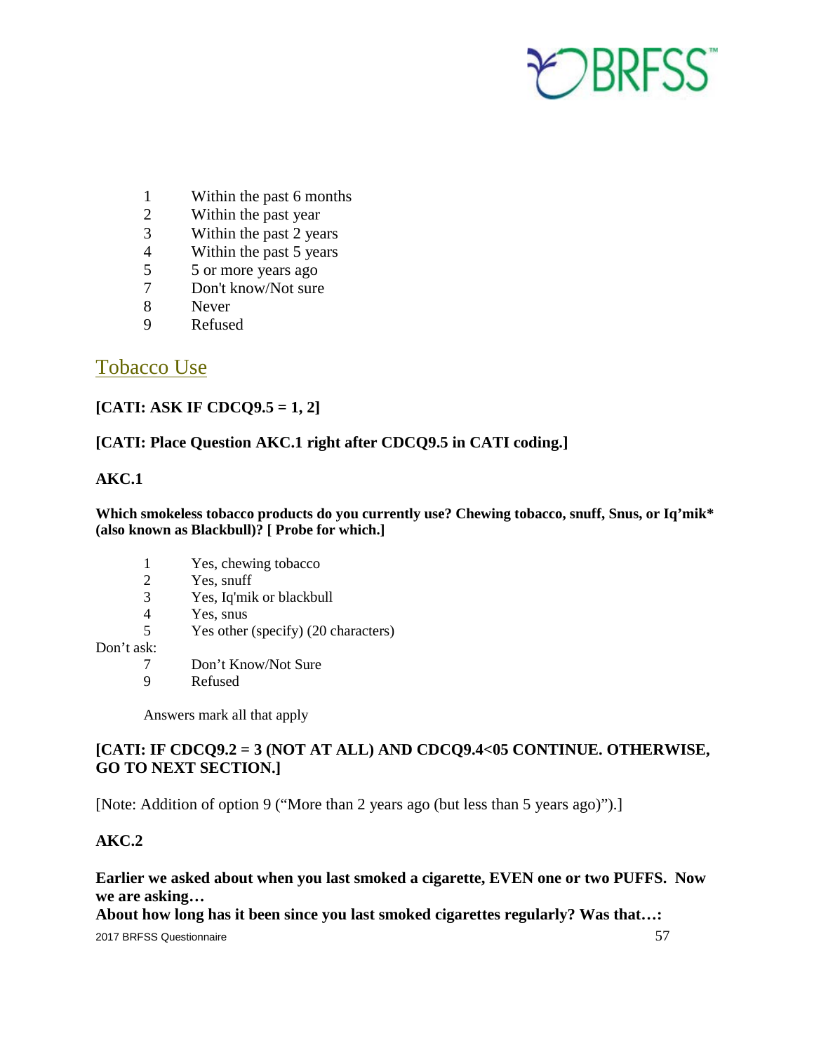1 Within the past 6 months
2 Within the past year
3 Within the past 2 years
4 Within the past 5 years
5 5 or more years ago
7 Don't know/Not sure
8 Never
9 Refused

## Tobacco Use

**[CATI: ASK IF CDCQ9.5 = 1, 2]**

**[CATI: Place Question AKC.1 right after CDCQ9.5 in CATI coding.]**

**AKC.1**

**Which smokeless tobacco products do you currently use? Chewing tobacco, snuff, Snus, or Iq'mik* (also known as Blackbull)? [ Probe for which.]**

1 Yes, chewing tobacco
2 Yes, snuff
3 Yes, Iq'mik or blackbull
4 Yes, snus
5 Yes other (specify) (20 characters)

Don't ask:

7 Don't Know/Not Sure
9 Refused

Answers mark all that apply

**[CATI: IF CDCQ9.2 = 3 (NOT AT ALL) AND CDCQ9.4<05 CONTINUE. OTHERWISE, GO TO NEXT SECTION.]**

[Note: Addition of option 9 ("More than 2 years ago (but less than 5 years ago)").]

**AKC.2**

**Earlier we asked about when you last smoked a cigarette, EVEN one or two PUFFS. Now we are asking…**
**About how long has it been since you last smoked cigarettes regularly? Was that…:**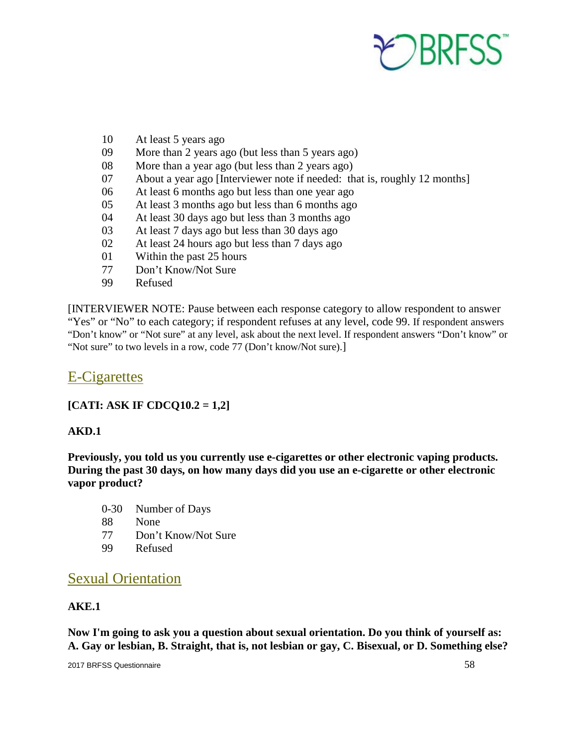10 At least 5 years ago
09 More than 2 years ago (but less than 5 years ago)
08 More than a year ago (but less than 2 years ago)
07 About a year ago [Interviewer note if needed: that is, roughly 12 months]
06 At least 6 months ago but less than one year ago
05 At least 3 months ago but less than 6 months ago
04 At least 30 days ago but less than 3 months ago
03 At least 7 days ago but less than 30 days ago
02 At least 24 hours ago but less than 7 days ago
01 Within the past 25 hours
77 Don't Know/Not Sure
99 Refused

[INTERVIEWER NOTE: Pause between each response category to allow respondent to answer "Yes" or "No" to each category; if respondent refuses at any level, code 99. If respondent answers "Don't know" or "Not sure" at any level, ask about the next level. If respondent answers "Don't know" or "Not sure" to two levels in a row, code 77 (Don't know/Not sure).]

## E-Cigarettes

**[CATI: ASK IF CDCQ10.2 = 1,2]**

**AKD.1**

**Previously, you told us you currently use e-cigarettes or other electronic vaping products. During the past 30 days, on how many days did you use an e-cigarette or other electronic vapor product?**

0-30 Number of Days
88 None
77 Don't Know/Not Sure
99 Refused

## Sexual Orientation

**AKE.1**

**Now I'm going to ask you a question about sexual orientation. Do you think of yourself as: A. Gay or lesbian, B. Straight, that is, not lesbian or gay, C. Bisexual, or D. Something else?**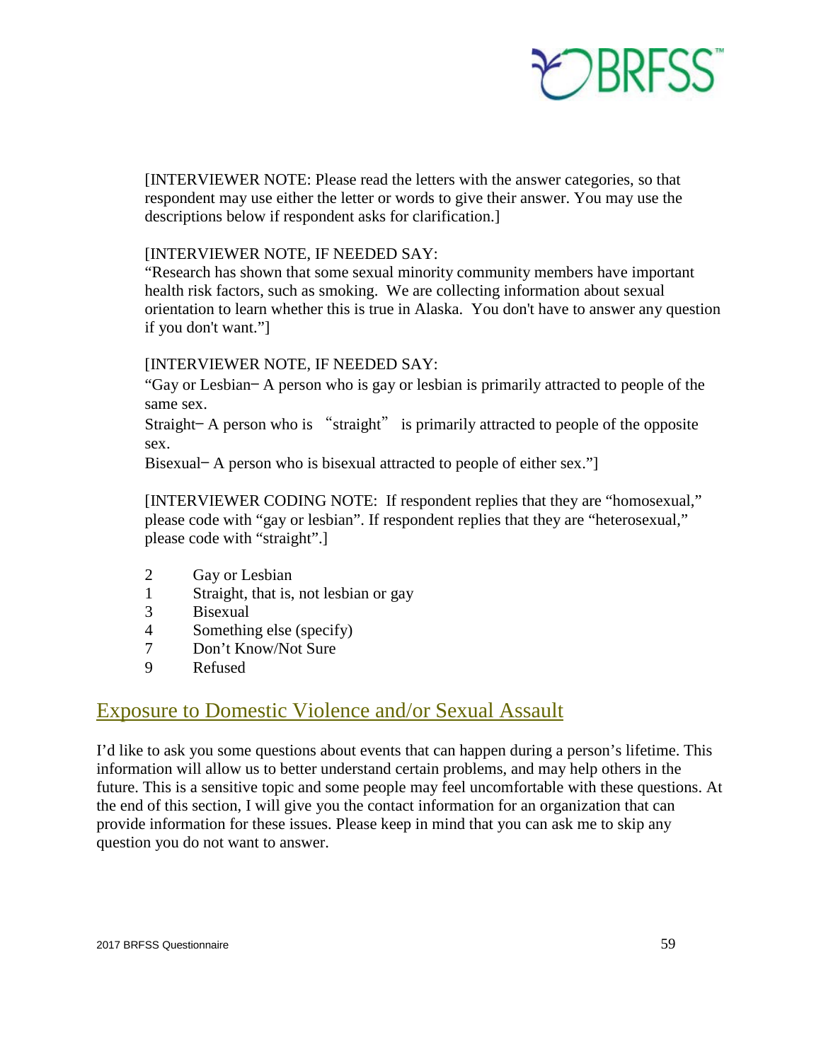[INTERVIEWER NOTE: Please read the letters with the answer categories, so that respondent may use either the letter or words to give their answer. You may use the descriptions below if respondent asks for clarification.]

[INTERVIEWER NOTE, IF NEEDED SAY:
"Research has shown that some sexual minority community members have important health risk factors, such as smoking. We are collecting information about sexual orientation to learn whether this is true in Alaska. You don't have to answer any question if you don't want."]

[INTERVIEWER NOTE, IF NEEDED SAY:
"Gay or Lesbian– A person who is gay or lesbian is primarily attracted to people of the same sex.
Straight– A person who is "straight" is primarily attracted to people of the opposite sex.
Bisexual– A person who is bisexual attracted to people of either sex."]

[INTERVIEWER CODING NOTE: If respondent replies that they are "homosexual," please code with "gay or lesbian". If respondent replies that they are "heterosexual," please code with "straight".]

2 Gay or Lesbian
1 Straight, that is, not lesbian or gay
3 Bisexual
4 Something else (specify)
7 Don't Know/Not Sure
9 Refused

## Exposure to Domestic Violence and/or Sexual Assault

I'd like to ask you some questions about events that can happen during a person's lifetime. This information will allow us to better understand certain problems, and may help others in the future. This is a sensitive topic and some people may feel uncomfortable with these questions. At the end of this section, I will give you the contact information for an organization that can provide information for these issues. Please keep in mind that you can ask me to skip any question you do not want to answer.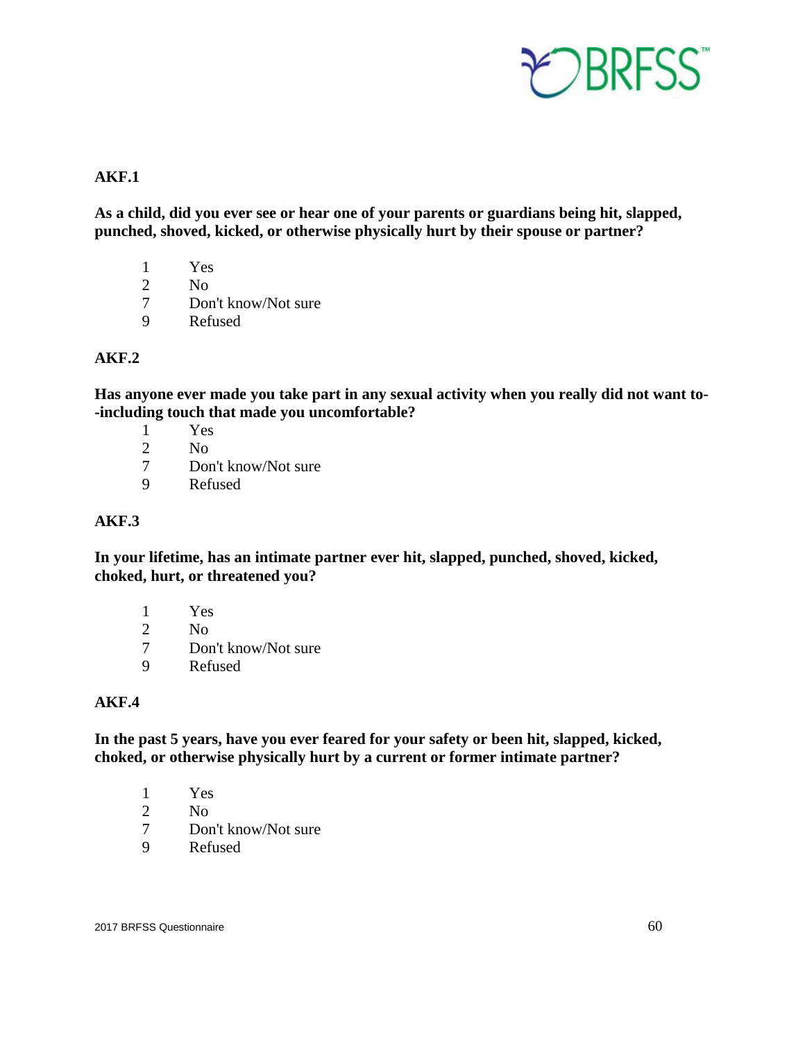**AKF.1**

**As a child, did you ever see or hear one of your parents or guardians being hit, slapped, punched, shoved, kicked, or otherwise physically hurt by their spouse or partner?**

1 Yes
2 No
7 Don't know/Not sure
9 Refused

**AKF.2**

**Has anyone ever made you take part in any sexual activity when you really did not want to--including touch that made you uncomfortable?**

1 Yes
2 No
7 Don't know/Not sure
9 Refused

**AKF.3**

**In your lifetime, has an intimate partner ever hit, slapped, punched, shoved, kicked, choked, hurt, or threatened you?**

1 Yes
2 No
7 Don't know/Not sure
9 Refused

**AKF.4**

**In the past 5 years, have you ever feared for your safety or been hit, slapped, kicked, choked, or otherwise physically hurt by a current or former intimate partner?**

1 Yes
2 No
7 Don't know/Not sure
9 Refused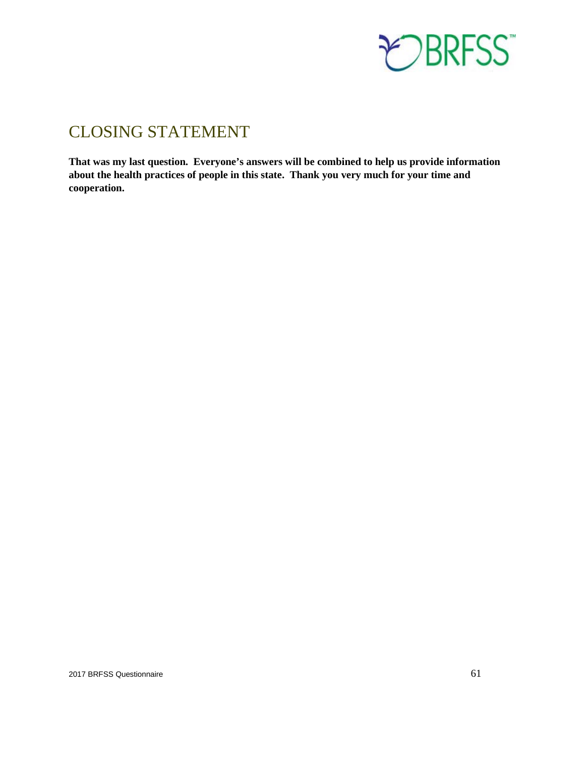# CLOSING STATEMENT

**That was my last question. Everyone's answers will be combined to help us provide information about the health practices of people in this state. Thank you very much for your time and cooperation.**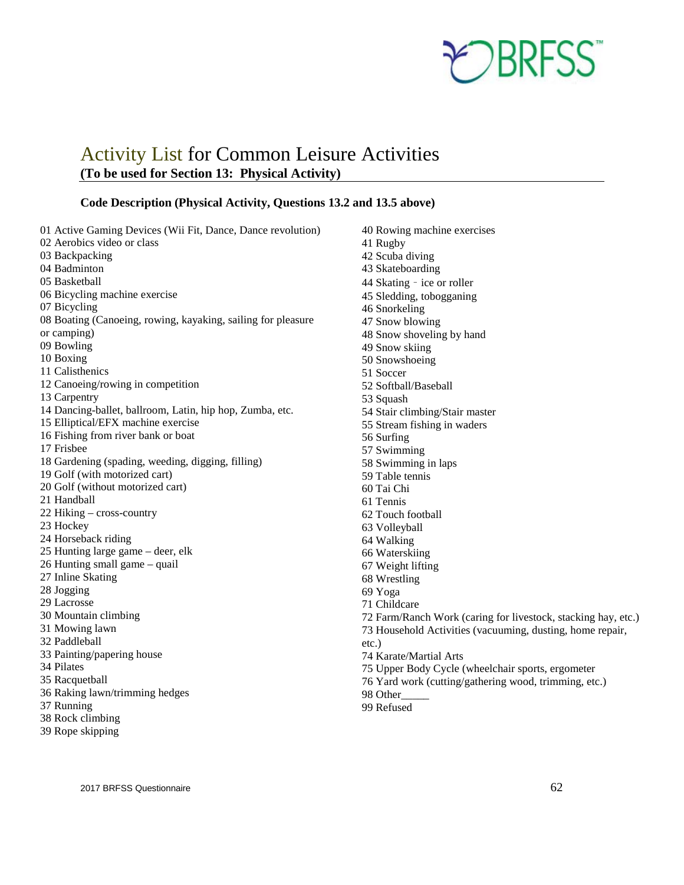# Activity List for Common Leisure Activities

**(To be used for Section 13: Physical Activity)**

**Code Description (Physical Activity, Questions 13.2 and 13.5 above)**

01 Active Gaming Devices (Wii Fit, Dance, Dance revolution)
02 Aerobics video or class
03 Backpacking
04 Badminton
05 Basketball
06 Bicycling machine exercise
07 Bicycling
08 Boating (Canoeing, rowing, kayaking, sailing for pleasure or camping)
09 Bowling
10 Boxing
11 Calisthenics
12 Canoeing/rowing in competition
13 Carpentry
14 Dancing-ballet, ballroom, Latin, hip hop, Zumba, etc.
15 Elliptical/EFX machine exercise
16 Fishing from river bank or boat
17 Frisbee
18 Gardening (spading, weeding, digging, filling)
19 Golf (with motorized cart)
20 Golf (without motorized cart)
21 Handball
22 Hiking – cross-country
23 Hockey
24 Horseback riding
25 Hunting large game – deer, elk
26 Hunting small game – quail
27 Inline Skating
28 Jogging
29 Lacrosse
30 Mountain climbing
31 Mowing lawn
32 Paddleball
33 Painting/papering house
34 Pilates
35 Racquetball
36 Raking lawn/trimming hedges
37 Running
38 Rock climbing
39 Rope skipping
40 Rowing machine exercises
41 Rugby
42 Scuba diving
43 Skateboarding
44 Skating ‑ ice or roller
45 Sledding, tobogganing
46 Snorkeling
47 Snow blowing
48 Snow shoveling by hand
49 Snow skiing
50 Snowshoeing
51 Soccer
52 Softball/Baseball
53 Squash
54 Stair climbing/Stair master
55 Stream fishing in waders
56 Surfing
57 Swimming
58 Swimming in laps
59 Table tennis
60 Tai Chi
61 Tennis
62 Touch football
63 Volleyball
64 Walking
66 Waterskiing
67 Weight lifting
68 Wrestling
69 Yoga
71 Childcare
72 Farm/Ranch Work (caring for livestock, stacking hay, etc.)
73 Household Activities (vacuuming, dusting, home repair, etc.)
74 Karate/Martial Arts
75 Upper Body Cycle (wheelchair sports, ergometer
76 Yard work (cutting/gathering wood, trimming, etc.)
98 Other_____
99 Refused